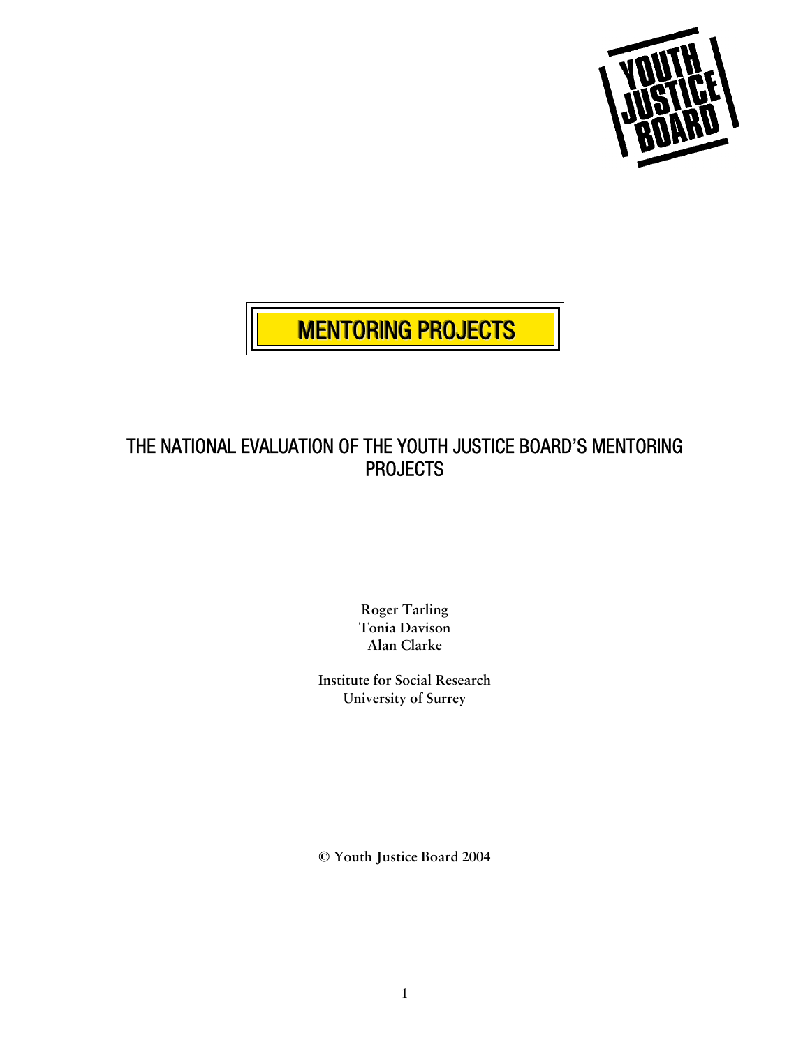YOUTH JUSTICE BOARD

# MENTORING PROJECTS

## THE NATIONAL EVALUATION OF THE YOUTH JUSTICE BOARD'S MENTORING PROJECTS

**Roger Tarling**
**Tonia Davison**
**Alan Clarke**

**Institute for Social Research**
**University of Surrey**

**© Youth Justice Board 2004**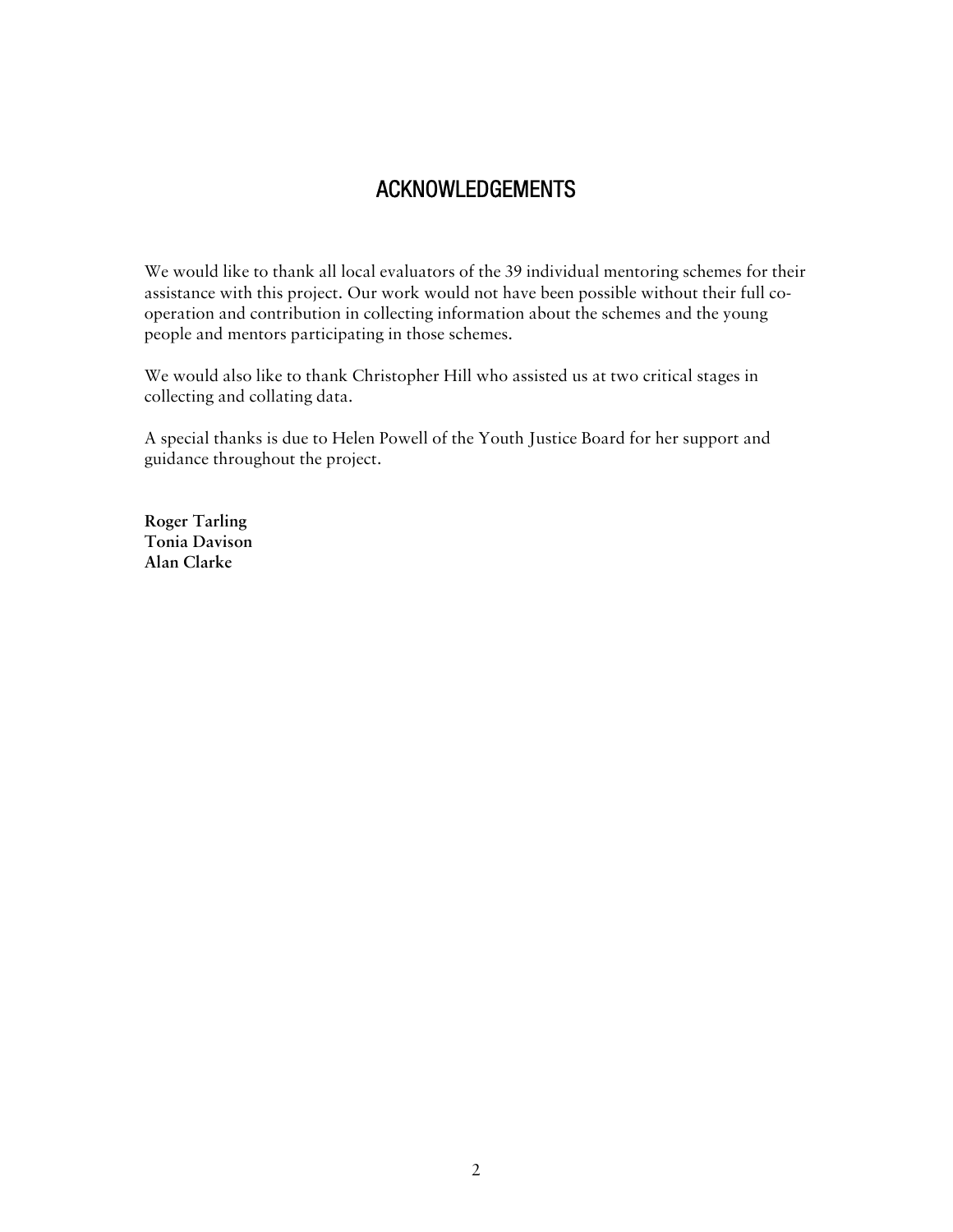## ACKNOWLEDGEMENTS

We would like to thank all local evaluators of the 39 individual mentoring schemes for their assistance with this project. Our work would not have been possible without their full co-operation and contribution in collecting information about the schemes and the young people and mentors participating in those schemes.

We would also like to thank Christopher Hill who assisted us at two critical stages in collecting and collating data.

A special thanks is due to Helen Powell of the Youth Justice Board for her support and guidance throughout the project.

**Roger Tarling**
**Tonia Davison**
**Alan Clarke**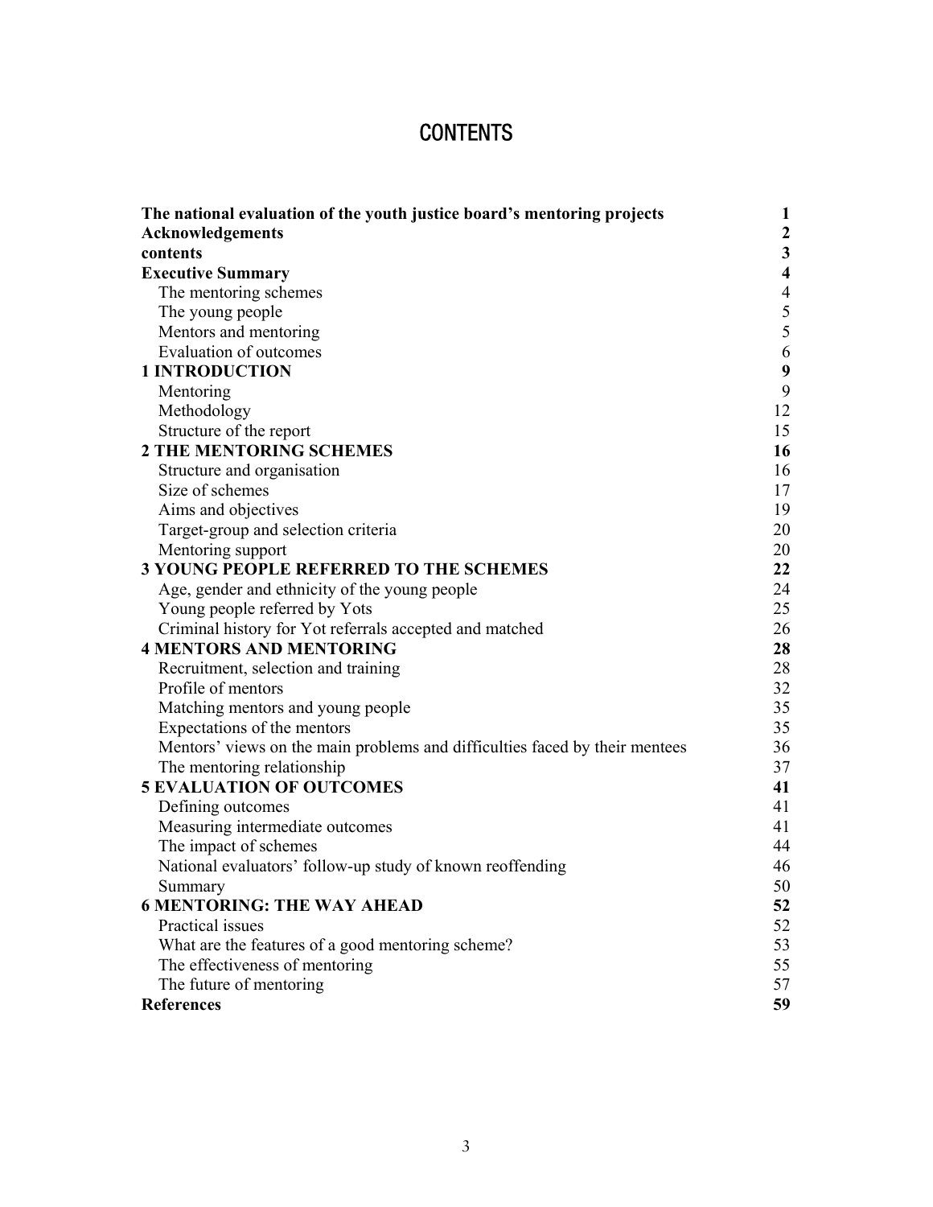# CONTENTS

| | |
|---|---|
| **The national evaluation of the youth justice board's mentoring projects** | **1** |
| **Acknowledgements** | **2** |
| **contents** | **3** |
| **Executive Summary** | **4** |
| The mentoring schemes | 4 |
| The young people | 5 |
| Mentors and mentoring | 5 |
| Evaluation of outcomes | 6 |
| **1 INTRODUCTION** | **9** |
| Mentoring | 9 |
| Methodology | 12 |
| Structure of the report | 15 |
| **2 THE MENTORING SCHEMES** | **16** |
| Structure and organisation | 16 |
| Size of schemes | 17 |
| Aims and objectives | 19 |
| Target-group and selection criteria | 20 |
| Mentoring support | 20 |
| **3 YOUNG PEOPLE REFERRED TO THE SCHEMES** | **22** |
| Age, gender and ethnicity of the young people | 24 |
| Young people referred by Yots | 25 |
| Criminal history for Yot referrals accepted and matched | 26 |
| **4 MENTORS AND MENTORING** | **28** |
| Recruitment, selection and training | 28 |
| Profile of mentors | 32 |
| Matching mentors and young people | 35 |
| Expectations of the mentors | 35 |
| Mentors' views on the main problems and difficulties faced by their mentees | 36 |
| The mentoring relationship | 37 |
| **5 EVALUATION OF OUTCOMES** | **41** |
| Defining outcomes | 41 |
| Measuring intermediate outcomes | 41 |
| The impact of schemes | 44 |
| National evaluators' follow-up study of known reoffending | 46 |
| Summary | 50 |
| **6 MENTORING: THE WAY AHEAD** | **52** |
| Practical issues | 52 |
| What are the features of a good mentoring scheme? | 53 |
| The effectiveness of mentoring | 55 |
| The future of mentoring | 57 |
| **References** | **59** |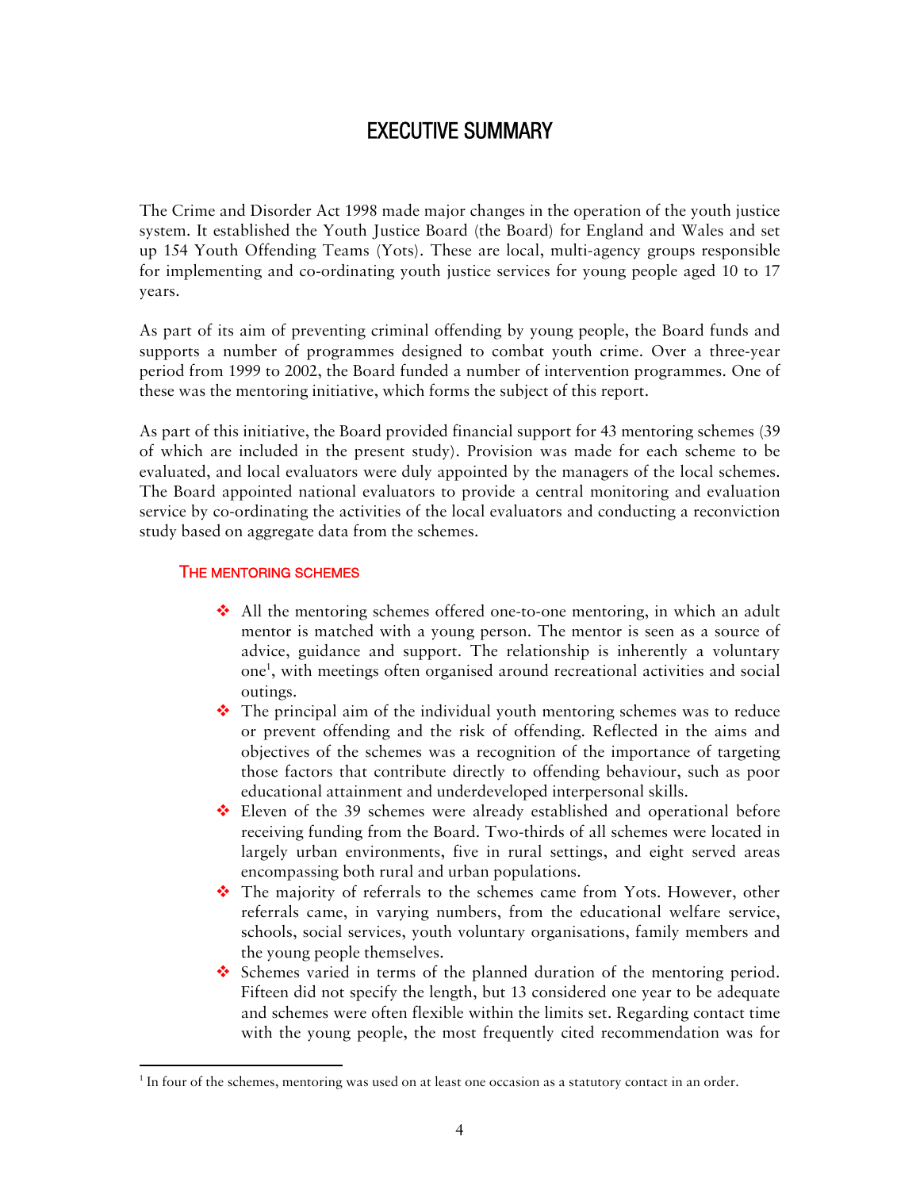# EXECUTIVE SUMMARY

The Crime and Disorder Act 1998 made major changes in the operation of the youth justice system. It established the Youth Justice Board (the Board) for England and Wales and set up 154 Youth Offending Teams (Yots). These are local, multi-agency groups responsible for implementing and co-ordinating youth justice services for young people aged 10 to 17 years.

As part of its aim of preventing criminal offending by young people, the Board funds and supports a number of programmes designed to combat youth crime. Over a three-year period from 1999 to 2002, the Board funded a number of intervention programmes. One of these was the mentoring initiative, which forms the subject of this report.

As part of this initiative, the Board provided financial support for 43 mentoring schemes (39 of which are included in the present study). Provision was made for each scheme to be evaluated, and local evaluators were duly appointed by the managers of the local schemes. The Board appointed national evaluators to provide a central monitoring and evaluation service by co-ordinating the activities of the local evaluators and conducting a reconviction study based on aggregate data from the schemes.

## THE MENTORING SCHEMES

- All the mentoring schemes offered one-to-one mentoring, in which an adult mentor is matched with a young person. The mentor is seen as a source of advice, guidance and support. The relationship is inherently a voluntary one[1], with meetings often organised around recreational activities and social outings.
- The principal aim of the individual youth mentoring schemes was to reduce or prevent offending and the risk of offending. Reflected in the aims and objectives of the schemes was a recognition of the importance of targeting those factors that contribute directly to offending behaviour, such as poor educational attainment and underdeveloped interpersonal skills.
- Eleven of the 39 schemes were already established and operational before receiving funding from the Board. Two-thirds of all schemes were located in largely urban environments, five in rural settings, and eight served areas encompassing both rural and urban populations.
- The majority of referrals to the schemes came from Yots. However, other referrals came, in varying numbers, from the educational welfare service, schools, social services, youth voluntary organisations, family members and the young people themselves.
- Schemes varied in terms of the planned duration of the mentoring period. Fifteen did not specify the length, but 13 considered one year to be adequate and schemes were often flexible within the limits set. Regarding contact time with the young people, the most frequently cited recommendation was for

[1] In four of the schemes, mentoring was used on at least one occasion as a statutory contact in an order.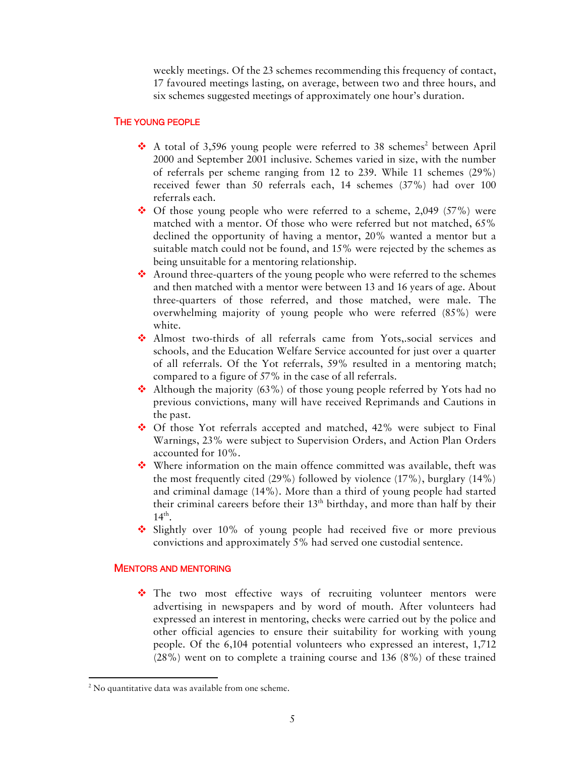weekly meetings. Of the 23 schemes recommending this frequency of contact, 17 favoured meetings lasting, on average, between two and three hours, and six schemes suggested meetings of approximately one hour's duration.

## The young people

- A total of 3,596 young people were referred to 38 schemes[2] between April 2000 and September 2001 inclusive. Schemes varied in size, with the number of referrals per scheme ranging from 12 to 239. While 11 schemes (29%) received fewer than 50 referrals each, 14 schemes (37%) had over 100 referrals each.
- Of those young people who were referred to a scheme, 2,049 (57%) were matched with a mentor. Of those who were referred but not matched, 65% declined the opportunity of having a mentor, 20% wanted a mentor but a suitable match could not be found, and 15% were rejected by the schemes as being unsuitable for a mentoring relationship.
- Around three-quarters of the young people who were referred to the schemes and then matched with a mentor were between 13 and 16 years of age. About three-quarters of those referred, and those matched, were male. The overwhelming majority of young people who were referred (85%) were white.
- Almost two-thirds of all referrals came from Yots,.social services and schools, and the Education Welfare Service accounted for just over a quarter of all referrals. Of the Yot referrals, 59% resulted in a mentoring match; compared to a figure of 57% in the case of all referrals.
- Although the majority (63%) of those young people referred by Yots had no previous convictions, many will have received Reprimands and Cautions in the past.
- Of those Yot referrals accepted and matched, 42% were subject to Final Warnings, 23% were subject to Supervision Orders, and Action Plan Orders accounted for 10%.
- Where information on the main offence committed was available, theft was the most frequently cited (29%) followed by violence (17%), burglary (14%) and criminal damage (14%). More than a third of young people had started their criminal careers before their 13th birthday, and more than half by their 14th.
- Slightly over 10% of young people had received five or more previous convictions and approximately 5% had served one custodial sentence.

## Mentors and mentoring

- The two most effective ways of recruiting volunteer mentors were advertising in newspapers and by word of mouth. After volunteers had expressed an interest in mentoring, checks were carried out by the police and other official agencies to ensure their suitability for working with young people. Of the 6,104 potential volunteers who expressed an interest, 1,712 (28%) went on to complete a training course and 136 (8%) of these trained

[2] No quantitative data was available from one scheme.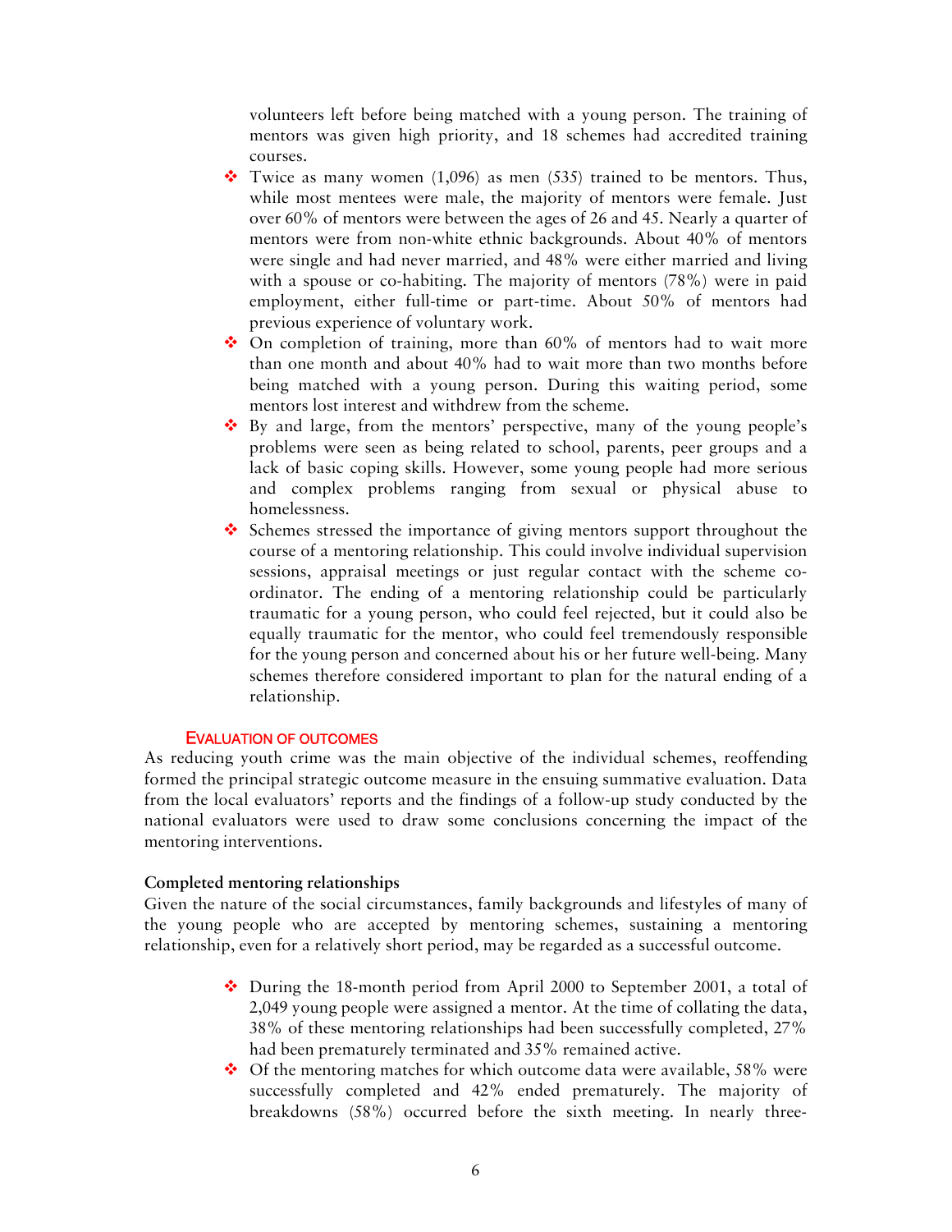volunteers left before being matched with a young person. The training of mentors was given high priority, and 18 schemes had accredited training courses.

- Twice as many women (1,096) as men (535) trained to be mentors. Thus, while most mentees were male, the majority of mentors were female. Just over 60% of mentors were between the ages of 26 and 45. Nearly a quarter of mentors were from non-white ethnic backgrounds. About 40% of mentors were single and had never married, and 48% were either married and living with a spouse or co-habiting. The majority of mentors (78%) were in paid employment, either full-time or part-time. About 50% of mentors had previous experience of voluntary work.
- On completion of training, more than 60% of mentors had to wait more than one month and about 40% had to wait more than two months before being matched with a young person. During this waiting period, some mentors lost interest and withdrew from the scheme.
- By and large, from the mentors' perspective, many of the young people's problems were seen as being related to school, parents, peer groups and a lack of basic coping skills. However, some young people had more serious and complex problems ranging from sexual or physical abuse to homelessness.
- Schemes stressed the importance of giving mentors support throughout the course of a mentoring relationship. This could involve individual supervision sessions, appraisal meetings or just regular contact with the scheme co-ordinator. The ending of a mentoring relationship could be particularly traumatic for a young person, who could feel rejected, but it could also be equally traumatic for the mentor, who could feel tremendously responsible for the young person and concerned about his or her future well-being. Many schemes therefore considered important to plan for the natural ending of a relationship.

## EVALUATION OF OUTCOMES

As reducing youth crime was the main objective of the individual schemes, reoffending formed the principal strategic outcome measure in the ensuing summative evaluation. Data from the local evaluators' reports and the findings of a follow-up study conducted by the national evaluators were used to draw some conclusions concerning the impact of the mentoring interventions.

### Completed mentoring relationships

Given the nature of the social circumstances, family backgrounds and lifestyles of many of the young people who are accepted by mentoring schemes, sustaining a mentoring relationship, even for a relatively short period, may be regarded as a successful outcome.

- During the 18-month period from April 2000 to September 2001, a total of 2,049 young people were assigned a mentor. At the time of collating the data, 38% of these mentoring relationships had been successfully completed, 27% had been prematurely terminated and 35% remained active.
- Of the mentoring matches for which outcome data were available, 58% were successfully completed and 42% ended prematurely. The majority of breakdowns (58%) occurred before the sixth meeting. In nearly three-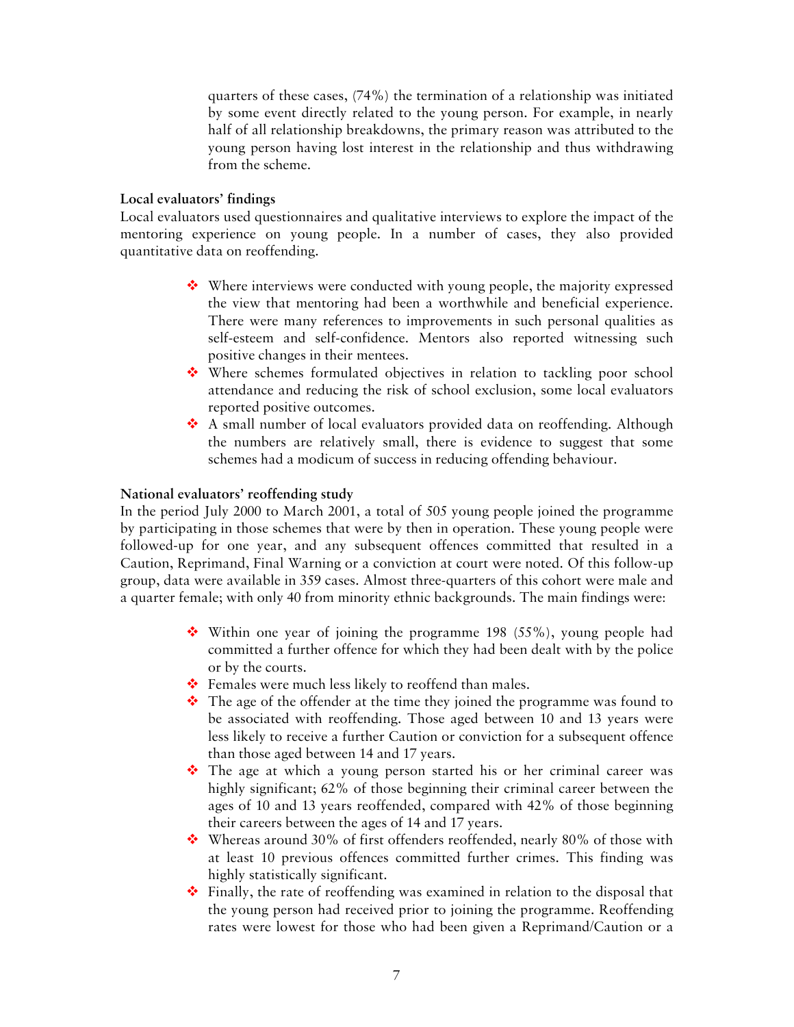quarters of these cases, (74%) the termination of a relationship was initiated by some event directly related to the young person. For example, in nearly half of all relationship breakdowns, the primary reason was attributed to the young person having lost interest in the relationship and thus withdrawing from the scheme.

**Local evaluators' findings**

Local evaluators used questionnaires and qualitative interviews to explore the impact of the mentoring experience on young people. In a number of cases, they also provided quantitative data on reoffending.

- Where interviews were conducted with young people, the majority expressed the view that mentoring had been a worthwhile and beneficial experience. There were many references to improvements in such personal qualities as self-esteem and self-confidence. Mentors also reported witnessing such positive changes in their mentees.
- Where schemes formulated objectives in relation to tackling poor school attendance and reducing the risk of school exclusion, some local evaluators reported positive outcomes.
- A small number of local evaluators provided data on reoffending. Although the numbers are relatively small, there is evidence to suggest that some schemes had a modicum of success in reducing offending behaviour.

**National evaluators' reoffending study**

In the period July 2000 to March 2001, a total of 505 young people joined the programme by participating in those schemes that were by then in operation. These young people were followed-up for one year, and any subsequent offences committed that resulted in a Caution, Reprimand, Final Warning or a conviction at court were noted. Of this follow-up group, data were available in 359 cases. Almost three-quarters of this cohort were male and a quarter female; with only 40 from minority ethnic backgrounds. The main findings were:

- Within one year of joining the programme 198 (55%), young people had committed a further offence for which they had been dealt with by the police or by the courts.
- Females were much less likely to reoffend than males.
- The age of the offender at the time they joined the programme was found to be associated with reoffending. Those aged between 10 and 13 years were less likely to receive a further Caution or conviction for a subsequent offence than those aged between 14 and 17 years.
- The age at which a young person started his or her criminal career was highly significant; 62% of those beginning their criminal career between the ages of 10 and 13 years reoffended, compared with 42% of those beginning their careers between the ages of 14 and 17 years.
- Whereas around 30% of first offenders reoffended, nearly 80% of those with at least 10 previous offences committed further crimes. This finding was highly statistically significant.
- Finally, the rate of reoffending was examined in relation to the disposal that the young person had received prior to joining the programme. Reoffending rates were lowest for those who had been given a Reprimand/Caution or a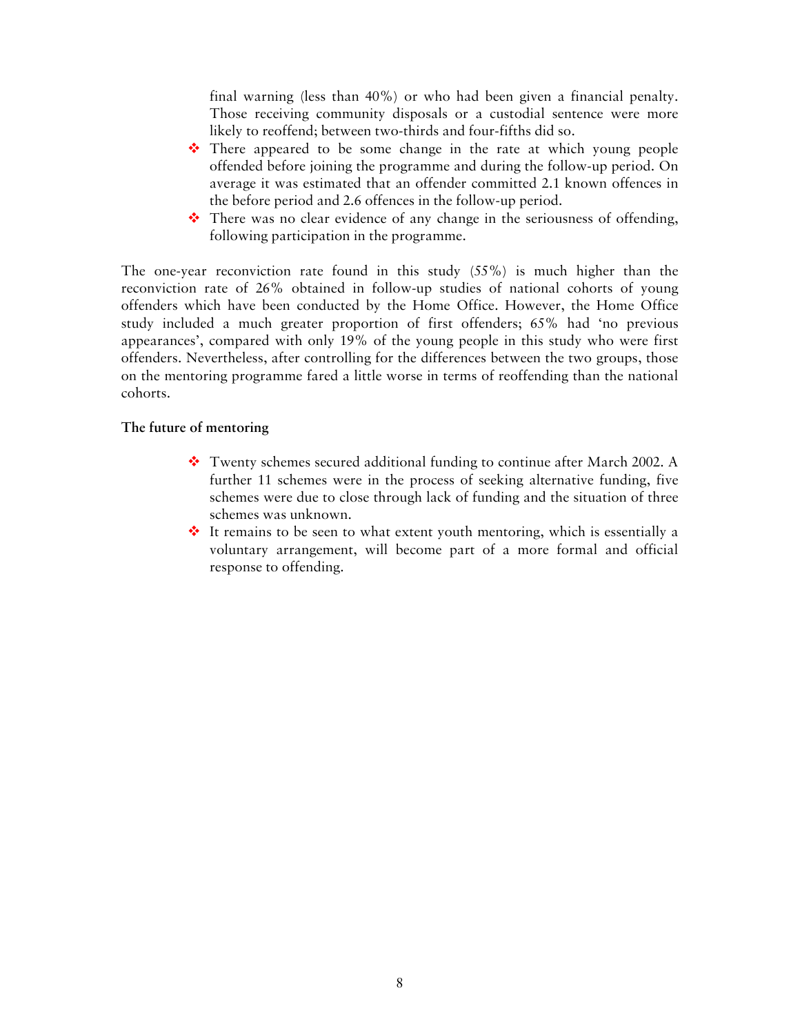final warning (less than 40%) or who had been given a financial penalty. Those receiving community disposals or a custodial sentence were more likely to reoffend; between two-thirds and four-fifths did so.

- There appeared to be some change in the rate at which young people offended before joining the programme and during the follow-up period. On average it was estimated that an offender committed 2.1 known offences in the before period and 2.6 offences in the follow-up period.
- There was no clear evidence of any change in the seriousness of offending, following participation in the programme.

The one-year reconviction rate found in this study (55%) is much higher than the reconviction rate of 26% obtained in follow-up studies of national cohorts of young offenders which have been conducted by the Home Office. However, the Home Office study included a much greater proportion of first offenders; 65% had 'no previous appearances', compared with only 19% of the young people in this study who were first offenders. Nevertheless, after controlling for the differences between the two groups, those on the mentoring programme fared a little worse in terms of reoffending than the national cohorts.

**The future of mentoring**

- Twenty schemes secured additional funding to continue after March 2002. A further 11 schemes were in the process of seeking alternative funding, five schemes were due to close through lack of funding and the situation of three schemes was unknown.
- It remains to be seen to what extent youth mentoring, which is essentially a voluntary arrangement, will become part of a more formal and official response to offending.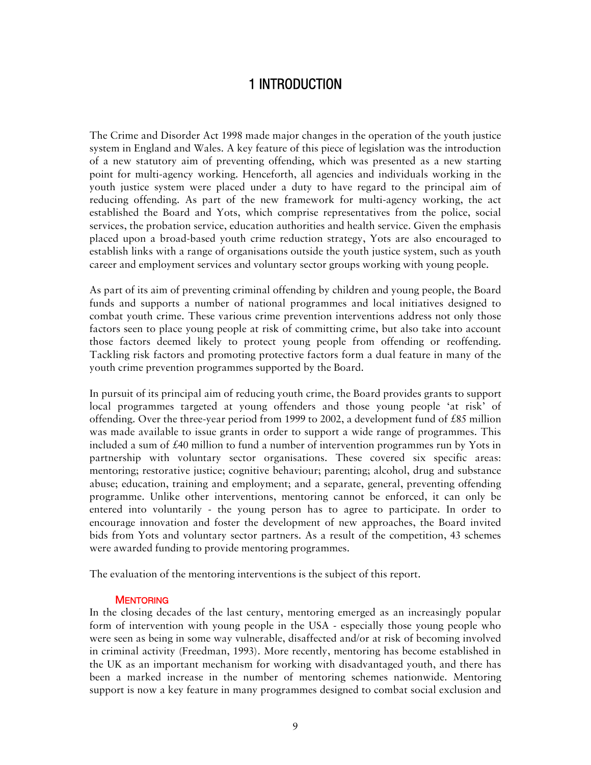# 1 INTRODUCTION

The Crime and Disorder Act 1998 made major changes in the operation of the youth justice system in England and Wales. A key feature of this piece of legislation was the introduction of a new statutory aim of preventing offending, which was presented as a new starting point for multi-agency working. Henceforth, all agencies and individuals working in the youth justice system were placed under a duty to have regard to the principal aim of reducing offending. As part of the new framework for multi-agency working, the act established the Board and Yots, which comprise representatives from the police, social services, the probation service, education authorities and health service. Given the emphasis placed upon a broad-based youth crime reduction strategy, Yots are also encouraged to establish links with a range of organisations outside the youth justice system, such as youth career and employment services and voluntary sector groups working with young people.

As part of its aim of preventing criminal offending by children and young people, the Board funds and supports a number of national programmes and local initiatives designed to combat youth crime. These various crime prevention interventions address not only those factors seen to place young people at risk of committing crime, but also take into account those factors deemed likely to protect young people from offending or reoffending. Tackling risk factors and promoting protective factors form a dual feature in many of the youth crime prevention programmes supported by the Board.

In pursuit of its principal aim of reducing youth crime, the Board provides grants to support local programmes targeted at young offenders and those young people 'at risk' of offending. Over the three-year period from 1999 to 2002, a development fund of £85 million was made available to issue grants in order to support a wide range of programmes. This included a sum of £40 million to fund a number of intervention programmes run by Yots in partnership with voluntary sector organisations. These covered six specific areas: mentoring; restorative justice; cognitive behaviour; parenting; alcohol, drug and substance abuse; education, training and employment; and a separate, general, preventing offending programme. Unlike other interventions, mentoring cannot be enforced, it can only be entered into voluntarily - the young person has to agree to participate. In order to encourage innovation and foster the development of new approaches, the Board invited bids from Yots and voluntary sector partners. As a result of the competition, 43 schemes were awarded funding to provide mentoring programmes.

The evaluation of the mentoring interventions is the subject of this report.

## Mentoring

In the closing decades of the last century, mentoring emerged as an increasingly popular form of intervention with young people in the USA - especially those young people who were seen as being in some way vulnerable, disaffected and/or at risk of becoming involved in criminal activity (Freedman, 1993). More recently, mentoring has become established in the UK as an important mechanism for working with disadvantaged youth, and there has been a marked increase in the number of mentoring schemes nationwide. Mentoring support is now a key feature in many programmes designed to combat social exclusion and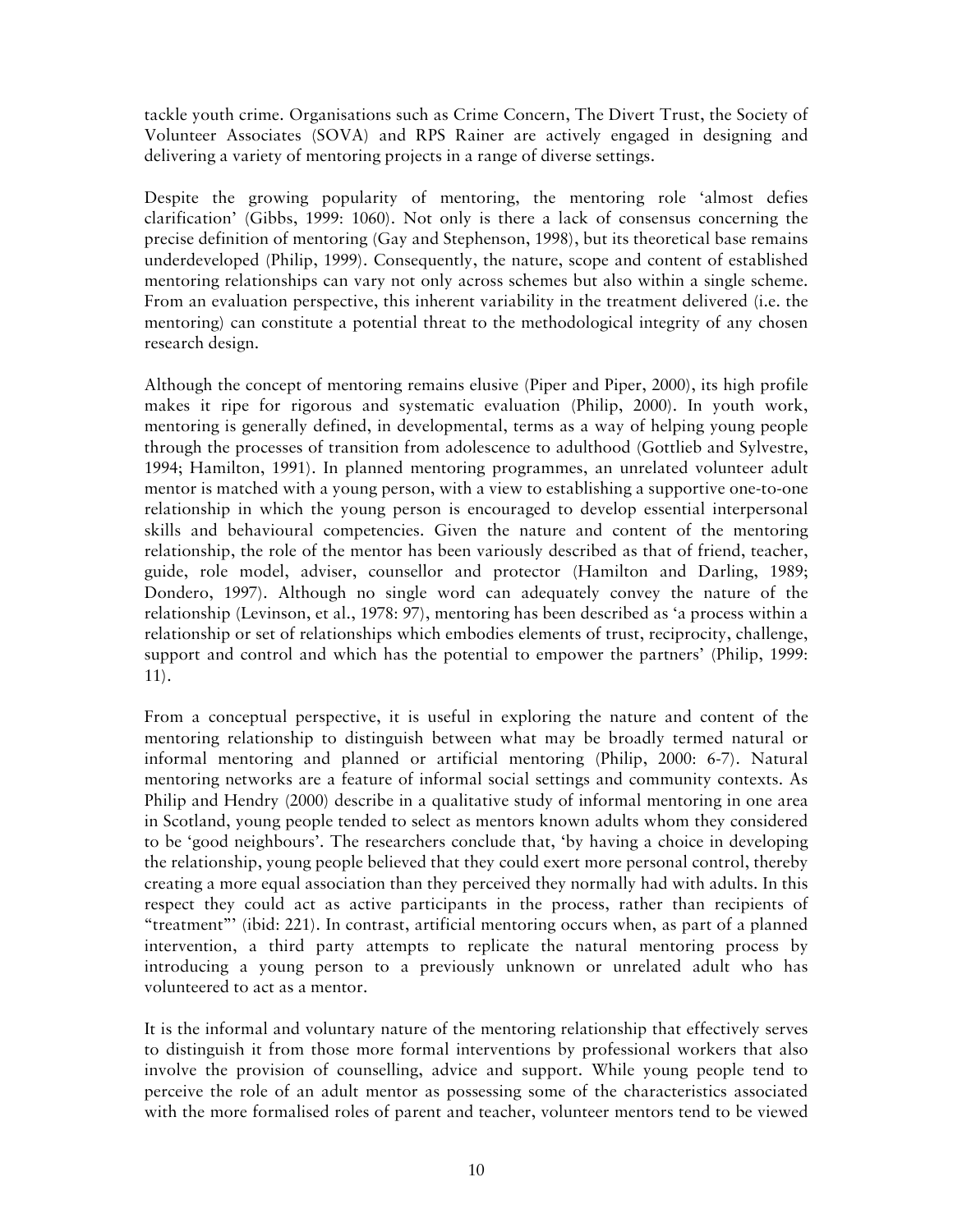tackle youth crime. Organisations such as Crime Concern, The Divert Trust, the Society of Volunteer Associates (SOVA) and RPS Rainer are actively engaged in designing and delivering a variety of mentoring projects in a range of diverse settings.

Despite the growing popularity of mentoring, the mentoring role 'almost defies clarification' (Gibbs, 1999: 1060). Not only is there a lack of consensus concerning the precise definition of mentoring (Gay and Stephenson, 1998), but its theoretical base remains underdeveloped (Philip, 1999). Consequently, the nature, scope and content of established mentoring relationships can vary not only across schemes but also within a single scheme. From an evaluation perspective, this inherent variability in the treatment delivered (i.e. the mentoring) can constitute a potential threat to the methodological integrity of any chosen research design.

Although the concept of mentoring remains elusive (Piper and Piper, 2000), its high profile makes it ripe for rigorous and systematic evaluation (Philip, 2000). In youth work, mentoring is generally defined, in developmental, terms as a way of helping young people through the processes of transition from adolescence to adulthood (Gottlieb and Sylvestre, 1994; Hamilton, 1991). In planned mentoring programmes, an unrelated volunteer adult mentor is matched with a young person, with a view to establishing a supportive one-to-one relationship in which the young person is encouraged to develop essential interpersonal skills and behavioural competencies. Given the nature and content of the mentoring relationship, the role of the mentor has been variously described as that of friend, teacher, guide, role model, adviser, counsellor and protector (Hamilton and Darling, 1989; Dondero, 1997). Although no single word can adequately convey the nature of the relationship (Levinson, et al., 1978: 97), mentoring has been described as 'a process within a relationship or set of relationships which embodies elements of trust, reciprocity, challenge, support and control and which has the potential to empower the partners' (Philip, 1999: 11).

From a conceptual perspective, it is useful in exploring the nature and content of the mentoring relationship to distinguish between what may be broadly termed natural or informal mentoring and planned or artificial mentoring (Philip, 2000: 6-7). Natural mentoring networks are a feature of informal social settings and community contexts. As Philip and Hendry (2000) describe in a qualitative study of informal mentoring in one area in Scotland, young people tended to select as mentors known adults whom they considered to be 'good neighbours'. The researchers conclude that, 'by having a choice in developing the relationship, young people believed that they could exert more personal control, thereby creating a more equal association than they perceived they normally had with adults. In this respect they could act as active participants in the process, rather than recipients of "treatment"' (ibid: 221). In contrast, artificial mentoring occurs when, as part of a planned intervention, a third party attempts to replicate the natural mentoring process by introducing a young person to a previously unknown or unrelated adult who has volunteered to act as a mentor.

It is the informal and voluntary nature of the mentoring relationship that effectively serves to distinguish it from those more formal interventions by professional workers that also involve the provision of counselling, advice and support. While young people tend to perceive the role of an adult mentor as possessing some of the characteristics associated with the more formalised roles of parent and teacher, volunteer mentors tend to be viewed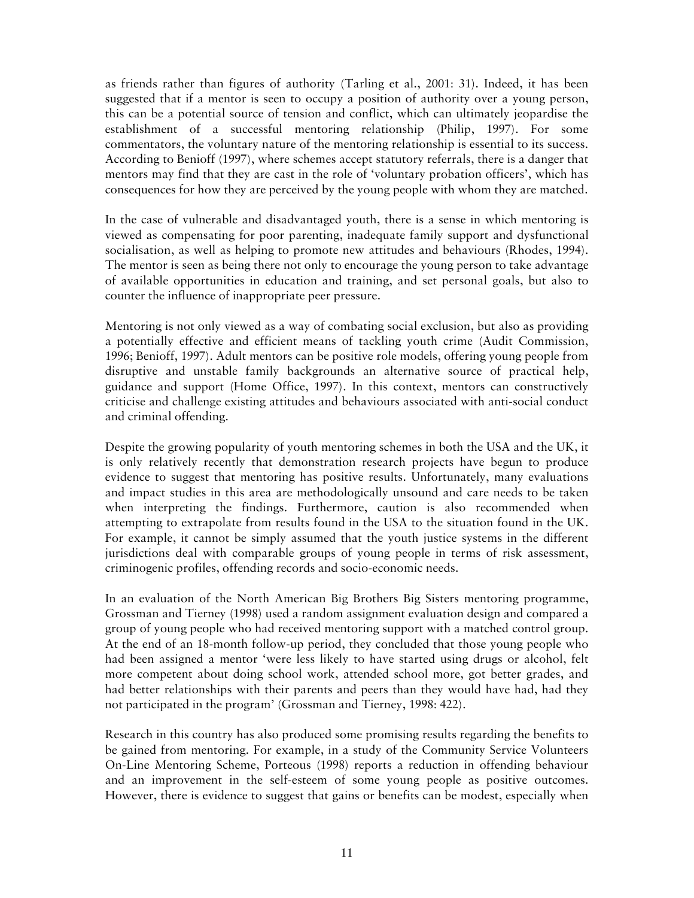as friends rather than figures of authority (Tarling et al., 2001: 31). Indeed, it has been suggested that if a mentor is seen to occupy a position of authority over a young person, this can be a potential source of tension and conflict, which can ultimately jeopardise the establishment of a successful mentoring relationship (Philip, 1997). For some commentators, the voluntary nature of the mentoring relationship is essential to its success. According to Benioff (1997), where schemes accept statutory referrals, there is a danger that mentors may find that they are cast in the role of 'voluntary probation officers', which has consequences for how they are perceived by the young people with whom they are matched.

In the case of vulnerable and disadvantaged youth, there is a sense in which mentoring is viewed as compensating for poor parenting, inadequate family support and dysfunctional socialisation, as well as helping to promote new attitudes and behaviours (Rhodes, 1994). The mentor is seen as being there not only to encourage the young person to take advantage of available opportunities in education and training, and set personal goals, but also to counter the influence of inappropriate peer pressure.

Mentoring is not only viewed as a way of combating social exclusion, but also as providing a potentially effective and efficient means of tackling youth crime (Audit Commission, 1996; Benioff, 1997). Adult mentors can be positive role models, offering young people from disruptive and unstable family backgrounds an alternative source of practical help, guidance and support (Home Office, 1997). In this context, mentors can constructively criticise and challenge existing attitudes and behaviours associated with anti-social conduct and criminal offending.

Despite the growing popularity of youth mentoring schemes in both the USA and the UK, it is only relatively recently that demonstration research projects have begun to produce evidence to suggest that mentoring has positive results. Unfortunately, many evaluations and impact studies in this area are methodologically unsound and care needs to be taken when interpreting the findings. Furthermore, caution is also recommended when attempting to extrapolate from results found in the USA to the situation found in the UK. For example, it cannot be simply assumed that the youth justice systems in the different jurisdictions deal with comparable groups of young people in terms of risk assessment, criminogenic profiles, offending records and socio-economic needs.

In an evaluation of the North American Big Brothers Big Sisters mentoring programme, Grossman and Tierney (1998) used a random assignment evaluation design and compared a group of young people who had received mentoring support with a matched control group. At the end of an 18-month follow-up period, they concluded that those young people who had been assigned a mentor 'were less likely to have started using drugs or alcohol, felt more competent about doing school work, attended school more, got better grades, and had better relationships with their parents and peers than they would have had, had they not participated in the program' (Grossman and Tierney, 1998: 422).

Research in this country has also produced some promising results regarding the benefits to be gained from mentoring. For example, in a study of the Community Service Volunteers On-Line Mentoring Scheme, Porteous (1998) reports a reduction in offending behaviour and an improvement in the self-esteem of some young people as positive outcomes. However, there is evidence to suggest that gains or benefits can be modest, especially when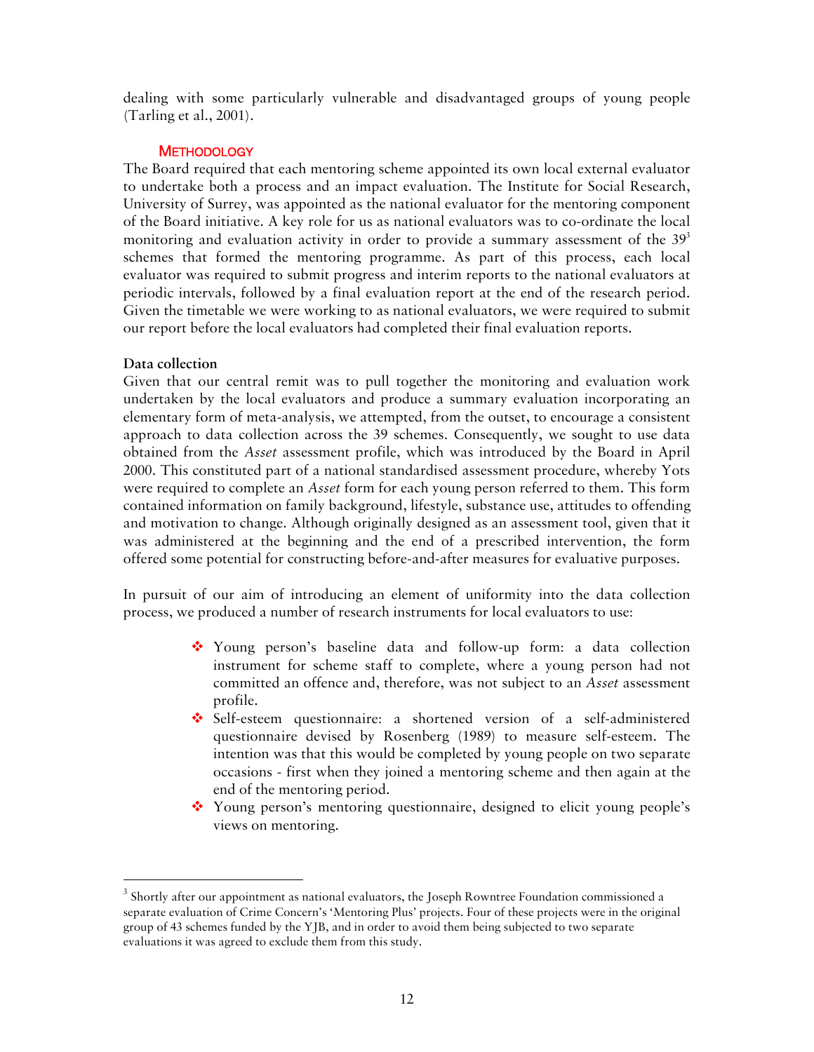dealing with some particularly vulnerable and disadvantaged groups of young people (Tarling et al., 2001).

## METHODOLOGY

The Board required that each mentoring scheme appointed its own local external evaluator to undertake both a process and an impact evaluation. The Institute for Social Research, University of Surrey, was appointed as the national evaluator for the mentoring component of the Board initiative. A key role for us as national evaluators was to co-ordinate the local monitoring and evaluation activity in order to provide a summary assessment of the 39[3] schemes that formed the mentoring programme. As part of this process, each local evaluator was required to submit progress and interim reports to the national evaluators at periodic intervals, followed by a final evaluation report at the end of the research period. Given the timetable we were working to as national evaluators, we were required to submit our report before the local evaluators had completed their final evaluation reports.

### Data collection

Given that our central remit was to pull together the monitoring and evaluation work undertaken by the local evaluators and produce a summary evaluation incorporating an elementary form of meta-analysis, we attempted, from the outset, to encourage a consistent approach to data collection across the 39 schemes. Consequently, we sought to use data obtained from the *Asset* assessment profile, which was introduced by the Board in April 2000. This constituted part of a national standardised assessment procedure, whereby Yots were required to complete an *Asset* form for each young person referred to them. This form contained information on family background, lifestyle, substance use, attitudes to offending and motivation to change. Although originally designed as an assessment tool, given that it was administered at the beginning and the end of a prescribed intervention, the form offered some potential for constructing before-and-after measures for evaluative purposes.

In pursuit of our aim of introducing an element of uniformity into the data collection process, we produced a number of research instruments for local evaluators to use:

- Young person's baseline data and follow-up form: a data collection instrument for scheme staff to complete, where a young person had not committed an offence and, therefore, was not subject to an *Asset* assessment profile.
- Self-esteem questionnaire: a shortened version of a self-administered questionnaire devised by Rosenberg (1989) to measure self-esteem. The intention was that this would be completed by young people on two separate occasions - first when they joined a mentoring scheme and then again at the end of the mentoring period.
- Young person's mentoring questionnaire, designed to elicit young people's views on mentoring.

[3] Shortly after our appointment as national evaluators, the Joseph Rowntree Foundation commissioned a separate evaluation of Crime Concern's 'Mentoring Plus' projects. Four of these projects were in the original group of 43 schemes funded by the YJB, and in order to avoid them being subjected to two separate evaluations it was agreed to exclude them from this study.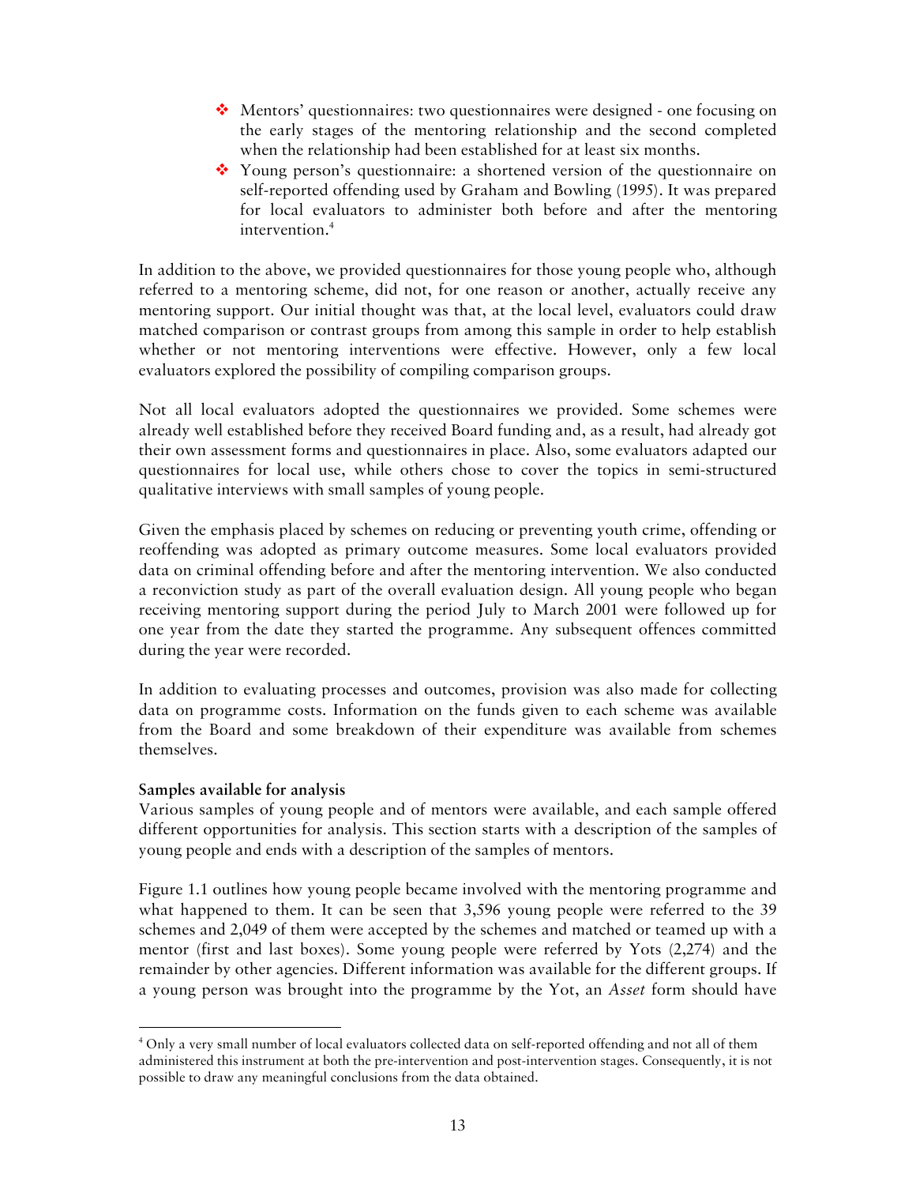- Mentors' questionnaires: two questionnaires were designed - one focusing on the early stages of the mentoring relationship and the second completed when the relationship had been established for at least six months.
- Young person's questionnaire: a shortened version of the questionnaire on self-reported offending used by Graham and Bowling (1995). It was prepared for local evaluators to administer both before and after the mentoring intervention.[4]

In addition to the above, we provided questionnaires for those young people who, although referred to a mentoring scheme, did not, for one reason or another, actually receive any mentoring support. Our initial thought was that, at the local level, evaluators could draw matched comparison or contrast groups from among this sample in order to help establish whether or not mentoring interventions were effective. However, only a few local evaluators explored the possibility of compiling comparison groups.

Not all local evaluators adopted the questionnaires we provided. Some schemes were already well established before they received Board funding and, as a result, had already got their own assessment forms and questionnaires in place. Also, some evaluators adapted our questionnaires for local use, while others chose to cover the topics in semi-structured qualitative interviews with small samples of young people.

Given the emphasis placed by schemes on reducing or preventing youth crime, offending or reoffending was adopted as primary outcome measures. Some local evaluators provided data on criminal offending before and after the mentoring intervention. We also conducted a reconviction study as part of the overall evaluation design. All young people who began receiving mentoring support during the period July to March 2001 were followed up for one year from the date they started the programme. Any subsequent offences committed during the year were recorded.

In addition to evaluating processes and outcomes, provision was also made for collecting data on programme costs. Information on the funds given to each scheme was available from the Board and some breakdown of their expenditure was available from schemes themselves.

**Samples available for analysis**

Various samples of young people and of mentors were available, and each sample offered different opportunities for analysis. This section starts with a description of the samples of young people and ends with a description of the samples of mentors.

Figure 1.1 outlines how young people became involved with the mentoring programme and what happened to them. It can be seen that 3,596 young people were referred to the 39 schemes and 2,049 of them were accepted by the schemes and matched or teamed up with a mentor (first and last boxes). Some young people were referred by Yots (2,274) and the remainder by other agencies. Different information was available for the different groups. If a young person was brought into the programme by the Yot, an *Asset* form should have

[4] Only a very small number of local evaluators collected data on self-reported offending and not all of them administered this instrument at both the pre-intervention and post-intervention stages. Consequently, it is not possible to draw any meaningful conclusions from the data obtained.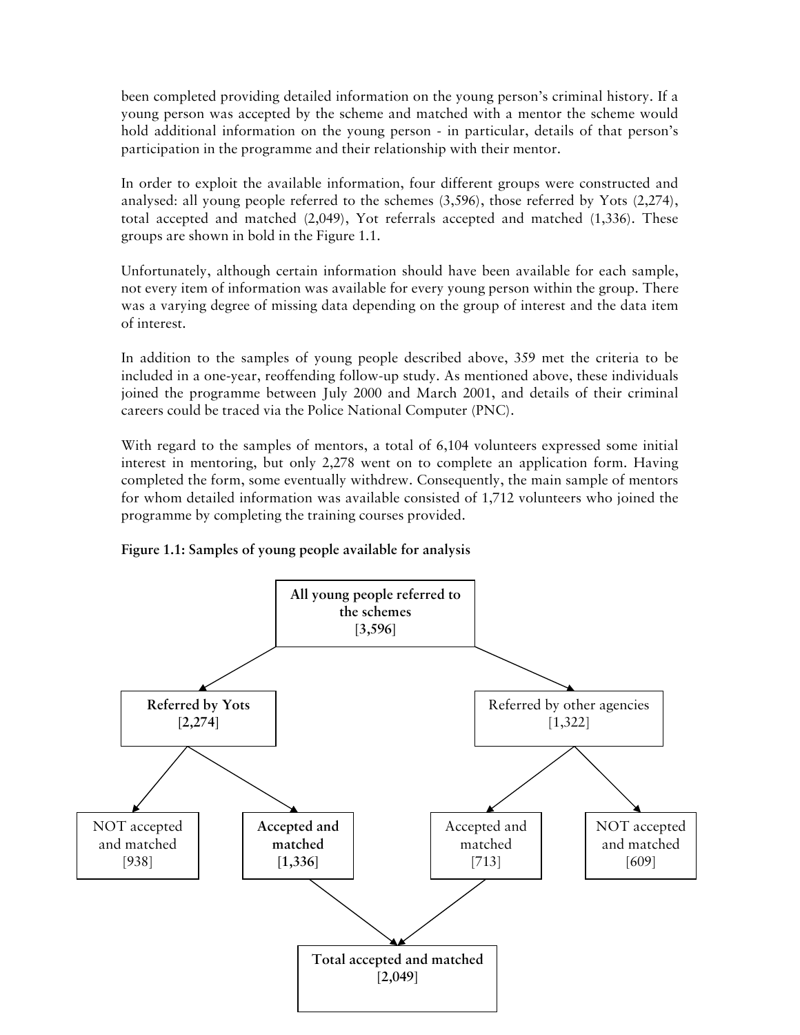been completed providing detailed information on the young person's criminal history. If a young person was accepted by the scheme and matched with a mentor the scheme would hold additional information on the young person - in particular, details of that person's participation in the programme and their relationship with their mentor.

In order to exploit the available information, four different groups were constructed and analysed: all young people referred to the schemes (3,596), those referred by Yots (2,274), total accepted and matched (2,049), Yot referrals accepted and matched (1,336). These groups are shown in bold in the Figure 1.1.

Unfortunately, although certain information should have been available for each sample, not every item of information was available for every young person within the group. There was a varying degree of missing data depending on the group of interest and the data item of interest.

In addition to the samples of young people described above, 359 met the criteria to be included in a one-year, reoffending follow-up study. As mentioned above, these individuals joined the programme between July 2000 and March 2001, and details of their criminal careers could be traced via the Police National Computer (PNC).

With regard to the samples of mentors, a total of 6,104 volunteers expressed some initial interest in mentoring, but only 2,278 went on to complete an application form. Having completed the form, some eventually withdrew. Consequently, the main sample of mentors for whom detailed information was available consisted of 1,712 volunteers who joined the programme by completing the training courses provided.

**Figure 1.1: Samples of young people available for analysis**

- **All young people referred to the schemes** [**3,596**]
  - **Referred by Yots** [**2,274**]
    - NOT accepted and matched [938]
    - **Accepted and matched** [**1,336**]
  - Referred by other agencies [1,322]
    - Accepted and matched [713]
    - NOT accepted and matched [609]
- **Total accepted and matched** [**2,049**] (Yot accepted and matched [1,336] + other agencies accepted and matched [713])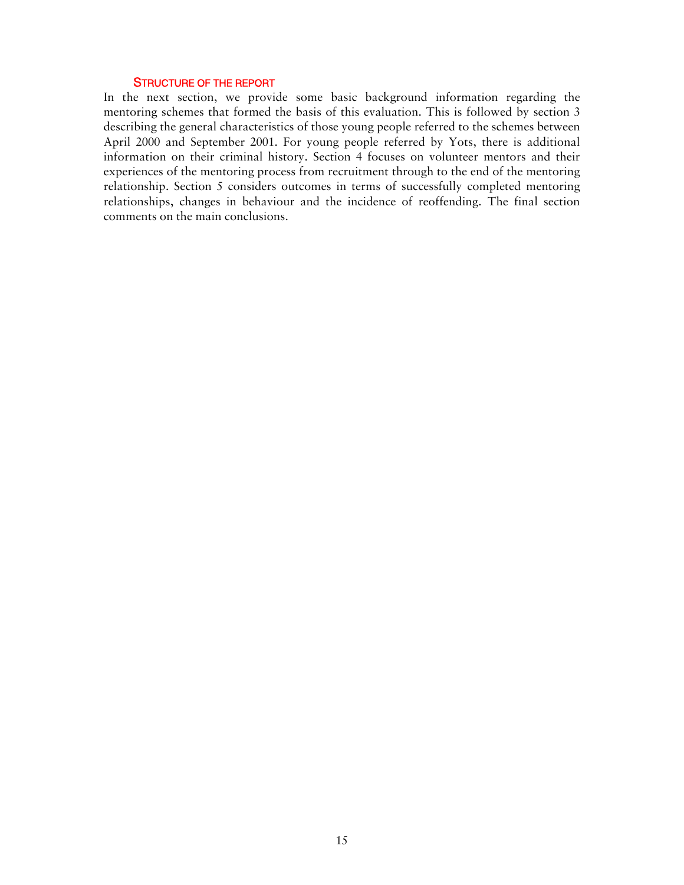### Structure of the report

In the next section, we provide some basic background information regarding the mentoring schemes that formed the basis of this evaluation. This is followed by section 3 describing the general characteristics of those young people referred to the schemes between April 2000 and September 2001. For young people referred by Yots, there is additional information on their criminal history. Section 4 focuses on volunteer mentors and their experiences of the mentoring process from recruitment through to the end of the mentoring relationship. Section 5 considers outcomes in terms of successfully completed mentoring relationships, changes in behaviour and the incidence of reoffending. The final section comments on the main conclusions.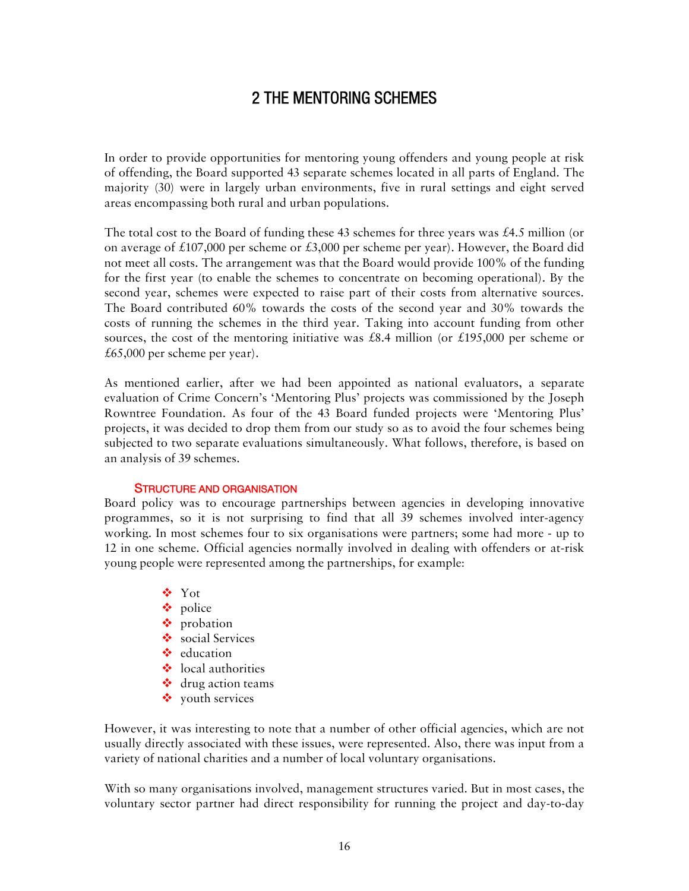# 2 THE MENTORING SCHEMES

In order to provide opportunities for mentoring young offenders and young people at risk of offending, the Board supported 43 separate schemes located in all parts of England. The majority (30) were in largely urban environments, five in rural settings and eight served areas encompassing both rural and urban populations.

The total cost to the Board of funding these 43 schemes for three years was £4.5 million (or on average of £107,000 per scheme or £3,000 per scheme per year). However, the Board did not meet all costs. The arrangement was that the Board would provide 100% of the funding for the first year (to enable the schemes to concentrate on becoming operational). By the second year, schemes were expected to raise part of their costs from alternative sources. The Board contributed 60% towards the costs of the second year and 30% towards the costs of running the schemes in the third year. Taking into account funding from other sources, the cost of the mentoring initiative was £8.4 million (or £195,000 per scheme or £65,000 per scheme per year).

As mentioned earlier, after we had been appointed as national evaluators, a separate evaluation of Crime Concern's 'Mentoring Plus' projects was commissioned by the Joseph Rowntree Foundation. As four of the 43 Board funded projects were 'Mentoring Plus' projects, it was decided to drop them from our study so as to avoid the four schemes being subjected to two separate evaluations simultaneously. What follows, therefore, is based on an analysis of 39 schemes.

## STRUCTURE AND ORGANISATION

Board policy was to encourage partnerships between agencies in developing innovative programmes, so it is not surprising to find that all 39 schemes involved inter-agency working. In most schemes four to six organisations were partners; some had more - up to 12 in one scheme. Official agencies normally involved in dealing with offenders or at-risk young people were represented among the partnerships, for example:

- Yot
- police
- probation
- social Services
- education
- local authorities
- drug action teams
- youth services

However, it was interesting to note that a number of other official agencies, which are not usually directly associated with these issues, were represented. Also, there was input from a variety of national charities and a number of local voluntary organisations.

With so many organisations involved, management structures varied. But in most cases, the voluntary sector partner had direct responsibility for running the project and day-to-day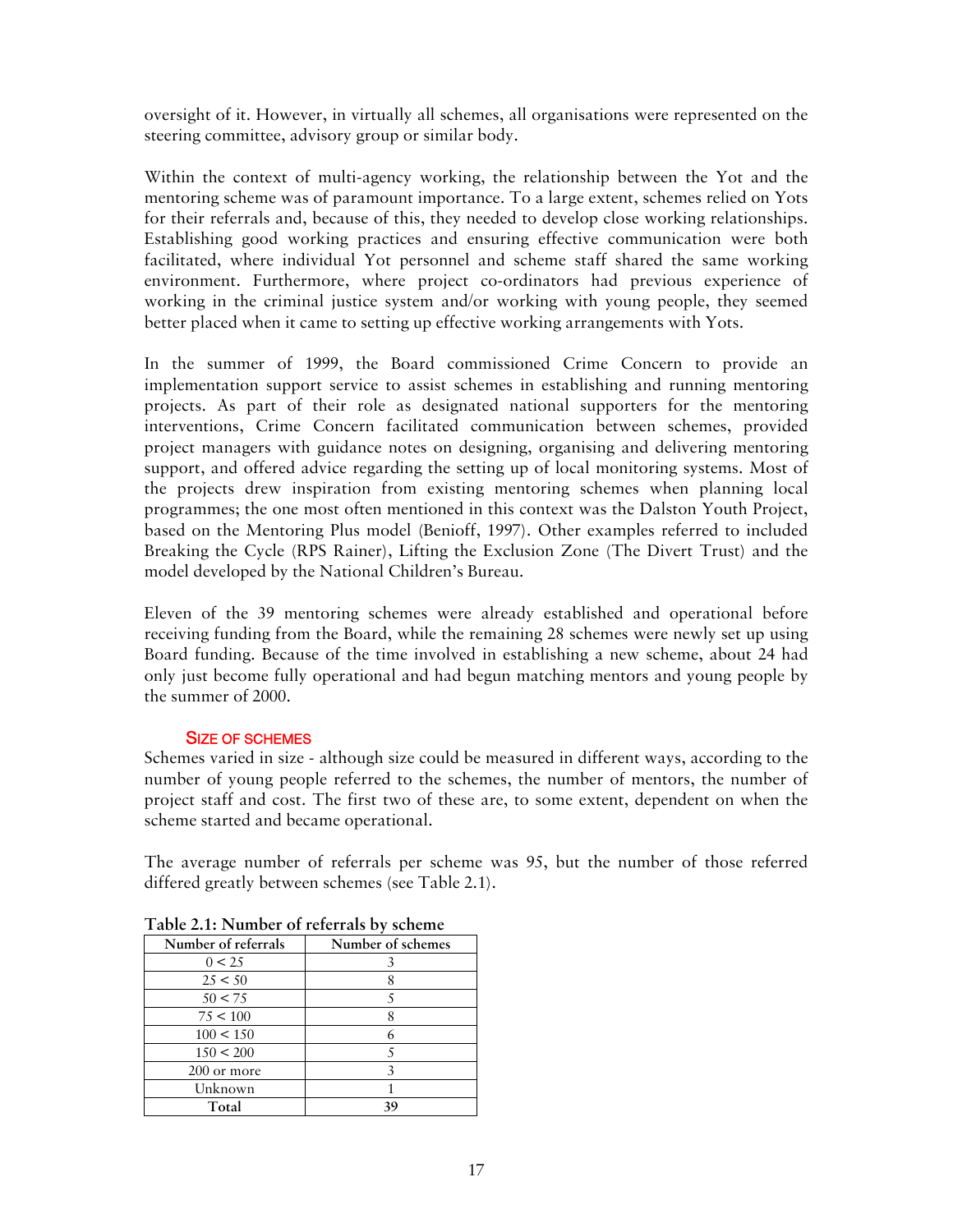oversight of it. However, in virtually all schemes, all organisations were represented on the steering committee, advisory group or similar body.

Within the context of multi-agency working, the relationship between the Yot and the mentoring scheme was of paramount importance. To a large extent, schemes relied on Yots for their referrals and, because of this, they needed to develop close working relationships. Establishing good working practices and ensuring effective communication were both facilitated, where individual Yot personnel and scheme staff shared the same working environment. Furthermore, where project co-ordinators had previous experience of working in the criminal justice system and/or working with young people, they seemed better placed when it came to setting up effective working arrangements with Yots.

In the summer of 1999, the Board commissioned Crime Concern to provide an implementation support service to assist schemes in establishing and running mentoring projects. As part of their role as designated national supporters for the mentoring interventions, Crime Concern facilitated communication between schemes, provided project managers with guidance notes on designing, organising and delivering mentoring support, and offered advice regarding the setting up of local monitoring systems. Most of the projects drew inspiration from existing mentoring schemes when planning local programmes; the one most often mentioned in this context was the Dalston Youth Project, based on the Mentoring Plus model (Benioff, 1997). Other examples referred to included Breaking the Cycle (RPS Rainer), Lifting the Exclusion Zone (The Divert Trust) and the model developed by the National Children's Bureau.

Eleven of the 39 mentoring schemes were already established and operational before receiving funding from the Board, while the remaining 28 schemes were newly set up using Board funding. Because of the time involved in establishing a new scheme, about 24 had only just become fully operational and had begun matching mentors and young people by the summer of 2000.

### Size of schemes

Schemes varied in size - although size could be measured in different ways, according to the number of young people referred to the schemes, the number of mentors, the number of project staff and cost. The first two of these are, to some extent, dependent on when the scheme started and became operational.

The average number of referrals per scheme was 95, but the number of those referred differed greatly between schemes (see Table 2.1).

**Table 2.1: Number of referrals by scheme**

| Number of referrals | Number of schemes |
|---|---|
| 0 < 25 | 3 |
| 25 < 50 | 8 |
| 50 < 75 | 5 |
| 75 < 100 | 8 |
| 100 < 150 | 6 |
| 150 < 200 | 5 |
| 200 or more | 3 |
| Unknown | 1 |
| **Total** | **39** |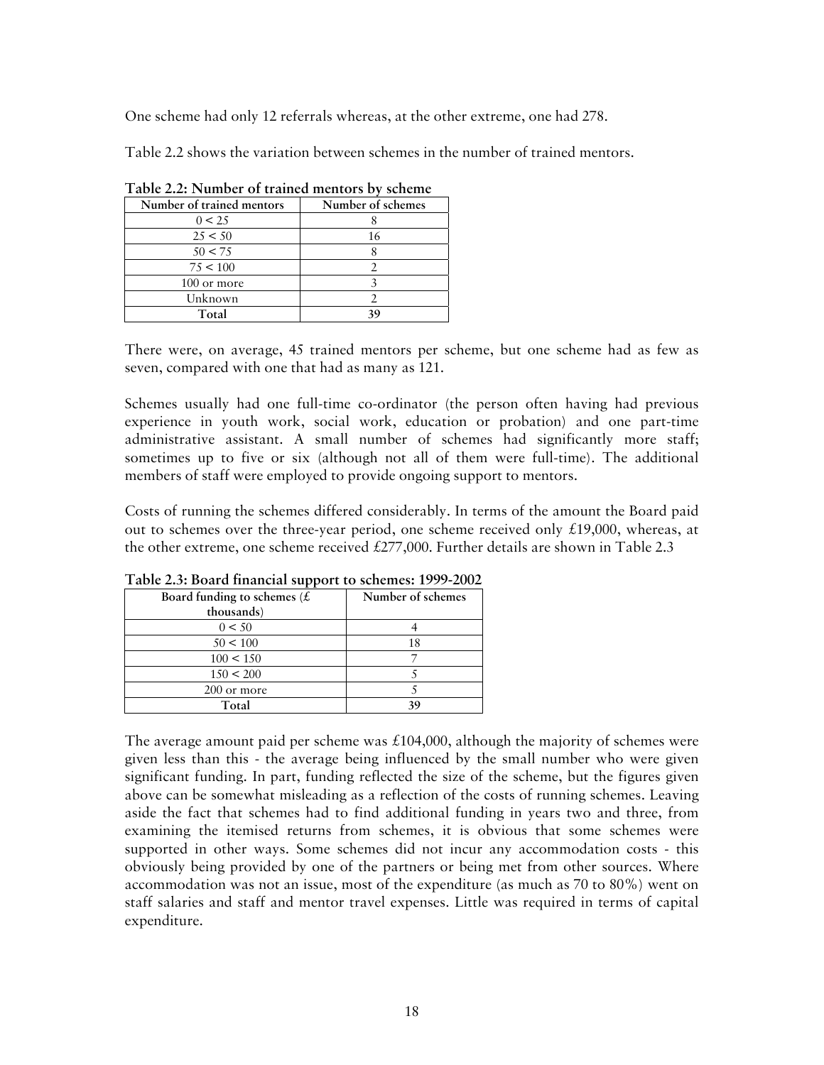One scheme had only 12 referrals whereas, at the other extreme, one had 278.

Table 2.2 shows the variation between schemes in the number of trained mentors.

**Table 2.2: Number of trained mentors by scheme**

| Number of trained mentors | Number of schemes |
|---|---|
| 0 < 25 | 8 |
| 25 < 50 | 16 |
| 50 < 75 | 8 |
| 75 < 100 | 2 |
| 100 or more | 3 |
| Unknown | 2 |
| **Total** | **39** |

There were, on average, 45 trained mentors per scheme, but one scheme had as few as seven, compared with one that had as many as 121.

Schemes usually had one full-time co-ordinator (the person often having had previous experience in youth work, social work, education or probation) and one part-time administrative assistant. A small number of schemes had significantly more staff; sometimes up to five or six (although not all of them were full-time). The additional members of staff were employed to provide ongoing support to mentors.

Costs of running the schemes differed considerably. In terms of the amount the Board paid out to schemes over the three-year period, one scheme received only £19,000, whereas, at the other extreme, one scheme received £277,000. Further details are shown in Table 2.3

**Table 2.3: Board financial support to schemes: 1999-2002**

| Board funding to schemes (£ thousands) | Number of schemes |
|---|---|
| 0 < 50 | 4 |
| 50 < 100 | 18 |
| 100 < 150 | 7 |
| 150 < 200 | 5 |
| 200 or more | 5 |
| **Total** | **39** |

The average amount paid per scheme was £104,000, although the majority of schemes were given less than this - the average being influenced by the small number who were given significant funding. In part, funding reflected the size of the scheme, but the figures given above can be somewhat misleading as a reflection of the costs of running schemes. Leaving aside the fact that schemes had to find additional funding in years two and three, from examining the itemised returns from schemes, it is obvious that some schemes were supported in other ways. Some schemes did not incur any accommodation costs - this obviously being provided by one of the partners or being met from other sources. Where accommodation was not an issue, most of the expenditure (as much as 70 to 80%) went on staff salaries and staff and mentor travel expenses. Little was required in terms of capital expenditure.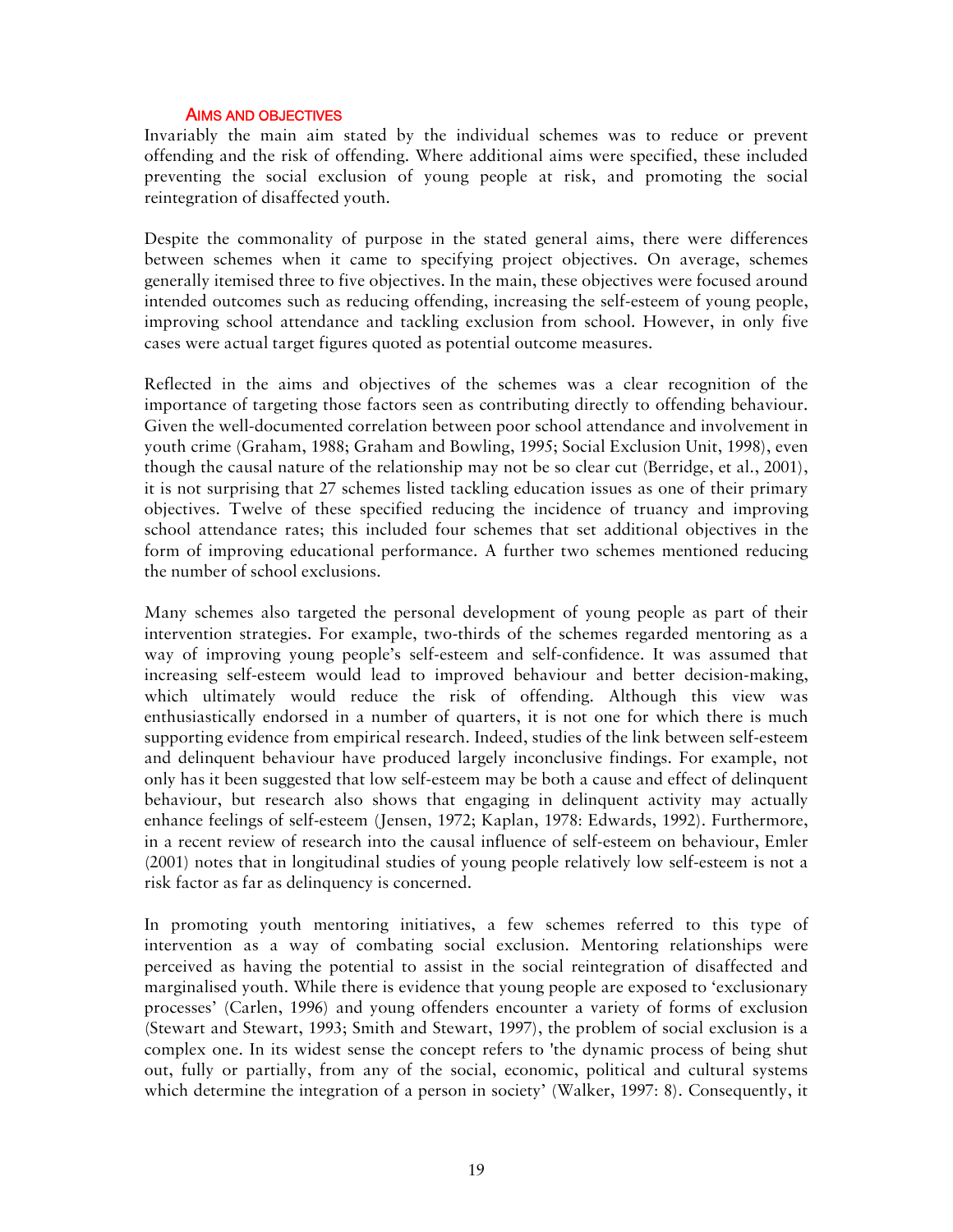### AIMS AND OBJECTIVES

Invariably the main aim stated by the individual schemes was to reduce or prevent offending and the risk of offending. Where additional aims were specified, these included preventing the social exclusion of young people at risk, and promoting the social reintegration of disaffected youth.

Despite the commonality of purpose in the stated general aims, there were differences between schemes when it came to specifying project objectives. On average, schemes generally itemised three to five objectives. In the main, these objectives were focused around intended outcomes such as reducing offending, increasing the self-esteem of young people, improving school attendance and tackling exclusion from school. However, in only five cases were actual target figures quoted as potential outcome measures.

Reflected in the aims and objectives of the schemes was a clear recognition of the importance of targeting those factors seen as contributing directly to offending behaviour. Given the well-documented correlation between poor school attendance and involvement in youth crime (Graham, 1988; Graham and Bowling, 1995; Social Exclusion Unit, 1998), even though the causal nature of the relationship may not be so clear cut (Berridge, et al., 2001), it is not surprising that 27 schemes listed tackling education issues as one of their primary objectives. Twelve of these specified reducing the incidence of truancy and improving school attendance rates; this included four schemes that set additional objectives in the form of improving educational performance. A further two schemes mentioned reducing the number of school exclusions.

Many schemes also targeted the personal development of young people as part of their intervention strategies. For example, two-thirds of the schemes regarded mentoring as a way of improving young people's self-esteem and self-confidence. It was assumed that increasing self-esteem would lead to improved behaviour and better decision-making, which ultimately would reduce the risk of offending. Although this view was enthusiastically endorsed in a number of quarters, it is not one for which there is much supporting evidence from empirical research. Indeed, studies of the link between self-esteem and delinquent behaviour have produced largely inconclusive findings. For example, not only has it been suggested that low self-esteem may be both a cause and effect of delinquent behaviour, but research also shows that engaging in delinquent activity may actually enhance feelings of self-esteem (Jensen, 1972; Kaplan, 1978: Edwards, 1992). Furthermore, in a recent review of research into the causal influence of self-esteem on behaviour, Emler (2001) notes that in longitudinal studies of young people relatively low self-esteem is not a risk factor as far as delinquency is concerned.

In promoting youth mentoring initiatives, a few schemes referred to this type of intervention as a way of combating social exclusion. Mentoring relationships were perceived as having the potential to assist in the social reintegration of disaffected and marginalised youth. While there is evidence that young people are exposed to 'exclusionary processes' (Carlen, 1996) and young offenders encounter a variety of forms of exclusion (Stewart and Stewart, 1993; Smith and Stewart, 1997), the problem of social exclusion is a complex one. In its widest sense the concept refers to 'the dynamic process of being shut out, fully or partially, from any of the social, economic, political and cultural systems which determine the integration of a person in society' (Walker, 1997: 8). Consequently, it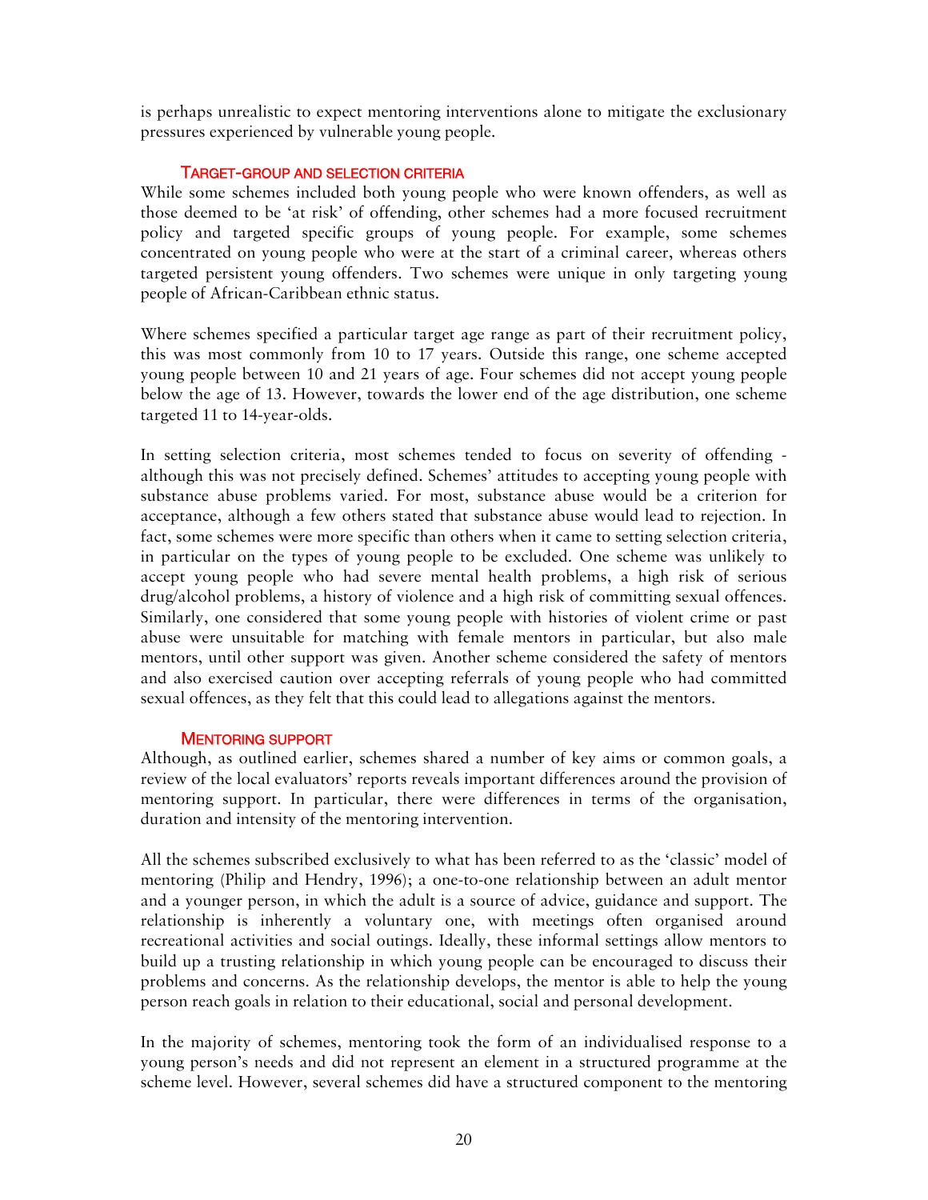is perhaps unrealistic to expect mentoring interventions alone to mitigate the exclusionary pressures experienced by vulnerable young people.

### Target-group and selection criteria

While some schemes included both young people who were known offenders, as well as those deemed to be 'at risk' of offending, other schemes had a more focused recruitment policy and targeted specific groups of young people. For example, some schemes concentrated on young people who were at the start of a criminal career, whereas others targeted persistent young offenders. Two schemes were unique in only targeting young people of African-Caribbean ethnic status.

Where schemes specified a particular target age range as part of their recruitment policy, this was most commonly from 10 to 17 years. Outside this range, one scheme accepted young people between 10 and 21 years of age. Four schemes did not accept young people below the age of 13. However, towards the lower end of the age distribution, one scheme targeted 11 to 14-year-olds.

In setting selection criteria, most schemes tended to focus on severity of offending - although this was not precisely defined. Schemes' attitudes to accepting young people with substance abuse problems varied. For most, substance abuse would be a criterion for acceptance, although a few others stated that substance abuse would lead to rejection. In fact, some schemes were more specific than others when it came to setting selection criteria, in particular on the types of young people to be excluded. One scheme was unlikely to accept young people who had severe mental health problems, a high risk of serious drug/alcohol problems, a history of violence and a high risk of committing sexual offences. Similarly, one considered that some young people with histories of violent crime or past abuse were unsuitable for matching with female mentors in particular, but also male mentors, until other support was given. Another scheme considered the safety of mentors and also exercised caution over accepting referrals of young people who had committed sexual offences, as they felt that this could lead to allegations against the mentors.

### Mentoring support

Although, as outlined earlier, schemes shared a number of key aims or common goals, a review of the local evaluators' reports reveals important differences around the provision of mentoring support. In particular, there were differences in terms of the organisation, duration and intensity of the mentoring intervention.

All the schemes subscribed exclusively to what has been referred to as the 'classic' model of mentoring (Philip and Hendry, 1996); a one-to-one relationship between an adult mentor and a younger person, in which the adult is a source of advice, guidance and support. The relationship is inherently a voluntary one, with meetings often organised around recreational activities and social outings. Ideally, these informal settings allow mentors to build up a trusting relationship in which young people can be encouraged to discuss their problems and concerns. As the relationship develops, the mentor is able to help the young person reach goals in relation to their educational, social and personal development.

In the majority of schemes, mentoring took the form of an individualised response to a young person's needs and did not represent an element in a structured programme at the scheme level. However, several schemes did have a structured component to the mentoring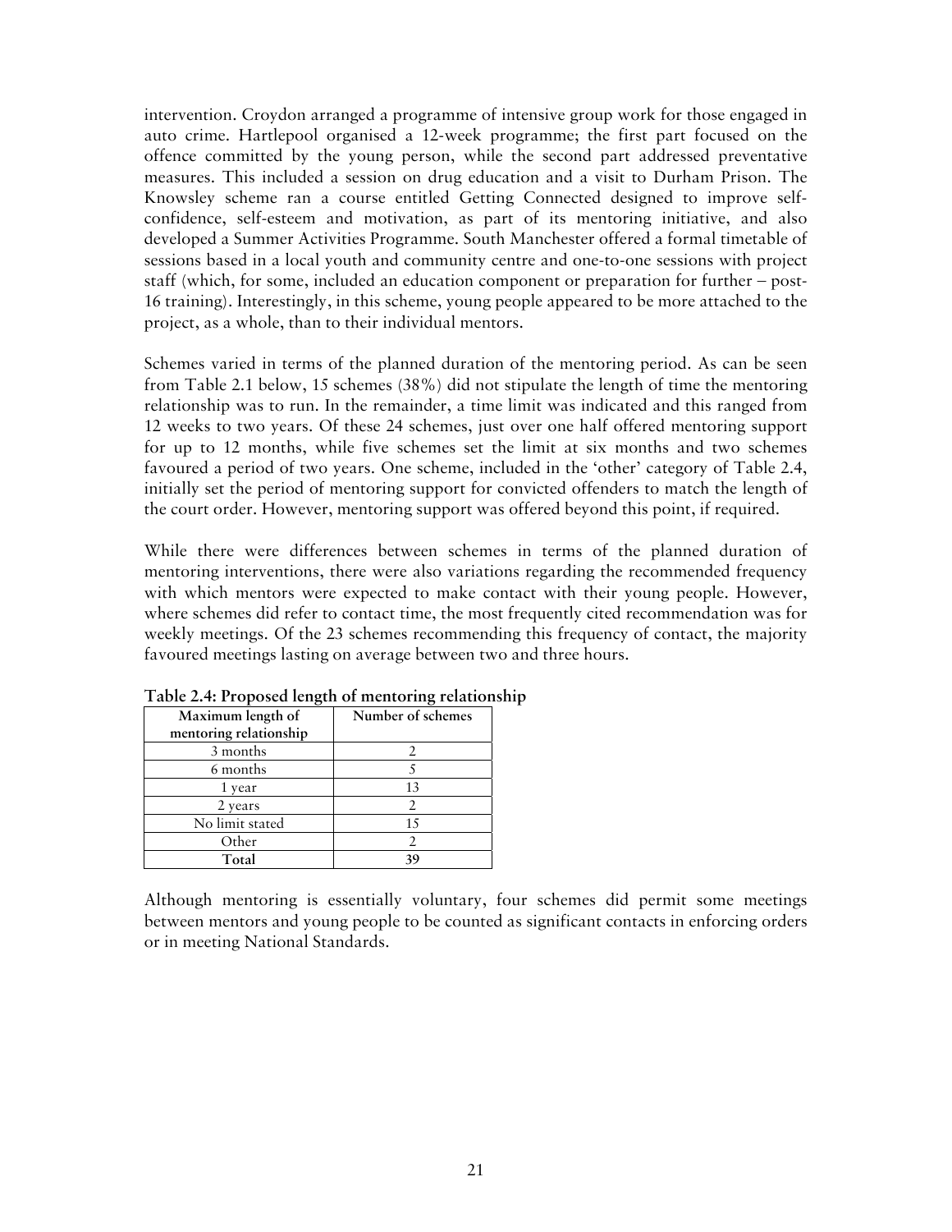intervention. Croydon arranged a programme of intensive group work for those engaged in auto crime. Hartlepool organised a 12-week programme; the first part focused on the offence committed by the young person, while the second part addressed preventative measures. This included a session on drug education and a visit to Durham Prison. The Knowsley scheme ran a course entitled Getting Connected designed to improve self-confidence, self-esteem and motivation, as part of its mentoring initiative, and also developed a Summer Activities Programme. South Manchester offered a formal timetable of sessions based in a local youth and community centre and one-to-one sessions with project staff (which, for some, included an education component or preparation for further – post-16 training). Interestingly, in this scheme, young people appeared to be more attached to the project, as a whole, than to their individual mentors.

Schemes varied in terms of the planned duration of the mentoring period. As can be seen from Table 2.1 below, 15 schemes (38%) did not stipulate the length of time the mentoring relationship was to run. In the remainder, a time limit was indicated and this ranged from 12 weeks to two years. Of these 24 schemes, just over one half offered mentoring support for up to 12 months, while five schemes set the limit at six months and two schemes favoured a period of two years. One scheme, included in the 'other' category of Table 2.4, initially set the period of mentoring support for convicted offenders to match the length of the court order. However, mentoring support was offered beyond this point, if required.

While there were differences between schemes in terms of the planned duration of mentoring interventions, there were also variations regarding the recommended frequency with which mentors were expected to make contact with their young people. However, where schemes did refer to contact time, the most frequently cited recommendation was for weekly meetings. Of the 23 schemes recommending this frequency of contact, the majority favoured meetings lasting on average between two and three hours.

**Table 2.4: Proposed length of mentoring relationship**

| Maximum length of mentoring relationship | Number of schemes |
|---|---|
| 3 months | 2 |
| 6 months | 5 |
| 1 year | 13 |
| 2 years | 2 |
| No limit stated | 15 |
| Other | 2 |
| **Total** | **39** |

Although mentoring is essentially voluntary, four schemes did permit some meetings between mentors and young people to be counted as significant contacts in enforcing orders or in meeting National Standards.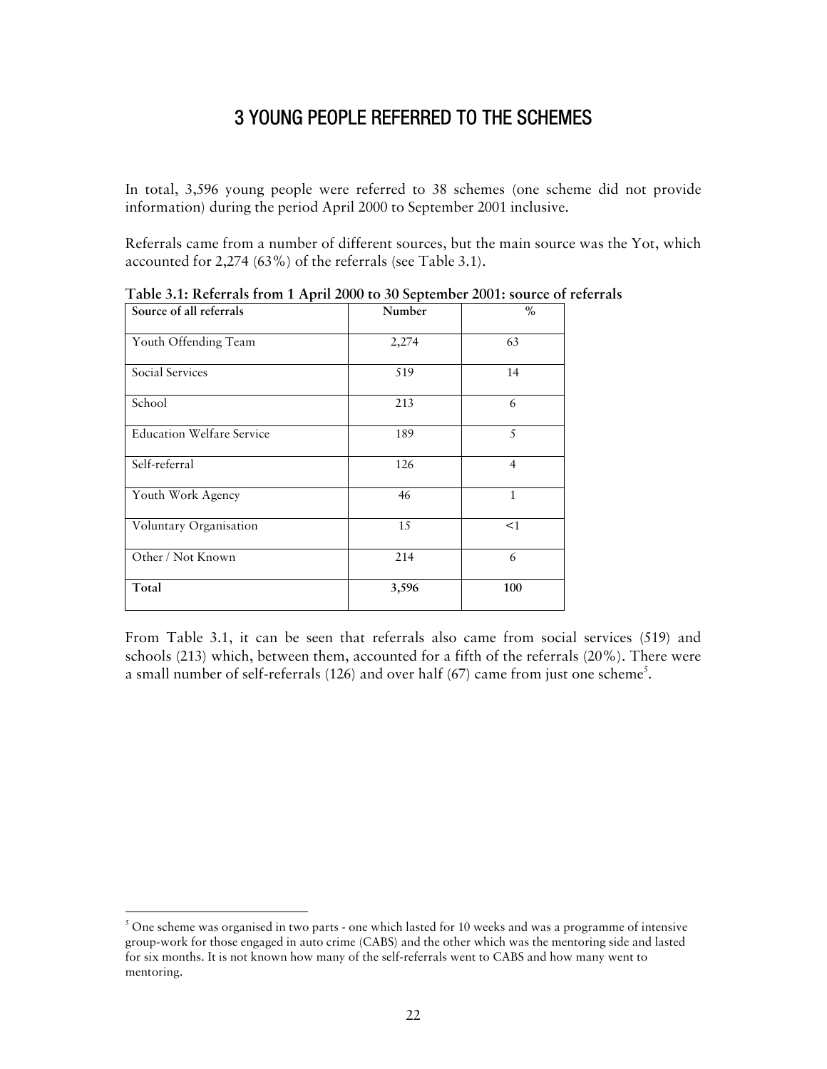# 3 YOUNG PEOPLE REFERRED TO THE SCHEMES

In total, 3,596 young people were referred to 38 schemes (one scheme did not provide information) during the period April 2000 to September 2001 inclusive.

Referrals came from a number of different sources, but the main source was the Yot, which accounted for 2,274 (63%) of the referrals (see Table 3.1).

**Table 3.1: Referrals from 1 April 2000 to 30 September 2001: source of referrals**

| Source of all referrals | Number | % |
|---|---|---|
| Youth Offending Team | 2,274 | 63 |
| Social Services | 519 | 14 |
| School | 213 | 6 |
| Education Welfare Service | 189 | 5 |
| Self-referral | 126 | 4 |
| Youth Work Agency | 46 | 1 |
| Voluntary Organisation | 15 | <1 |
| Other / Not Known | 214 | 6 |
| **Total** | **3,596** | **100** |

From Table 3.1, it can be seen that referrals also came from social services (519) and schools (213) which, between them, accounted for a fifth of the referrals (20%). There were a small number of self-referrals (126) and over half (67) came from just one scheme[5].

---

[5] One scheme was organised in two parts - one which lasted for 10 weeks and was a programme of intensive group-work for those engaged in auto crime (CABS) and the other which was the mentoring side and lasted for six months. It is not known how many of the self-referrals went to CABS and how many went to mentoring.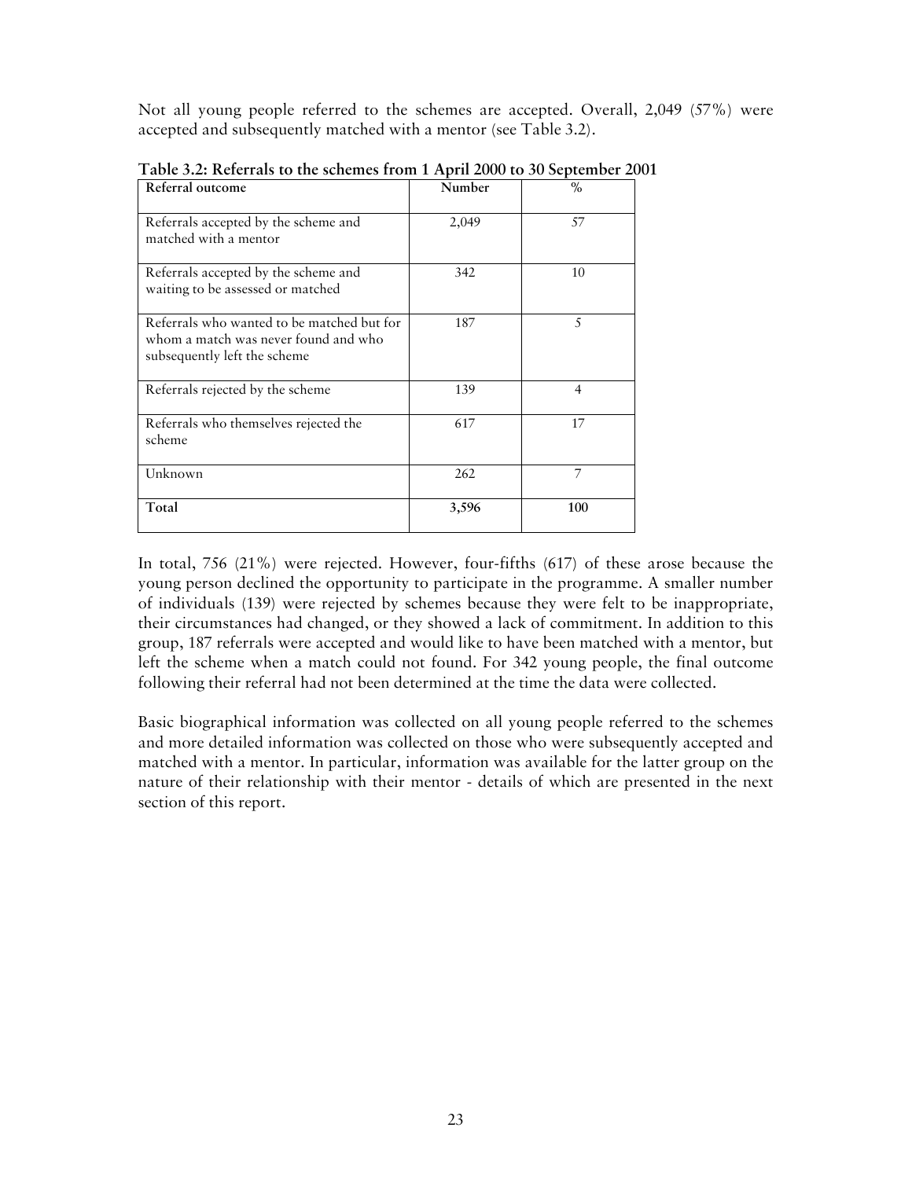Not all young people referred to the schemes are accepted. Overall, 2,049 (57%) were accepted and subsequently matched with a mentor (see Table 3.2).

**Table 3.2: Referrals to the schemes from 1 April 2000 to 30 September 2001**

| Referral outcome | Number | % |
|---|---|---|
| Referrals accepted by the scheme and matched with a mentor | 2,049 | 57 |
| Referrals accepted by the scheme and waiting to be assessed or matched | 342 | 10 |
| Referrals who wanted to be matched but for whom a match was never found and who subsequently left the scheme | 187 | 5 |
| Referrals rejected by the scheme | 139 | 4 |
| Referrals who themselves rejected the scheme | 617 | 17 |
| Unknown | 262 | 7 |
| **Total** | **3,596** | **100** |

In total, 756 (21%) were rejected. However, four-fifths (617) of these arose because the young person declined the opportunity to participate in the programme. A smaller number of individuals (139) were rejected by schemes because they were felt to be inappropriate, their circumstances had changed, or they showed a lack of commitment. In addition to this group, 187 referrals were accepted and would like to have been matched with a mentor, but left the scheme when a match could not found. For 342 young people, the final outcome following their referral had not been determined at the time the data were collected.

Basic biographical information was collected on all young people referred to the schemes and more detailed information was collected on those who were subsequently accepted and matched with a mentor. In particular, information was available for the latter group on the nature of their relationship with their mentor - details of which are presented in the next section of this report.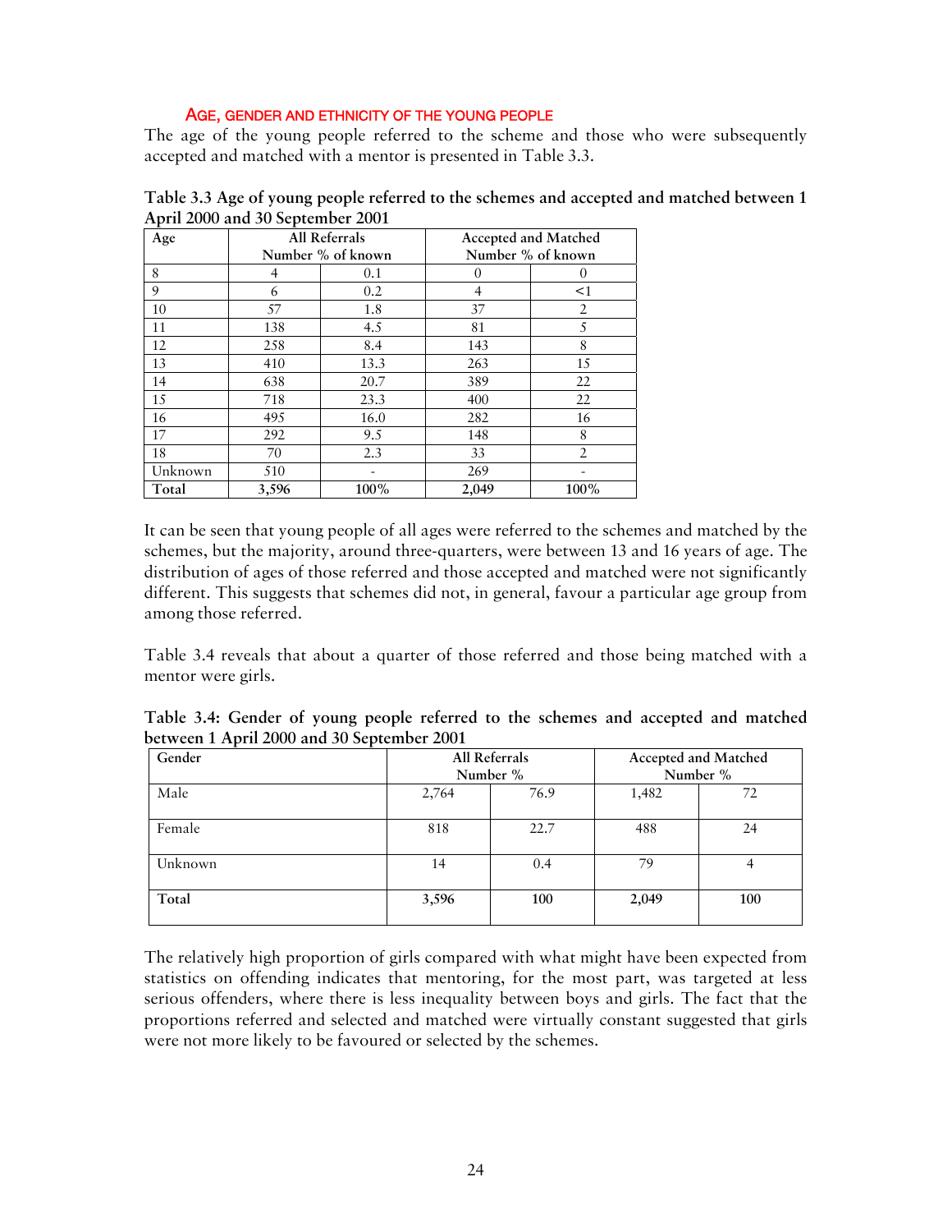### Age, gender and ethnicity of the young people

The age of the young people referred to the scheme and those who were subsequently accepted and matched with a mentor is presented in Table 3.3.

**Table 3.3 Age of young people referred to the schemes and accepted and matched between 1 April 2000 and 30 September 2001**

| Age | All Referrals | | Accepted and Matched | |
|---|---|---|---|---|
| | Number | % of known | Number | % of known |
| 8 | 4 | 0.1 | 0 | 0 |
| 9 | 6 | 0.2 | 4 | <1 |
| 10 | 57 | 1.8 | 37 | 2 |
| 11 | 138 | 4.5 | 81 | 5 |
| 12 | 258 | 8.4 | 143 | 8 |
| 13 | 410 | 13.3 | 263 | 15 |
| 14 | 638 | 20.7 | 389 | 22 |
| 15 | 718 | 23.3 | 400 | 22 |
| 16 | 495 | 16.0 | 282 | 16 |
| 17 | 292 | 9.5 | 148 | 8 |
| 18 | 70 | 2.3 | 33 | 2 |
| Unknown | 510 | - | 269 | - |
| **Total** | **3,596** | **100%** | **2,049** | **100%** |

It can be seen that young people of all ages were referred to the schemes and matched by the schemes, but the majority, around three-quarters, were between 13 and 16 years of age. The distribution of ages of those referred and those accepted and matched were not significantly different. This suggests that schemes did not, in general, favour a particular age group from among those referred.

Table 3.4 reveals that about a quarter of those referred and those being matched with a mentor were girls.

**Table 3.4: Gender of young people referred to the schemes and accepted and matched between 1 April 2000 and 30 September 2001**

| Gender | All Referrals | | Accepted and Matched | |
|---|---|---|---|---|
| | Number | % | Number | % |
| Male | 2,764 | 76.9 | 1,482 | 72 |
| Female | 818 | 22.7 | 488 | 24 |
| Unknown | 14 | 0.4 | 79 | 4 |
| **Total** | **3,596** | **100** | **2,049** | **100** |

The relatively high proportion of girls compared with what might have been expected from statistics on offending indicates that mentoring, for the most part, was targeted at less serious offenders, where there is less inequality between boys and girls. The fact that the proportions referred and selected and matched were virtually constant suggested that girls were not more likely to be favoured or selected by the schemes.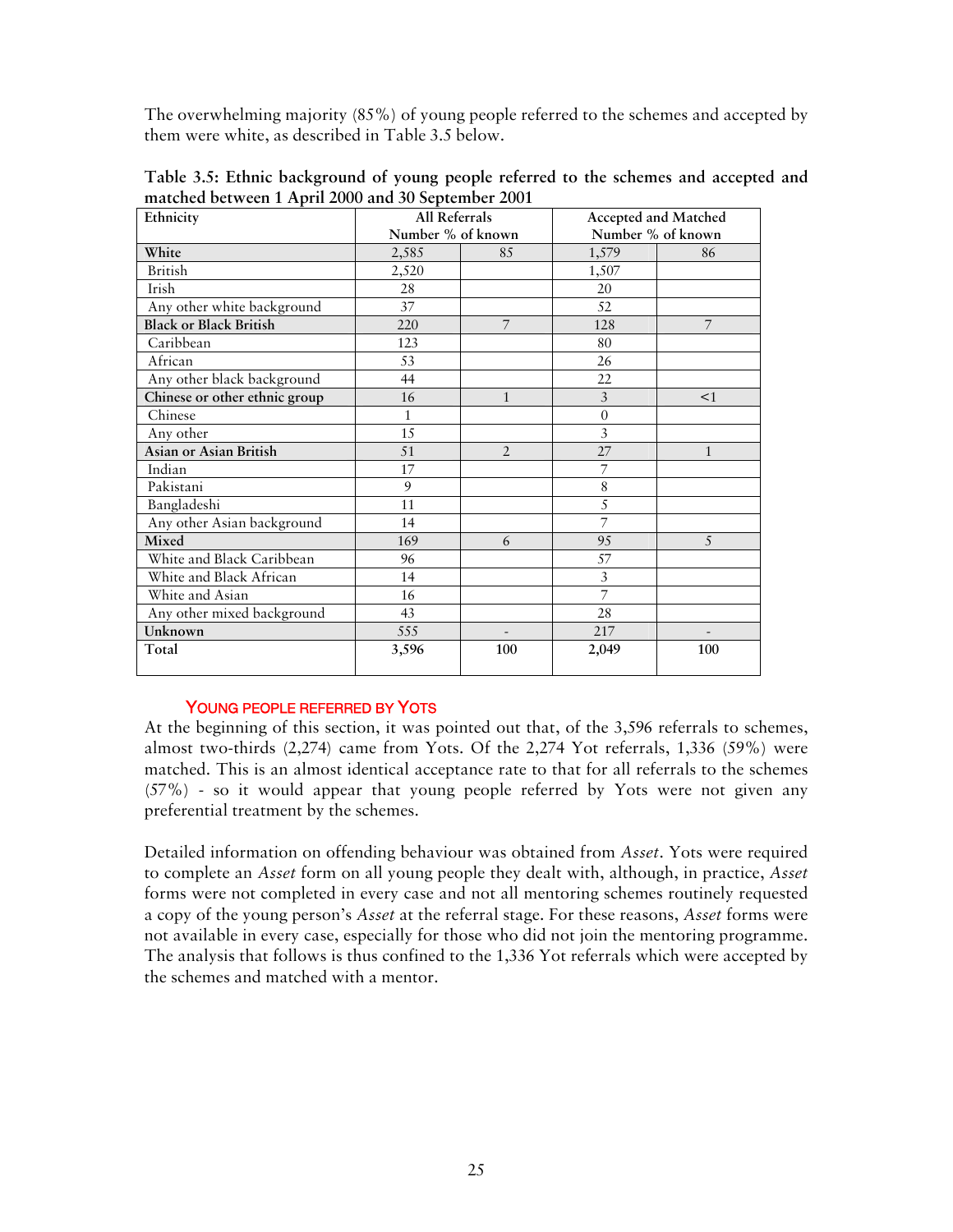The overwhelming majority (85%) of young people referred to the schemes and accepted by them were white, as described in Table 3.5 below.

**Table 3.5: Ethnic background of young people referred to the schemes and accepted and matched between 1 April 2000 and 30 September 2001**

| Ethnicity | All Referrals | | Accepted and Matched | |
|---|---|---|---|---|
| | Number | % of known | Number | % of known |
| **White** | 2,585 | 85 | 1,579 | 86 |
| British | 2,520 | | 1,507 | |
| Irish | 28 | | 20 | |
| Any other white background | 37 | | 52 | |
| **Black or Black British** | 220 | 7 | 128 | 7 |
| Caribbean | 123 | | 80 | |
| African | 53 | | 26 | |
| Any other black background | 44 | | 22 | |
| **Chinese or other ethnic group** | 16 | 1 | 3 | <1 |
| Chinese | 1 | | 0 | |
| Any other | 15 | | 3 | |
| **Asian or Asian British** | 51 | 2 | 27 | 1 |
| Indian | 17 | | 7 | |
| Pakistani | 9 | | 8 | |
| Bangladeshi | 11 | | 5 | |
| Any other Asian background | 14 | | 7 | |
| **Mixed** | 169 | 6 | 95 | 5 |
| White and Black Caribbean | 96 | | 57 | |
| White and Black African | 14 | | 3 | |
| White and Asian | 16 | | 7 | |
| Any other mixed background | 43 | | 28 | |
| **Unknown** | 555 | - | 217 | - |
| **Total** | **3,596** | **100** | **2,049** | **100** |

### Young people referred by Yots

At the beginning of this section, it was pointed out that, of the 3,596 referrals to schemes, almost two-thirds (2,274) came from Yots. Of the 2,274 Yot referrals, 1,336 (59%) were matched. This is an almost identical acceptance rate to that for all referrals to the schemes (57%) - so it would appear that young people referred by Yots were not given any preferential treatment by the schemes.

Detailed information on offending behaviour was obtained from *Asset*. Yots were required to complete an *Asset* form on all young people they dealt with, although, in practice, *Asset* forms were not completed in every case and not all mentoring schemes routinely requested a copy of the young person's *Asset* at the referral stage. For these reasons, *Asset* forms were not available in every case, especially for those who did not join the mentoring programme. The analysis that follows is thus confined to the 1,336 Yot referrals which were accepted by the schemes and matched with a mentor.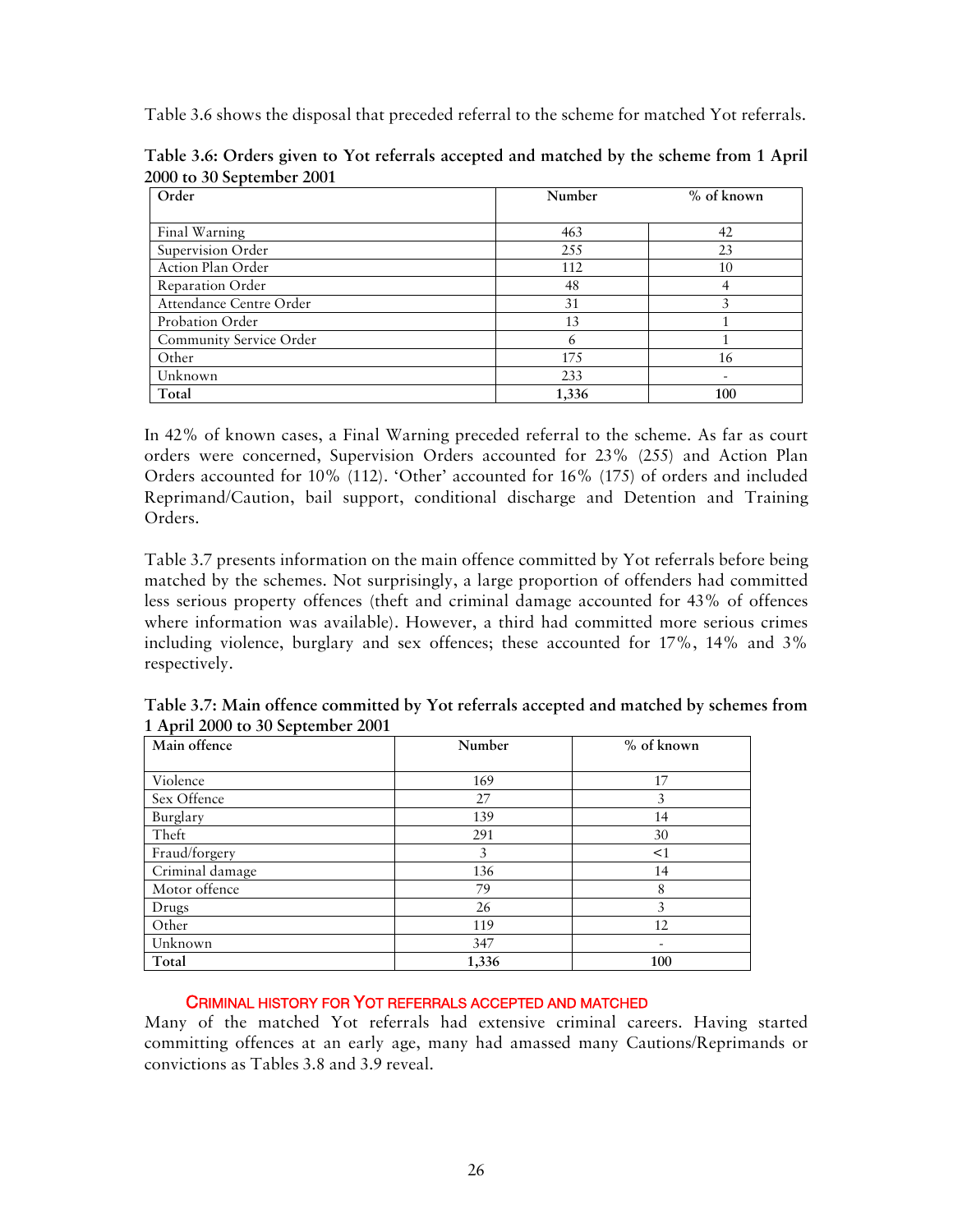Table 3.6 shows the disposal that preceded referral to the scheme for matched Yot referrals.

**Table 3.6: Orders given to Yot referrals accepted and matched by the scheme from 1 April 2000 to 30 September 2001**

| Order | Number | % of known |
|---|---|---|
| Final Warning | 463 | 42 |
| Supervision Order | 255 | 23 |
| Action Plan Order | 112 | 10 |
| Reparation Order | 48 | 4 |
| Attendance Centre Order | 31 | 3 |
| Probation Order | 13 | 1 |
| Community Service Order | 6 | 1 |
| Other | 175 | 16 |
| Unknown | 233 | - |
| **Total** | **1,336** | **100** |

In 42% of known cases, a Final Warning preceded referral to the scheme. As far as court orders were concerned, Supervision Orders accounted for 23% (255) and Action Plan Orders accounted for 10% (112). 'Other' accounted for 16% (175) of orders and included Reprimand/Caution, bail support, conditional discharge and Detention and Training Orders.

Table 3.7 presents information on the main offence committed by Yot referrals before being matched by the schemes. Not surprisingly, a large proportion of offenders had committed less serious property offences (theft and criminal damage accounted for 43% of offences where information was available). However, a third had committed more serious crimes including violence, burglary and sex offences; these accounted for 17%, 14% and 3% respectively.

**Table 3.7: Main offence committed by Yot referrals accepted and matched by schemes from 1 April 2000 to 30 September 2001**

| Main offence | Number | % of known |
|---|---|---|
| Violence | 169 | 17 |
| Sex Offence | 27 | 3 |
| Burglary | 139 | 14 |
| Theft | 291 | 30 |
| Fraud/forgery | 3 | <1 |
| Criminal damage | 136 | 14 |
| Motor offence | 79 | 8 |
| Drugs | 26 | 3 |
| Other | 119 | 12 |
| Unknown | 347 | - |
| **Total** | **1,336** | **100** |

### Criminal history for Yot referrals accepted and matched

Many of the matched Yot referrals had extensive criminal careers. Having started committing offences at an early age, many had amassed many Cautions/Reprimands or convictions as Tables 3.8 and 3.9 reveal.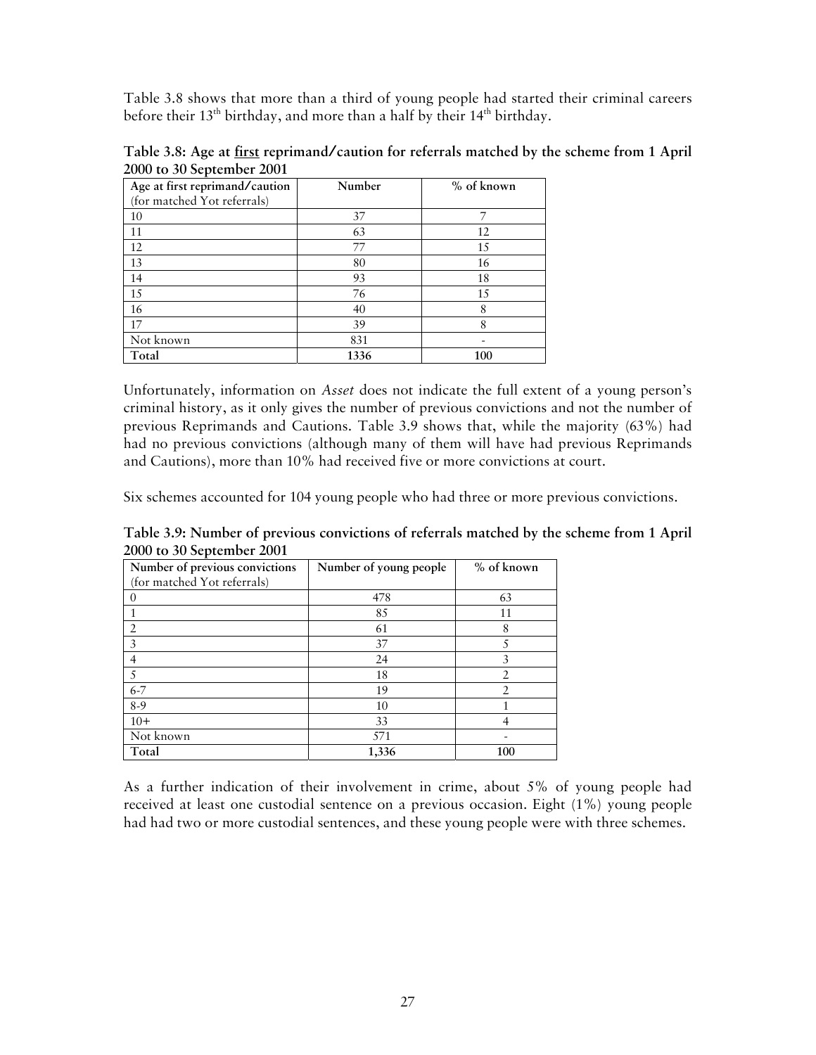Table 3.8 shows that more than a third of young people had started their criminal careers before their 13th birthday, and more than a half by their 14th birthday.

**Table 3.8: Age at <u>first</u> reprimand/caution for referrals matched by the scheme from 1 April 2000 to 30 September 2001**

| Age at first reprimand/caution (for matched Yot referrals) | Number | % of known |
|---|---|---|
| 10 | 37 | 7 |
| 11 | 63 | 12 |
| 12 | 77 | 15 |
| 13 | 80 | 16 |
| 14 | 93 | 18 |
| 15 | 76 | 15 |
| 16 | 40 | 8 |
| 17 | 39 | 8 |
| Not known | 831 | - |
| **Total** | **1336** | **100** |

Unfortunately, information on *Asset* does not indicate the full extent of a young person's criminal history, as it only gives the number of previous convictions and not the number of previous Reprimands and Cautions. Table 3.9 shows that, while the majority (63%) had had no previous convictions (although many of them will have had previous Reprimands and Cautions), more than 10% had received five or more convictions at court.

Six schemes accounted for 104 young people who had three or more previous convictions.

**Table 3.9: Number of previous convictions of referrals matched by the scheme from 1 April 2000 to 30 September 2001**

| Number of previous convictions (for matched Yot referrals) | Number of young people | % of known |
|---|---|---|
| 0 | 478 | 63 |
| 1 | 85 | 11 |
| 2 | 61 | 8 |
| 3 | 37 | 5 |
| 4 | 24 | 3 |
| 5 | 18 | 2 |
| 6-7 | 19 | 2 |
| 8-9 | 10 | 1 |
| 10+ | 33 | 4 |
| Not known | 571 | - |
| **Total** | **1,336** | **100** |

As a further indication of their involvement in crime, about 5% of young people had received at least one custodial sentence on a previous occasion. Eight (1%) young people had had two or more custodial sentences, and these young people were with three schemes.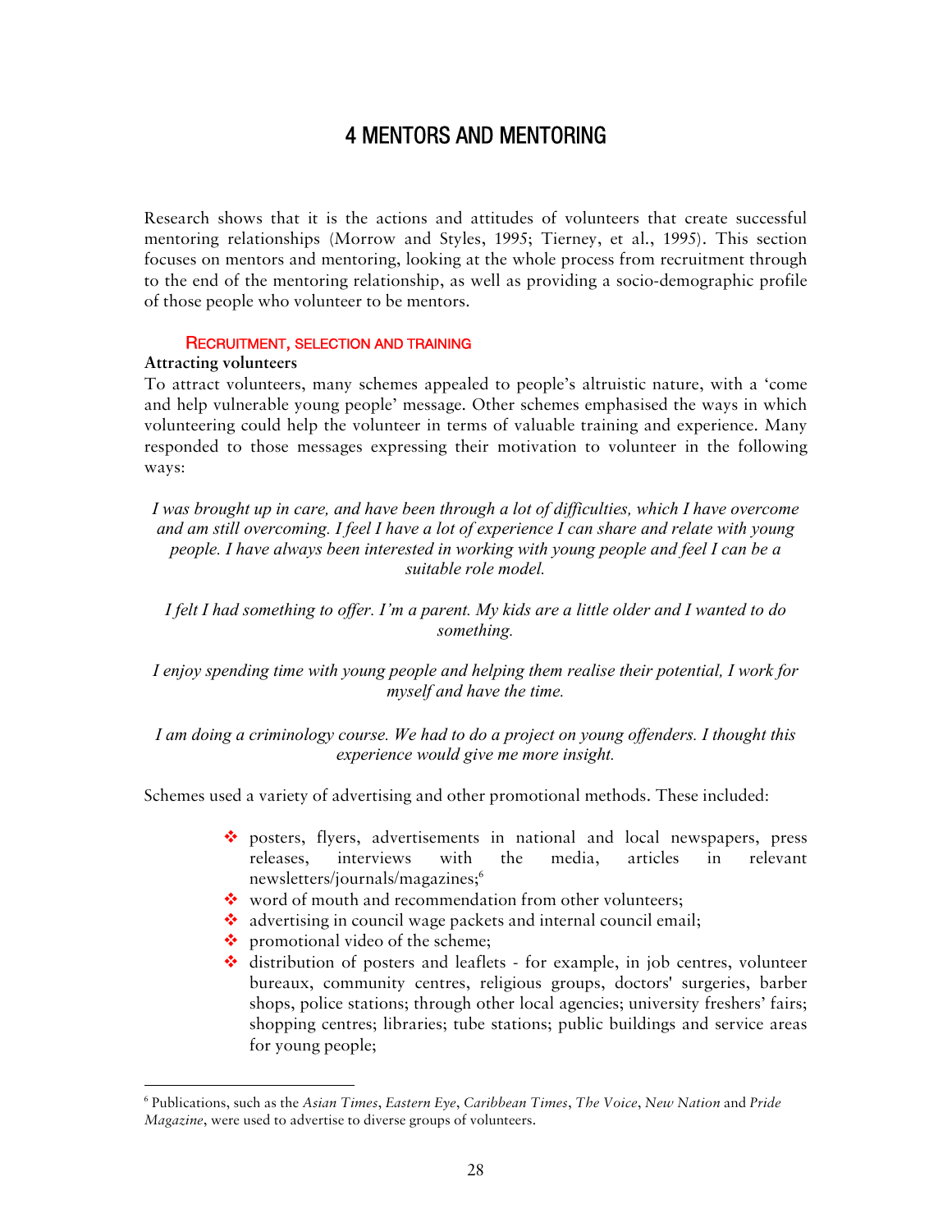# 4 MENTORS AND MENTORING

Research shows that it is the actions and attitudes of volunteers that create successful mentoring relationships (Morrow and Styles, 1995; Tierney, et al., 1995). This section focuses on mentors and mentoring, looking at the whole process from recruitment through to the end of the mentoring relationship, as well as providing a socio-demographic profile of those people who volunteer to be mentors.

## Recruitment, selection and training

**Attracting volunteers**

To attract volunteers, many schemes appealed to people's altruistic nature, with a 'come and help vulnerable young people' message. Other schemes emphasised the ways in which volunteering could help the volunteer in terms of valuable training and experience. Many responded to those messages expressing their motivation to volunteer in the following ways:

*I was brought up in care, and have been through a lot of difficulties, which I have overcome and am still overcoming. I feel I have a lot of experience I can share and relate with young people. I have always been interested in working with young people and feel I can be a suitable role model.*

*I felt I had something to offer. I'm a parent. My kids are a little older and I wanted to do something.*

*I enjoy spending time with young people and helping them realise their potential, I work for myself and have the time.*

*I am doing a criminology course. We had to do a project on young offenders. I thought this experience would give me more insight.*

Schemes used a variety of advertising and other promotional methods. These included:

- posters, flyers, advertisements in national and local newspapers, press releases, interviews with the media, articles in relevant newsletters/journals/magazines;[6]
- word of mouth and recommendation from other volunteers;
- advertising in council wage packets and internal council email;
- promotional video of the scheme;
- distribution of posters and leaflets - for example, in job centres, volunteer bureaux, community centres, religious groups, doctors' surgeries, barber shops, police stations; through other local agencies; university freshers' fairs; shopping centres; libraries; tube stations; public buildings and service areas for young people;

[6] Publications, such as the *Asian Times*, *Eastern Eye*, *Caribbean Times*, *The Voice*, *New Nation* and *Pride Magazine*, were used to advertise to diverse groups of volunteers.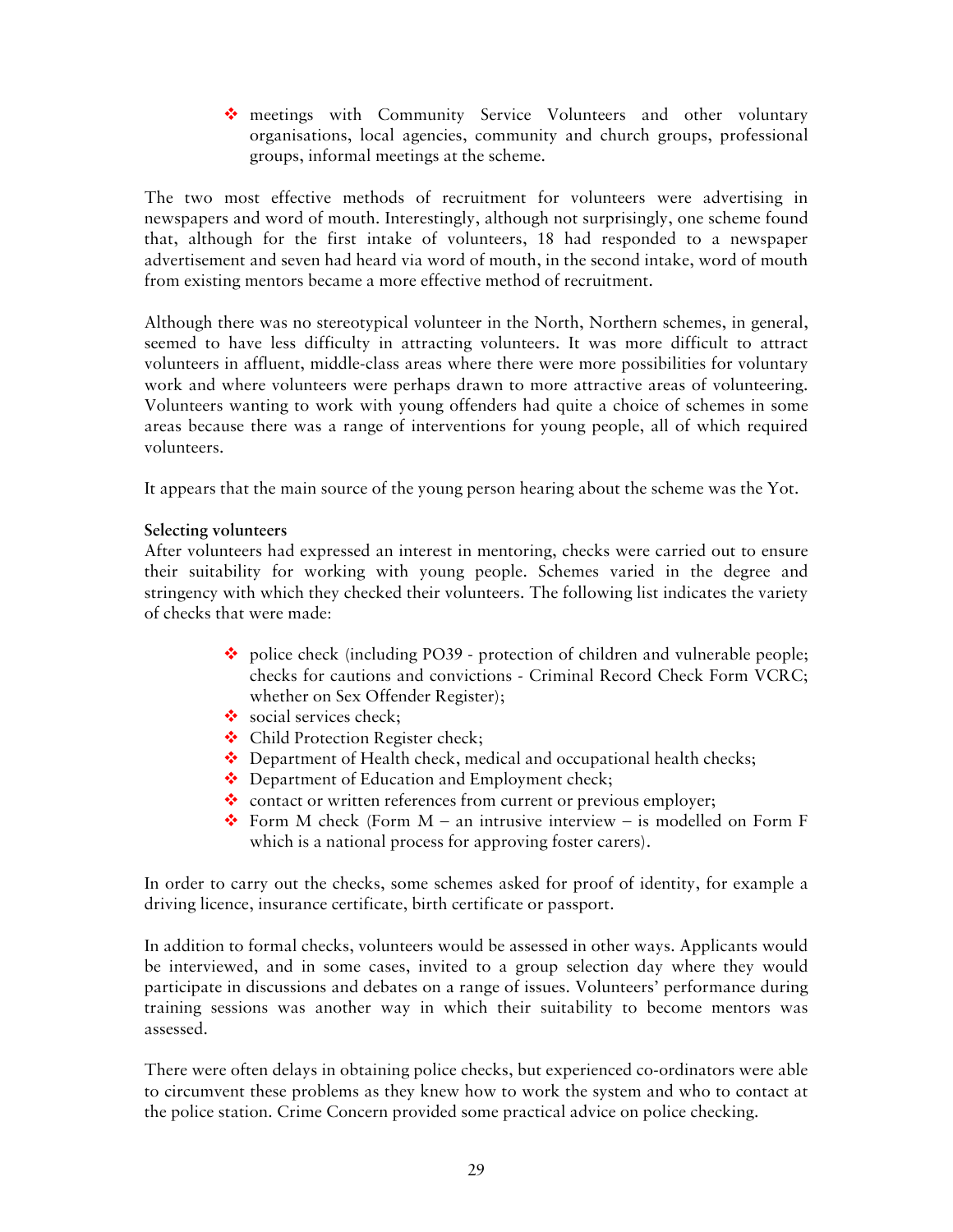- meetings with Community Service Volunteers and other voluntary organisations, local agencies, community and church groups, professional groups, informal meetings at the scheme.

The two most effective methods of recruitment for volunteers were advertising in newspapers and word of mouth. Interestingly, although not surprisingly, one scheme found that, although for the first intake of volunteers, 18 had responded to a newspaper advertisement and seven had heard via word of mouth, in the second intake, word of mouth from existing mentors became a more effective method of recruitment.

Although there was no stereotypical volunteer in the North, Northern schemes, in general, seemed to have less difficulty in attracting volunteers. It was more difficult to attract volunteers in affluent, middle-class areas where there were more possibilities for voluntary work and where volunteers were perhaps drawn to more attractive areas of volunteering. Volunteers wanting to work with young offenders had quite a choice of schemes in some areas because there was a range of interventions for young people, all of which required volunteers.

It appears that the main source of the young person hearing about the scheme was the Yot.

**Selecting volunteers**

After volunteers had expressed an interest in mentoring, checks were carried out to ensure their suitability for working with young people. Schemes varied in the degree and stringency with which they checked their volunteers. The following list indicates the variety of checks that were made:

- police check (including PO39 - protection of children and vulnerable people; checks for cautions and convictions - Criminal Record Check Form VCRC; whether on Sex Offender Register);
- social services check;
- Child Protection Register check;
- Department of Health check, medical and occupational health checks;
- Department of Education and Employment check;
- contact or written references from current or previous employer;
- Form M check (Form M – an intrusive interview – is modelled on Form F which is a national process for approving foster carers).

In order to carry out the checks, some schemes asked for proof of identity, for example a driving licence, insurance certificate, birth certificate or passport.

In addition to formal checks, volunteers would be assessed in other ways. Applicants would be interviewed, and in some cases, invited to a group selection day where they would participate in discussions and debates on a range of issues. Volunteers' performance during training sessions was another way in which their suitability to become mentors was assessed.

There were often delays in obtaining police checks, but experienced co-ordinators were able to circumvent these problems as they knew how to work the system and who to contact at the police station. Crime Concern provided some practical advice on police checking.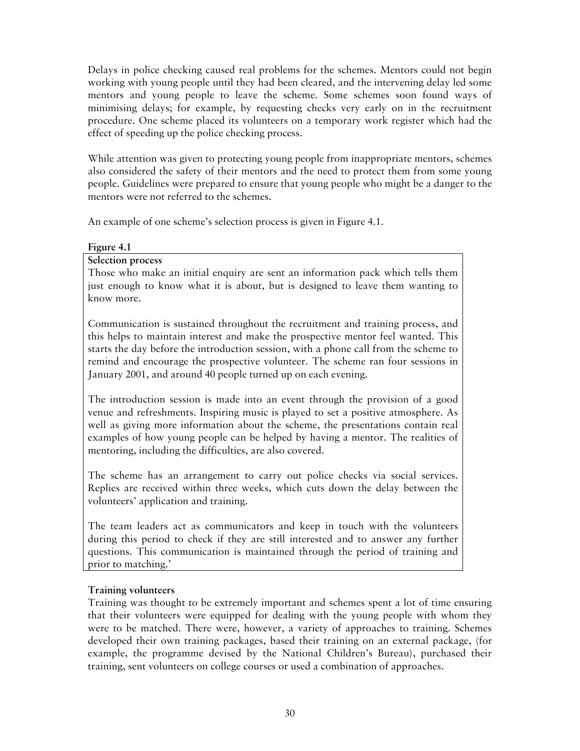Delays in police checking caused real problems for the schemes. Mentors could not begin working with young people until they had been cleared, and the intervening delay led some mentors and young people to leave the scheme. Some schemes soon found ways of minimising delays; for example, by requesting checks very early on in the recruitment procedure. One scheme placed its volunteers on a temporary work register which had the effect of speeding up the police checking process.

While attention was given to protecting young people from inappropriate mentors, schemes also considered the safety of their mentors and the need to protect them from some young people. Guidelines were prepared to ensure that young people who might be a danger to the mentors were not referred to the schemes.

An example of one scheme's selection process is given in Figure 4.1.

**Figure 4.1**

> **Selection process**
>
> Those who make an initial enquiry are sent an information pack which tells them just enough to know what it is about, but is designed to leave them wanting to know more.
>
> Communication is sustained throughout the recruitment and training process, and this helps to maintain interest and make the prospective mentor feel wanted. This starts the day before the introduction session, with a phone call from the scheme to remind and encourage the prospective volunteer. The scheme ran four sessions in January 2001, and around 40 people turned up on each evening.
>
> The introduction session is made into an event through the provision of a good venue and refreshments. Inspiring music is played to set a positive atmosphere. As well as giving more information about the scheme, the presentations contain real examples of how young people can be helped by having a mentor. The realities of mentoring, including the difficulties, are also covered.
>
> The scheme has an arrangement to carry out police checks via social services. Replies are received within three weeks, which cuts down the delay between the volunteers' application and training.
>
> The team leaders act as communicators and keep in touch with the volunteers during this period to check if they are still interested and to answer any further questions. This communication is maintained through the period of training and prior to matching.'

**Training volunteers**

Training was thought to be extremely important and schemes spent a lot of time ensuring that their volunteers were equipped for dealing with the young people with whom they were to be matched. There were, however, a variety of approaches to training. Schemes developed their own training packages, based their training on an external package, (for example, the programme devised by the National Children's Bureau), purchased their training, sent volunteers on college courses or used a combination of approaches.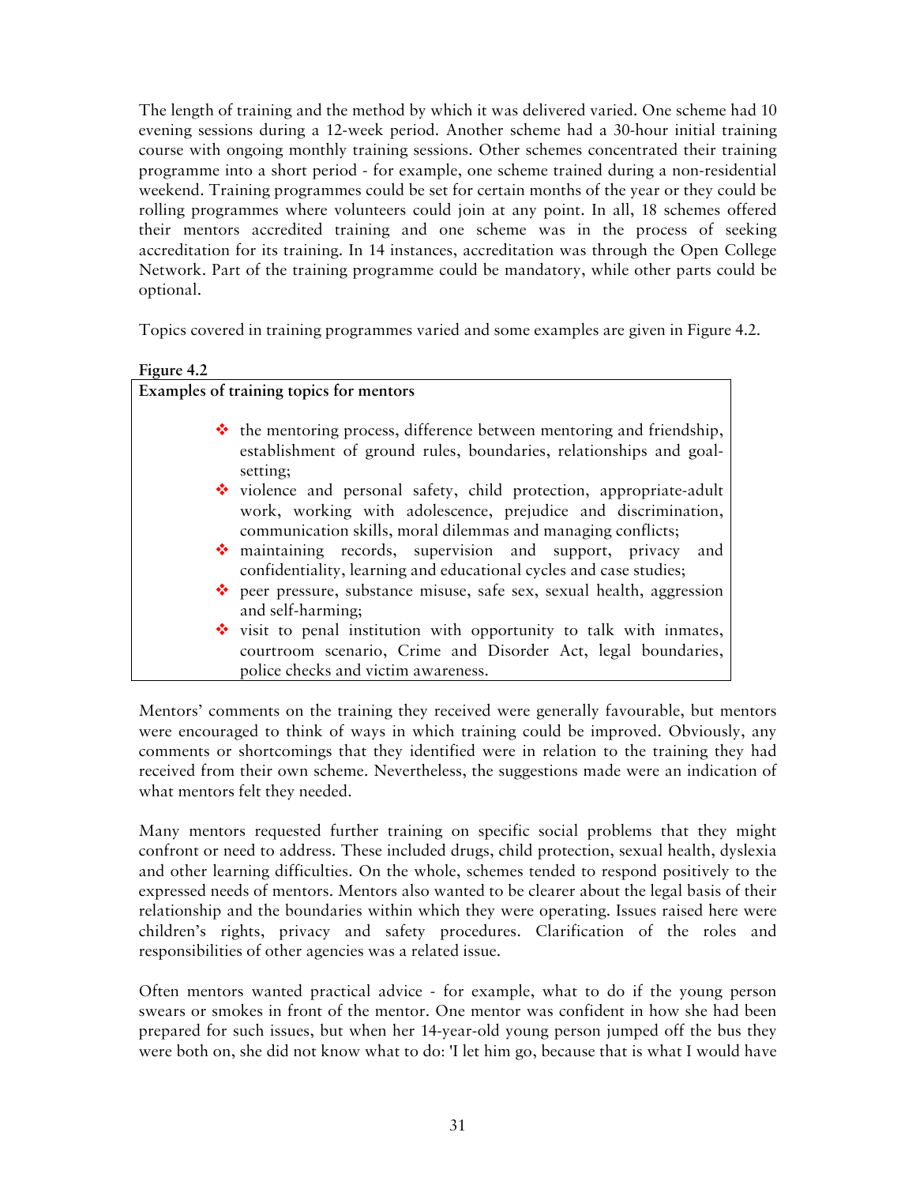The length of training and the method by which it was delivered varied. One scheme had 10 evening sessions during a 12-week period. Another scheme had a 30-hour initial training course with ongoing monthly training sessions. Other schemes concentrated their training programme into a short period - for example, one scheme trained during a non-residential weekend. Training programmes could be set for certain months of the year or they could be rolling programmes where volunteers could join at any point. In all, 18 schemes offered their mentors accredited training and one scheme was in the process of seeking accreditation for its training. In 14 instances, accreditation was through the Open College Network. Part of the training programme could be mandatory, while other parts could be optional.

Topics covered in training programmes varied and some examples are given in Figure 4.2.

**Figure 4.2**

**Examples of training topics for mentors**

- the mentoring process, difference between mentoring and friendship, establishment of ground rules, boundaries, relationships and goal-setting;
- violence and personal safety, child protection, appropriate-adult work, working with adolescence, prejudice and discrimination, communication skills, moral dilemmas and managing conflicts;
- maintaining records, supervision and support, privacy and confidentiality, learning and educational cycles and case studies;
- peer pressure, substance misuse, safe sex, sexual health, aggression and self-harming;
- visit to penal institution with opportunity to talk with inmates, courtroom scenario, Crime and Disorder Act, legal boundaries, police checks and victim awareness.

Mentors' comments on the training they received were generally favourable, but mentors were encouraged to think of ways in which training could be improved. Obviously, any comments or shortcomings that they identified were in relation to the training they had received from their own scheme. Nevertheless, the suggestions made were an indication of what mentors felt they needed.

Many mentors requested further training on specific social problems that they might confront or need to address. These included drugs, child protection, sexual health, dyslexia and other learning difficulties. On the whole, schemes tended to respond positively to the expressed needs of mentors. Mentors also wanted to be clearer about the legal basis of their relationship and the boundaries within which they were operating. Issues raised here were children's rights, privacy and safety procedures. Clarification of the roles and responsibilities of other agencies was a related issue.

Often mentors wanted practical advice - for example, what to do if the young person swears or smokes in front of the mentor. One mentor was confident in how she had been prepared for such issues, but when her 14-year-old young person jumped off the bus they were both on, she did not know what to do: 'I let him go, because that is what I would have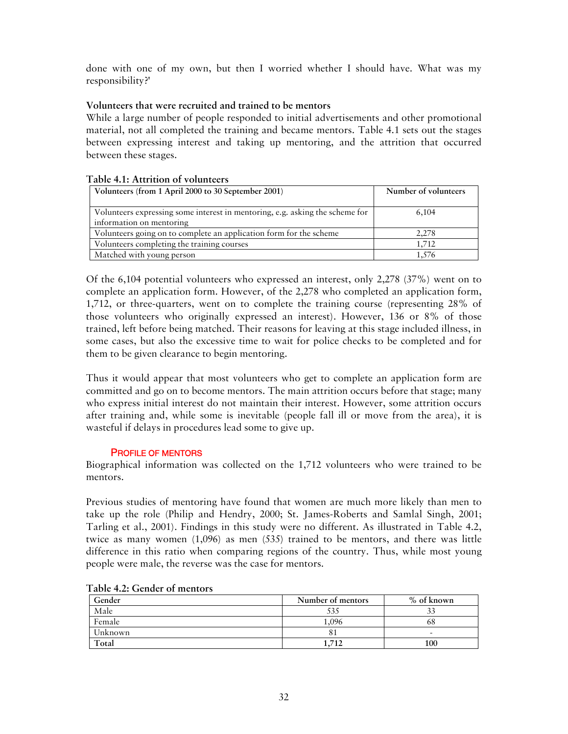done with one of my own, but then I worried whether I should have. What was my responsibility?'

**Volunteers that were recruited and trained to be mentors**

While a large number of people responded to initial advertisements and other promotional material, not all completed the training and became mentors. Table 4.1 sets out the stages between expressing interest and taking up mentoring, and the attrition that occurred between these stages.

**Table 4.1: Attrition of volunteers**

| Volunteers (from 1 April 2000 to 30 September 2001) | Number of volunteers |
|---|---|
| Volunteers expressing some interest in mentoring, e.g. asking the scheme for information on mentoring | 6,104 |
| Volunteers going on to complete an application form for the scheme | 2,278 |
| Volunteers completing the training courses | 1,712 |
| Matched with young person | 1,576 |

Of the 6,104 potential volunteers who expressed an interest, only 2,278 (37%) went on to complete an application form. However, of the 2,278 who completed an application form, 1,712, or three-quarters, went on to complete the training course (representing 28% of those volunteers who originally expressed an interest). However, 136 or 8% of those trained, left before being matched. Their reasons for leaving at this stage included illness, in some cases, but also the excessive time to wait for police checks to be completed and for them to be given clearance to begin mentoring.

Thus it would appear that most volunteers who get to complete an application form are committed and go on to become mentors. The main attrition occurs before that stage; many who express initial interest do not maintain their interest. However, some attrition occurs after training and, while some is inevitable (people fall ill or move from the area), it is wasteful if delays in procedures lead some to give up.

## PROFILE OF MENTORS

Biographical information was collected on the 1,712 volunteers who were trained to be mentors.

Previous studies of mentoring have found that women are much more likely than men to take up the role (Philip and Hendry, 2000; St. James-Roberts and Samlal Singh, 2001; Tarling et al., 2001). Findings in this study were no different. As illustrated in Table 4.2, twice as many women (1,096) as men (535) trained to be mentors, and there was little difference in this ratio when comparing regions of the country. Thus, while most young people were male, the reverse was the case for mentors.

**Table 4.2: Gender of mentors**

| Gender | Number of mentors | % of known |
|---|---|---|
| Male | 535 | 33 |
| Female | 1,096 | 68 |
| Unknown | 81 | - |
| **Total** | **1,712** | **100** |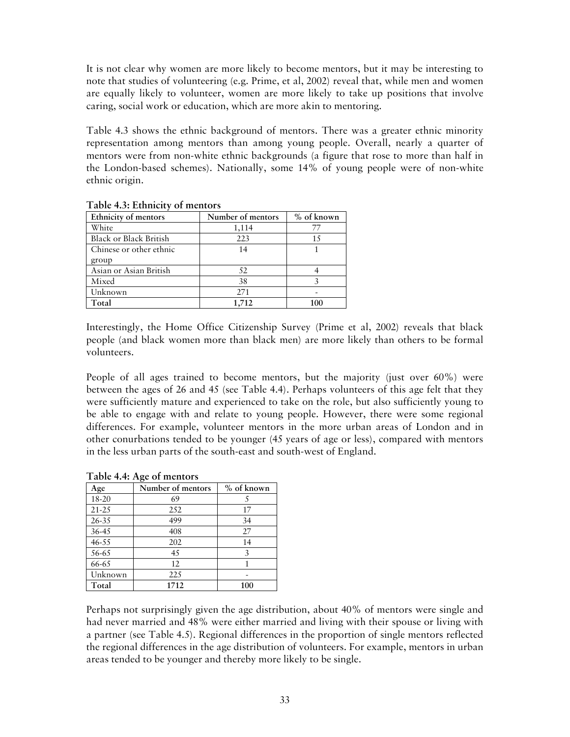It is not clear why women are more likely to become mentors, but it may be interesting to note that studies of volunteering (e.g. Prime, et al, 2002) reveal that, while men and women are equally likely to volunteer, women are more likely to take up positions that involve caring, social work or education, which are more akin to mentoring.

Table 4.3 shows the ethnic background of mentors. There was a greater ethnic minority representation among mentors than among young people. Overall, nearly a quarter of mentors were from non-white ethnic backgrounds (a figure that rose to more than half in the London-based schemes). Nationally, some 14% of young people were of non-white ethnic origin.

**Table 4.3: Ethnicity of mentors**

| Ethnicity of mentors | Number of mentors | % of known |
|---|---|---|
| White | 1,114 | 77 |
| Black or Black British | 223 | 15 |
| Chinese or other ethnic group | 14 | 1 |
| Asian or Asian British | 52 | 4 |
| Mixed | 38 | 3 |
| Unknown | 271 | - |
| **Total** | **1,712** | **100** |

Interestingly, the Home Office Citizenship Survey (Prime et al, 2002) reveals that black people (and black women more than black men) are more likely than others to be formal volunteers.

People of all ages trained to become mentors, but the majority (just over 60%) were between the ages of 26 and 45 (see Table 4.4). Perhaps volunteers of this age felt that they were sufficiently mature and experienced to take on the role, but also sufficiently young to be able to engage with and relate to young people. However, there were some regional differences. For example, volunteer mentors in the more urban areas of London and in other conurbations tended to be younger (45 years of age or less), compared with mentors in the less urban parts of the south-east and south-west of England.

**Table 4.4: Age of mentors**

| Age | Number of mentors | % of known |
|---|---|---|
| 18-20 | 69 | 5 |
| 21-25 | 252 | 17 |
| 26-35 | 499 | 34 |
| 36-45 | 408 | 27 |
| 46-55 | 202 | 14 |
| 56-65 | 45 | 3 |
| 66-65 | 12 | 1 |
| Unknown | 225 | - |
| **Total** | **1712** | **100** |

Perhaps not surprisingly given the age distribution, about 40% of mentors were single and had never married and 48% were either married and living with their spouse or living with a partner (see Table 4.5). Regional differences in the proportion of single mentors reflected the regional differences in the age distribution of volunteers. For example, mentors in urban areas tended to be younger and thereby more likely to be single.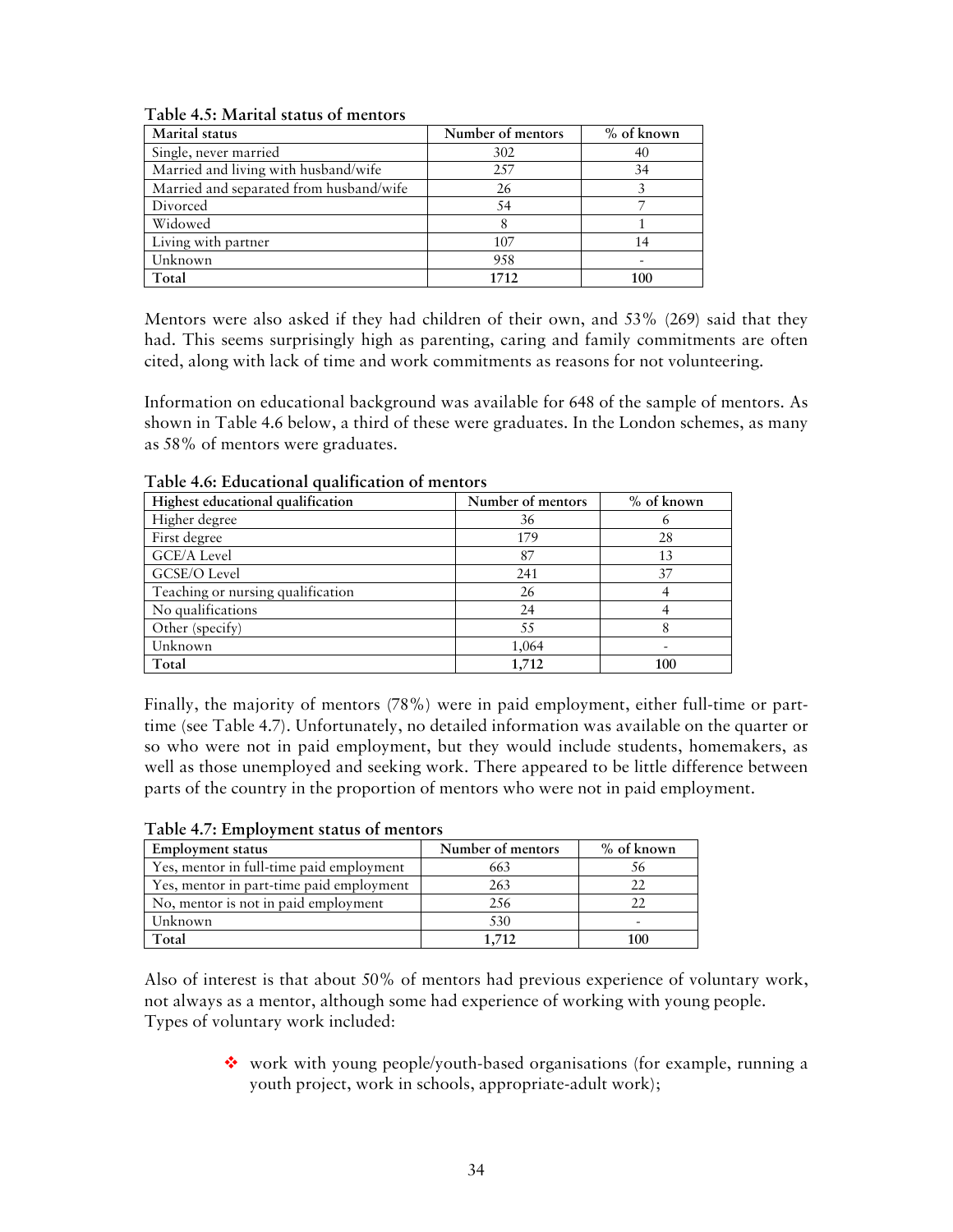**Table 4.5: Marital status of mentors**

| Marital status | Number of mentors | % of known |
|---|---|---|
| Single, never married | 302 | 40 |
| Married and living with husband/wife | 257 | 34 |
| Married and separated from husband/wife | 26 | 3 |
| Divorced | 54 | 7 |
| Widowed | 8 | 1 |
| Living with partner | 107 | 14 |
| Unknown | 958 | - |
| **Total** | **1712** | **100** |

Mentors were also asked if they had children of their own, and 53% (269) said that they had. This seems surprisingly high as parenting, caring and family commitments are often cited, along with lack of time and work commitments as reasons for not volunteering.

Information on educational background was available for 648 of the sample of mentors. As shown in Table 4.6 below, a third of these were graduates. In the London schemes, as many as 58% of mentors were graduates.

**Table 4.6: Educational qualification of mentors**

| Highest educational qualification | Number of mentors | % of known |
|---|---|---|
| Higher degree | 36 | 6 |
| First degree | 179 | 28 |
| GCE/A Level | 87 | 13 |
| GCSE/O Level | 241 | 37 |
| Teaching or nursing qualification | 26 | 4 |
| No qualifications | 24 | 4 |
| Other (specify) | 55 | 8 |
| Unknown | 1,064 | - |
| **Total** | **1,712** | **100** |

Finally, the majority of mentors (78%) were in paid employment, either full-time or part-time (see Table 4.7). Unfortunately, no detailed information was available on the quarter or so who were not in paid employment, but they would include students, homemakers, as well as those unemployed and seeking work. There appeared to be little difference between parts of the country in the proportion of mentors who were not in paid employment.

**Table 4.7: Employment status of mentors**

| Employment status | Number of mentors | % of known |
|---|---|---|
| Yes, mentor in full-time paid employment | 663 | 56 |
| Yes, mentor in part-time paid employment | 263 | 22 |
| No, mentor is not in paid employment | 256 | 22 |
| Unknown | 530 | - |
| **Total** | **1,712** | **100** |

Also of interest is that about 50% of mentors had previous experience of voluntary work, not always as a mentor, although some had experience of working with young people. Types of voluntary work included:

- work with young people/youth-based organisations (for example, running a youth project, work in schools, appropriate-adult work);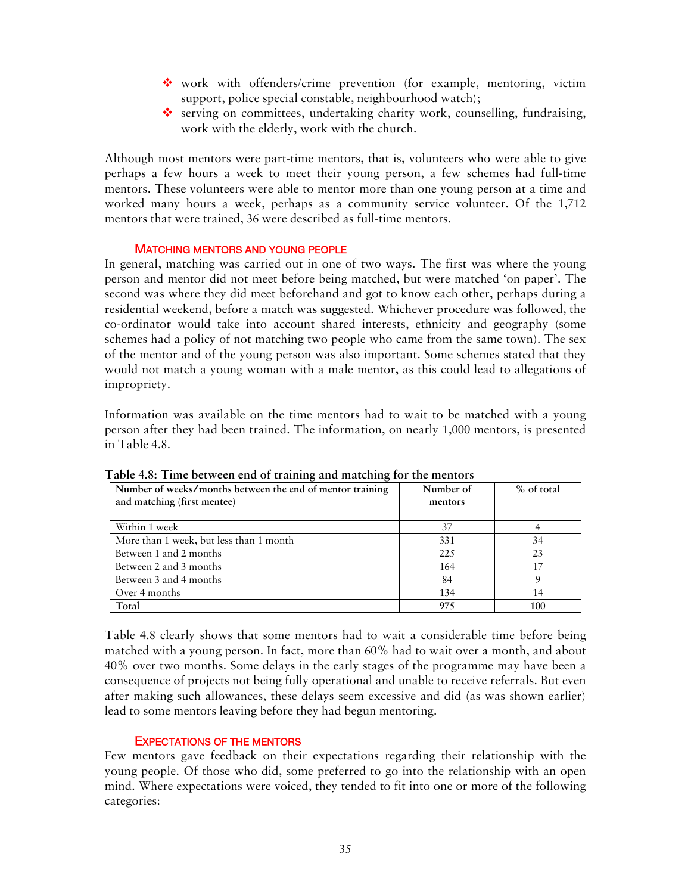- work with offenders/crime prevention (for example, mentoring, victim support, police special constable, neighbourhood watch);
- serving on committees, undertaking charity work, counselling, fundraising, work with the elderly, work with the church.

Although most mentors were part-time mentors, that is, volunteers who were able to give perhaps a few hours a week to meet their young person, a few schemes had full-time mentors. These volunteers were able to mentor more than one young person at a time and worked many hours a week, perhaps as a community service volunteer. Of the 1,712 mentors that were trained, 36 were described as full-time mentors.

### Matching mentors and young people

In general, matching was carried out in one of two ways. The first was where the young person and mentor did not meet before being matched, but were matched 'on paper'. The second was where they did meet beforehand and got to know each other, perhaps during a residential weekend, before a match was suggested. Whichever procedure was followed, the co-ordinator would take into account shared interests, ethnicity and geography (some schemes had a policy of not matching two people who came from the same town). The sex of the mentor and of the young person was also important. Some schemes stated that they would not match a young woman with a male mentor, as this could lead to allegations of impropriety.

Information was available on the time mentors had to wait to be matched with a young person after they had been trained. The information, on nearly 1,000 mentors, is presented in Table 4.8.

**Table 4.8: Time between end of training and matching for the mentors**

| Number of weeks/months between the end of mentor training and matching (first mentee) | Number of mentors | % of total |
|---|---|---|
| Within 1 week | 37 | 4 |
| More than 1 week, but less than 1 month | 331 | 34 |
| Between 1 and 2 months | 225 | 23 |
| Between 2 and 3 months | 164 | 17 |
| Between 3 and 4 months | 84 | 9 |
| Over 4 months | 134 | 14 |
| **Total** | **975** | **100** |

Table 4.8 clearly shows that some mentors had to wait a considerable time before being matched with a young person. In fact, more than 60% had to wait over a month, and about 40% over two months. Some delays in the early stages of the programme may have been a consequence of projects not being fully operational and unable to receive referrals. But even after making such allowances, these delays seem excessive and did (as was shown earlier) lead to some mentors leaving before they had begun mentoring.

### Expectations of the mentors

Few mentors gave feedback on their expectations regarding their relationship with the young people. Of those who did, some preferred to go into the relationship with an open mind. Where expectations were voiced, they tended to fit into one or more of the following categories: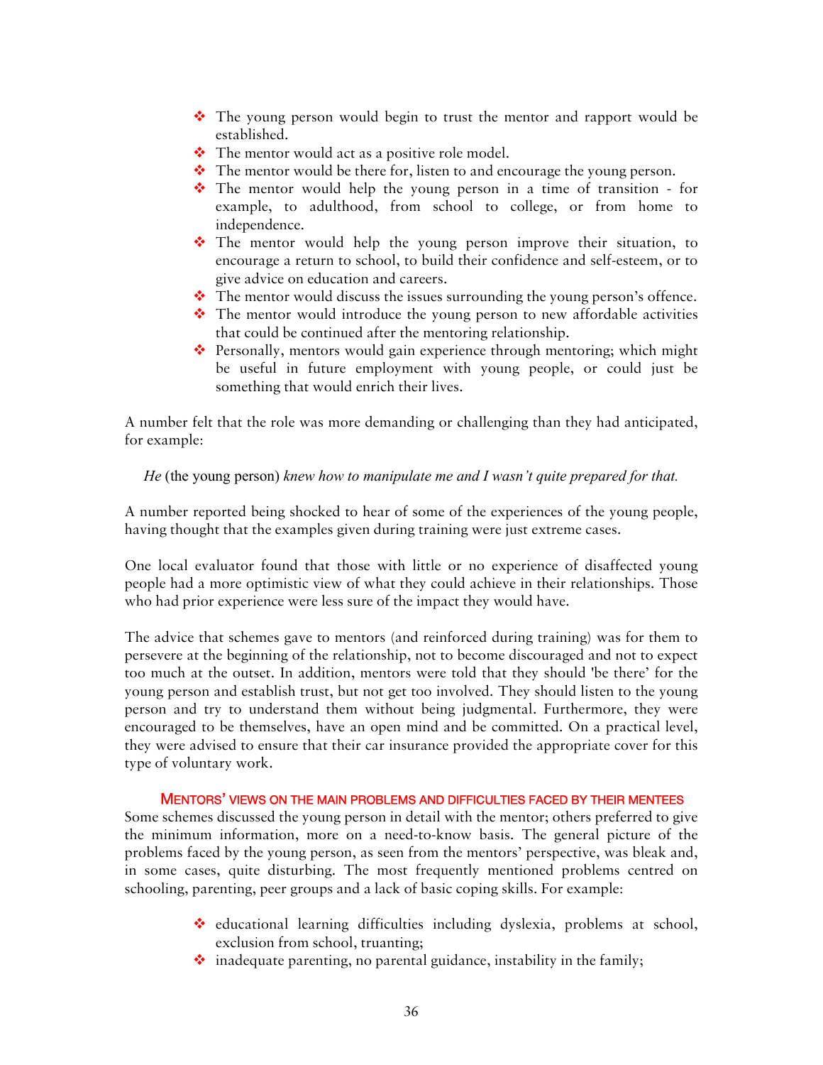- The young person would begin to trust the mentor and rapport would be established.
- The mentor would act as a positive role model.
- The mentor would be there for, listen to and encourage the young person.
- The mentor would help the young person in a time of transition - for example, to adulthood, from school to college, or from home to independence.
- The mentor would help the young person improve their situation, to encourage a return to school, to build their confidence and self-esteem, or to give advice on education and careers.
- The mentor would discuss the issues surrounding the young person's offence.
- The mentor would introduce the young person to new affordable activities that could be continued after the mentoring relationship.
- Personally, mentors would gain experience through mentoring; which might be useful in future employment with young people, or could just be something that would enrich their lives.

A number felt that the role was more demanding or challenging than they had anticipated, for example:

> *He* (the young person) *knew how to manipulate me and I wasn't quite prepared for that.*

A number reported being shocked to hear of some of the experiences of the young people, having thought that the examples given during training were just extreme cases.

One local evaluator found that those with little or no experience of disaffected young people had a more optimistic view of what they could achieve in their relationships. Those who had prior experience were less sure of the impact they would have.

The advice that schemes gave to mentors (and reinforced during training) was for them to persevere at the beginning of the relationship, not to become discouraged and not to expect too much at the outset. In addition, mentors were told that they should 'be there' for the young person and establish trust, but not get too involved. They should listen to the young person and try to understand them without being judgmental. Furthermore, they were encouraged to be themselves, have an open mind and be committed. On a practical level, they were advised to ensure that their car insurance provided the appropriate cover for this type of voluntary work.

#### MENTORS' VIEWS ON THE MAIN PROBLEMS AND DIFFICULTIES FACED BY THEIR MENTEES

Some schemes discussed the young person in detail with the mentor; others preferred to give the minimum information, more on a need-to-know basis. The general picture of the problems faced by the young person, as seen from the mentors' perspective, was bleak and, in some cases, quite disturbing. The most frequently mentioned problems centred on schooling, parenting, peer groups and a lack of basic coping skills. For example:

- educational learning difficulties including dyslexia, problems at school, exclusion from school, truanting;
- inadequate parenting, no parental guidance, instability in the family;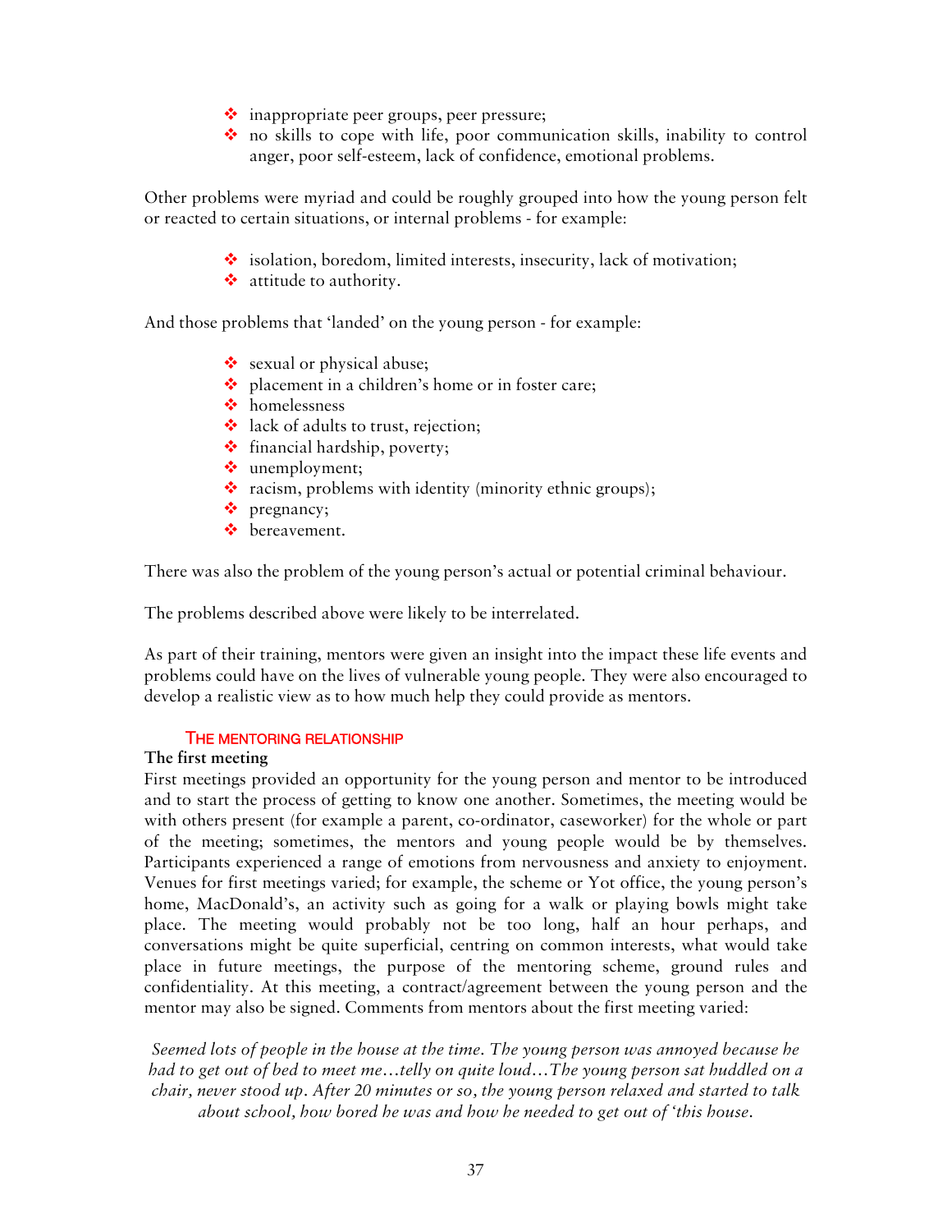- inappropriate peer groups, peer pressure;
- no skills to cope with life, poor communication skills, inability to control anger, poor self-esteem, lack of confidence, emotional problems.

Other problems were myriad and could be roughly grouped into how the young person felt or reacted to certain situations, or internal problems - for example:

- isolation, boredom, limited interests, insecurity, lack of motivation;
- attitude to authority.

And those problems that 'landed' on the young person - for example:

- sexual or physical abuse;
- placement in a children's home or in foster care;
- homelessness
- lack of adults to trust, rejection;
- financial hardship, poverty;
- unemployment;
- racism, problems with identity (minority ethnic groups);
- pregnancy;
- bereavement.

There was also the problem of the young person's actual or potential criminal behaviour.

The problems described above were likely to be interrelated.

As part of their training, mentors were given an insight into the impact these life events and problems could have on the lives of vulnerable young people. They were also encouraged to develop a realistic view as to how much help they could provide as mentors.

## The Mentoring Relationship

**The first meeting**

First meetings provided an opportunity for the young person and mentor to be introduced and to start the process of getting to know one another. Sometimes, the meeting would be with others present (for example a parent, co-ordinator, caseworker) for the whole or part of the meeting; sometimes, the mentors and young people would be by themselves. Participants experienced a range of emotions from nervousness and anxiety to enjoyment. Venues for first meetings varied; for example, the scheme or Yot office, the young person's home, MacDonald's, an activity such as going for a walk or playing bowls might take place. The meeting would probably not be too long, half an hour perhaps, and conversations might be quite superficial, centring on common interests, what would take place in future meetings, the purpose of the mentoring scheme, ground rules and confidentiality. At this meeting, a contract/agreement between the young person and the mentor may also be signed. Comments from mentors about the first meeting varied:

*Seemed lots of people in the house at the time. The young person was annoyed because he had to get out of bed to meet me…telly on quite loud…The young person sat huddled on a chair, never stood up. After 20 minutes or so, the young person relaxed and started to talk about school, how bored he was and how he needed to get out of 'this house.*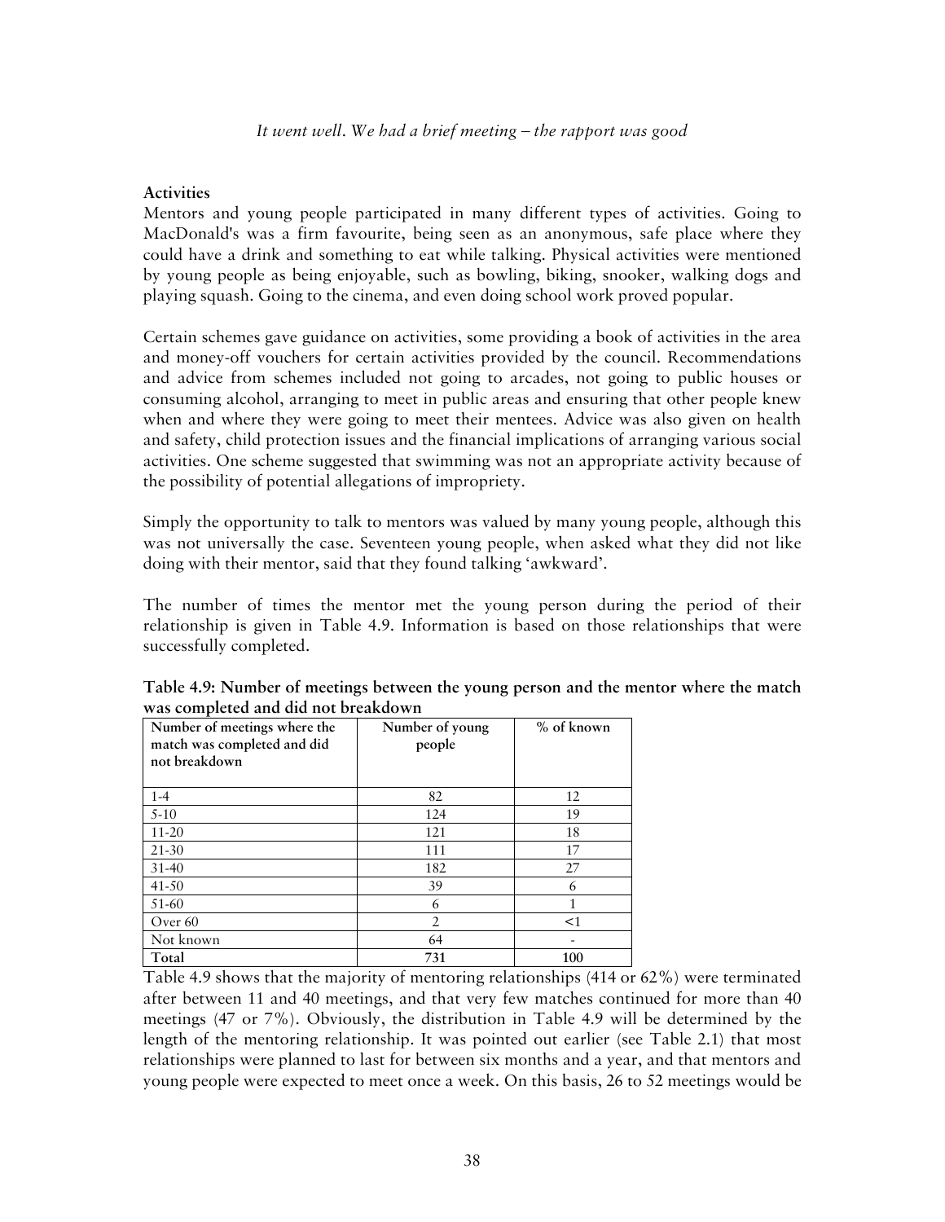*It went well. We had a brief meeting – the rapport was good*

**Activities**

Mentors and young people participated in many different types of activities. Going to MacDonald's was a firm favourite, being seen as an anonymous, safe place where they could have a drink and something to eat while talking. Physical activities were mentioned by young people as being enjoyable, such as bowling, biking, snooker, walking dogs and playing squash. Going to the cinema, and even doing school work proved popular.

Certain schemes gave guidance on activities, some providing a book of activities in the area and money-off vouchers for certain activities provided by the council. Recommendations and advice from schemes included not going to arcades, not going to public houses or consuming alcohol, arranging to meet in public areas and ensuring that other people knew when and where they were going to meet their mentees. Advice was also given on health and safety, child protection issues and the financial implications of arranging various social activities. One scheme suggested that swimming was not an appropriate activity because of the possibility of potential allegations of impropriety.

Simply the opportunity to talk to mentors was valued by many young people, although this was not universally the case. Seventeen young people, when asked what they did not like doing with their mentor, said that they found talking 'awkward'.

The number of times the mentor met the young person during the period of their relationship is given in Table 4.9. Information is based on those relationships that were successfully completed.

**Table 4.9: Number of meetings between the young person and the mentor where the match was completed and did not breakdown**

| Number of meetings where the match was completed and did not breakdown | Number of young people | % of known |
|---|---|---|
| 1-4 | 82 | 12 |
| 5-10 | 124 | 19 |
| 11-20 | 121 | 18 |
| 21-30 | 111 | 17 |
| 31-40 | 182 | 27 |
| 41-50 | 39 | 6 |
| 51-60 | 6 | 1 |
| Over 60 | 2 | <1 |
| Not known | 64 | - |
| **Total** | **731** | **100** |

Table 4.9 shows that the majority of mentoring relationships (414 or 62%) were terminated after between 11 and 40 meetings, and that very few matches continued for more than 40 meetings (47 or 7%). Obviously, the distribution in Table 4.9 will be determined by the length of the mentoring relationship. It was pointed out earlier (see Table 2.1) that most relationships were planned to last for between six months and a year, and that mentors and young people were expected to meet once a week. On this basis, 26 to 52 meetings would be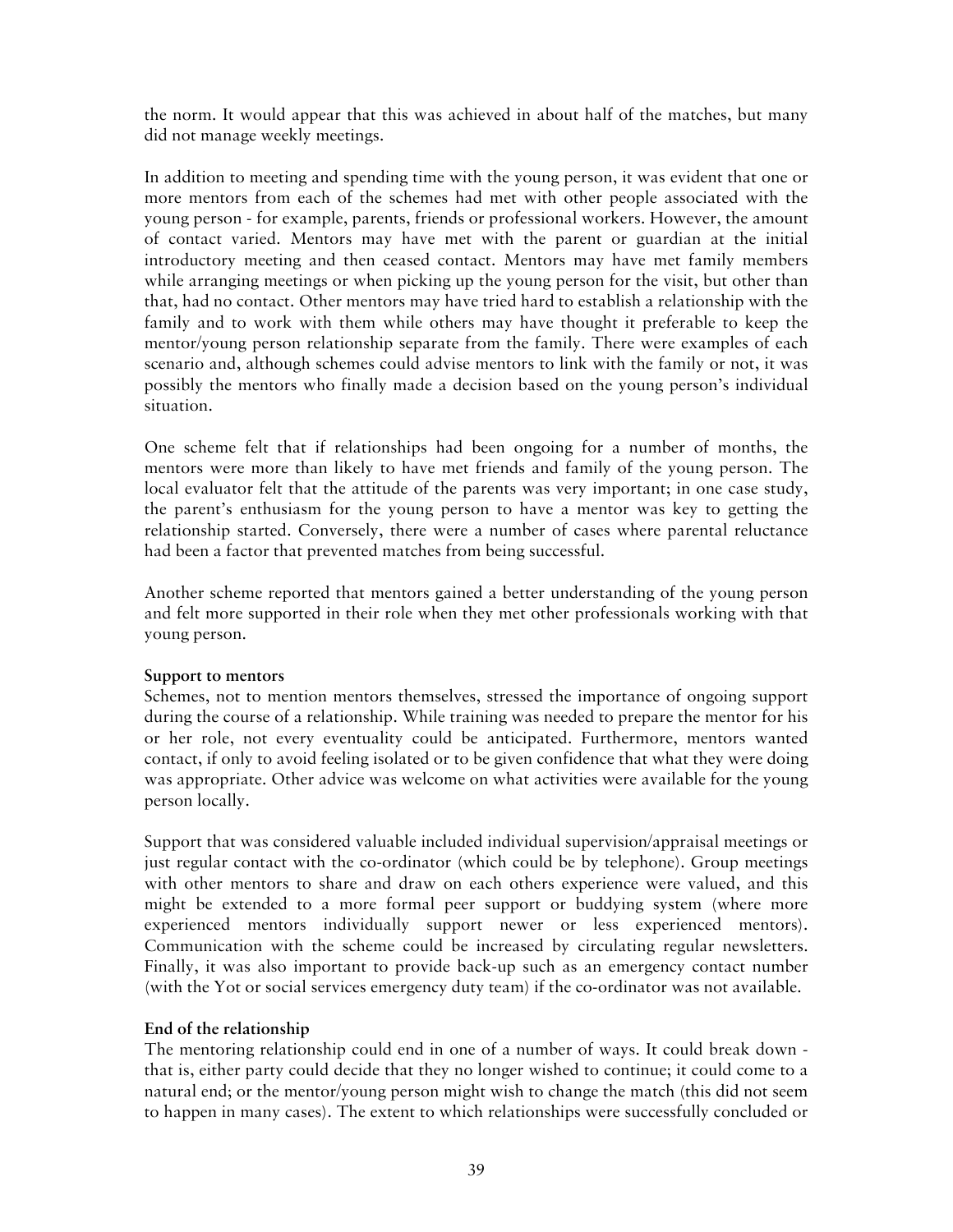the norm. It would appear that this was achieved in about half of the matches, but many did not manage weekly meetings.

In addition to meeting and spending time with the young person, it was evident that one or more mentors from each of the schemes had met with other people associated with the young person - for example, parents, friends or professional workers. However, the amount of contact varied. Mentors may have met with the parent or guardian at the initial introductory meeting and then ceased contact. Mentors may have met family members while arranging meetings or when picking up the young person for the visit, but other than that, had no contact. Other mentors may have tried hard to establish a relationship with the family and to work with them while others may have thought it preferable to keep the mentor/young person relationship separate from the family. There were examples of each scenario and, although schemes could advise mentors to link with the family or not, it was possibly the mentors who finally made a decision based on the young person's individual situation.

One scheme felt that if relationships had been ongoing for a number of months, the mentors were more than likely to have met friends and family of the young person. The local evaluator felt that the attitude of the parents was very important; in one case study, the parent's enthusiasm for the young person to have a mentor was key to getting the relationship started. Conversely, there were a number of cases where parental reluctance had been a factor that prevented matches from being successful.

Another scheme reported that mentors gained a better understanding of the young person and felt more supported in their role when they met other professionals working with that young person.

**Support to mentors**

Schemes, not to mention mentors themselves, stressed the importance of ongoing support during the course of a relationship. While training was needed to prepare the mentor for his or her role, not every eventuality could be anticipated. Furthermore, mentors wanted contact, if only to avoid feeling isolated or to be given confidence that what they were doing was appropriate. Other advice was welcome on what activities were available for the young person locally.

Support that was considered valuable included individual supervision/appraisal meetings or just regular contact with the co-ordinator (which could be by telephone). Group meetings with other mentors to share and draw on each others experience were valued, and this might be extended to a more formal peer support or buddying system (where more experienced mentors individually support newer or less experienced mentors). Communication with the scheme could be increased by circulating regular newsletters. Finally, it was also important to provide back-up such as an emergency contact number (with the Yot or social services emergency duty team) if the co-ordinator was not available.

**End of the relationship**

The mentoring relationship could end in one of a number of ways. It could break down - that is, either party could decide that they no longer wished to continue; it could come to a natural end; or the mentor/young person might wish to change the match (this did not seem to happen in many cases). The extent to which relationships were successfully concluded or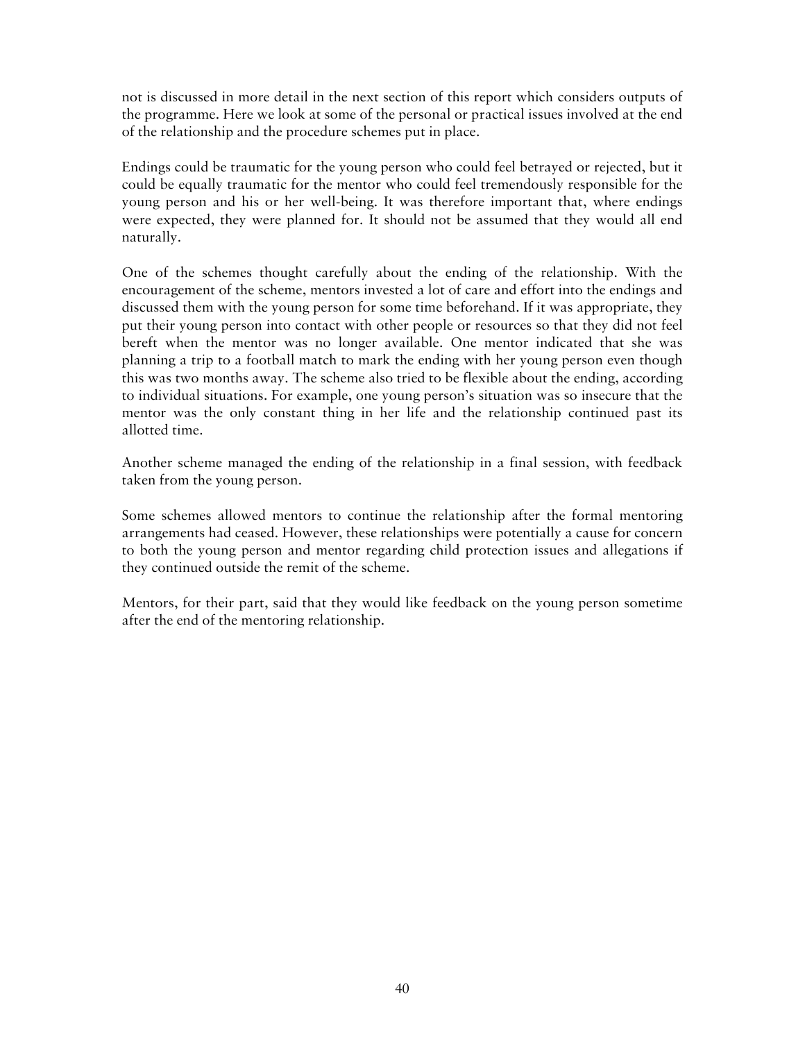not is discussed in more detail in the next section of this report which considers outputs of the programme. Here we look at some of the personal or practical issues involved at the end of the relationship and the procedure schemes put in place.

Endings could be traumatic for the young person who could feel betrayed or rejected, but it could be equally traumatic for the mentor who could feel tremendously responsible for the young person and his or her well-being. It was therefore important that, where endings were expected, they were planned for. It should not be assumed that they would all end naturally.

One of the schemes thought carefully about the ending of the relationship. With the encouragement of the scheme, mentors invested a lot of care and effort into the endings and discussed them with the young person for some time beforehand. If it was appropriate, they put their young person into contact with other people or resources so that they did not feel bereft when the mentor was no longer available. One mentor indicated that she was planning a trip to a football match to mark the ending with her young person even though this was two months away. The scheme also tried to be flexible about the ending, according to individual situations. For example, one young person's situation was so insecure that the mentor was the only constant thing in her life and the relationship continued past its allotted time.

Another scheme managed the ending of the relationship in a final session, with feedback taken from the young person.

Some schemes allowed mentors to continue the relationship after the formal mentoring arrangements had ceased. However, these relationships were potentially a cause for concern to both the young person and mentor regarding child protection issues and allegations if they continued outside the remit of the scheme.

Mentors, for their part, said that they would like feedback on the young person sometime after the end of the mentoring relationship.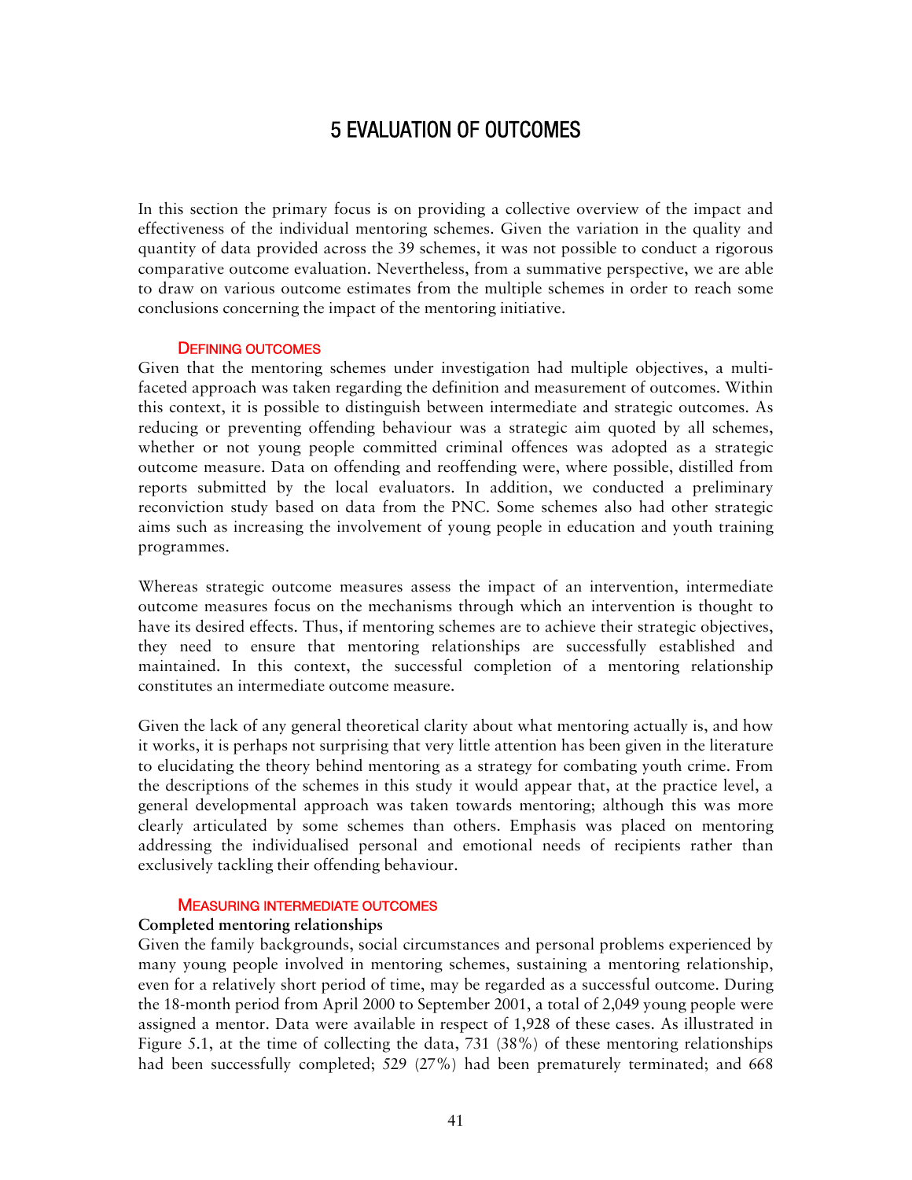# 5 EVALUATION OF OUTCOMES

In this section the primary focus is on providing a collective overview of the impact and effectiveness of the individual mentoring schemes. Given the variation in the quality and quantity of data provided across the 39 schemes, it was not possible to conduct a rigorous comparative outcome evaluation. Nevertheless, from a summative perspective, we are able to draw on various outcome estimates from the multiple schemes in order to reach some conclusions concerning the impact of the mentoring initiative.

## Defining outcomes

Given that the mentoring schemes under investigation had multiple objectives, a multi-faceted approach was taken regarding the definition and measurement of outcomes. Within this context, it is possible to distinguish between intermediate and strategic outcomes. As reducing or preventing offending behaviour was a strategic aim quoted by all schemes, whether or not young people committed criminal offences was adopted as a strategic outcome measure. Data on offending and reoffending were, where possible, distilled from reports submitted by the local evaluators. In addition, we conducted a preliminary reconviction study based on data from the PNC. Some schemes also had other strategic aims such as increasing the involvement of young people in education and youth training programmes.

Whereas strategic outcome measures assess the impact of an intervention, intermediate outcome measures focus on the mechanisms through which an intervention is thought to have its desired effects. Thus, if mentoring schemes are to achieve their strategic objectives, they need to ensure that mentoring relationships are successfully established and maintained. In this context, the successful completion of a mentoring relationship constitutes an intermediate outcome measure.

Given the lack of any general theoretical clarity about what mentoring actually is, and how it works, it is perhaps not surprising that very little attention has been given in the literature to elucidating the theory behind mentoring as a strategy for combating youth crime. From the descriptions of the schemes in this study it would appear that, at the practice level, a general developmental approach was taken towards mentoring; although this was more clearly articulated by some schemes than others. Emphasis was placed on mentoring addressing the individualised personal and emotional needs of recipients rather than exclusively tackling their offending behaviour.

## Measuring intermediate outcomes

### Completed mentoring relationships

Given the family backgrounds, social circumstances and personal problems experienced by many young people involved in mentoring schemes, sustaining a mentoring relationship, even for a relatively short period of time, may be regarded as a successful outcome. During the 18-month period from April 2000 to September 2001, a total of 2,049 young people were assigned a mentor. Data were available in respect of 1,928 of these cases. As illustrated in Figure 5.1, at the time of collecting the data, 731 (38%) of these mentoring relationships had been successfully completed; 529 (27%) had been prematurely terminated; and 668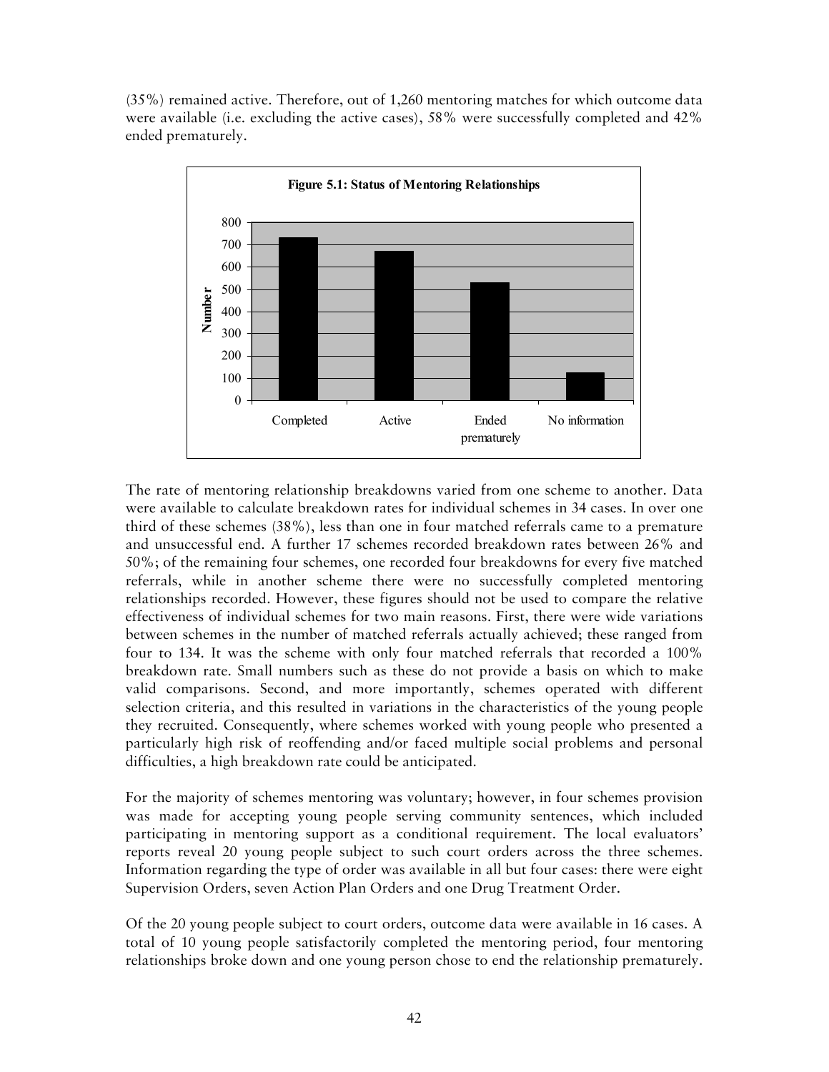(35%) remained active. Therefore, out of 1,260 mentoring matches for which outcome data were available (i.e. excluding the active cases), 58% were successfully completed and 42% ended prematurely.

**Figure 5.1: Status of Mentoring Relationships**

The rate of mentoring relationship breakdowns varied from one scheme to another. Data were available to calculate breakdown rates for individual schemes in 34 cases. In over one third of these schemes (38%), less than one in four matched referrals came to a premature and unsuccessful end. A further 17 schemes recorded breakdown rates between 26% and 50%; of the remaining four schemes, one recorded four breakdowns for every five matched referrals, while in another scheme there were no successfully completed mentoring relationships recorded. However, these figures should not be used to compare the relative effectiveness of individual schemes for two main reasons. First, there were wide variations between schemes in the number of matched referrals actually achieved; these ranged from four to 134. It was the scheme with only four matched referrals that recorded a 100% breakdown rate. Small numbers such as these do not provide a basis on which to make valid comparisons. Second, and more importantly, schemes operated with different selection criteria, and this resulted in variations in the characteristics of the young people they recruited. Consequently, where schemes worked with young people who presented a particularly high risk of reoffending and/or faced multiple social problems and personal difficulties, a high breakdown rate could be anticipated.

For the majority of schemes mentoring was voluntary; however, in four schemes provision was made for accepting young people serving community sentences, which included participating in mentoring support as a conditional requirement. The local evaluators' reports reveal 20 young people subject to such court orders across the three schemes. Information regarding the type of order was available in all but four cases: there were eight Supervision Orders, seven Action Plan Orders and one Drug Treatment Order.

Of the 20 young people subject to court orders, outcome data were available in 16 cases. A total of 10 young people satisfactorily completed the mentoring period, four mentoring relationships broke down and one young person chose to end the relationship prematurely.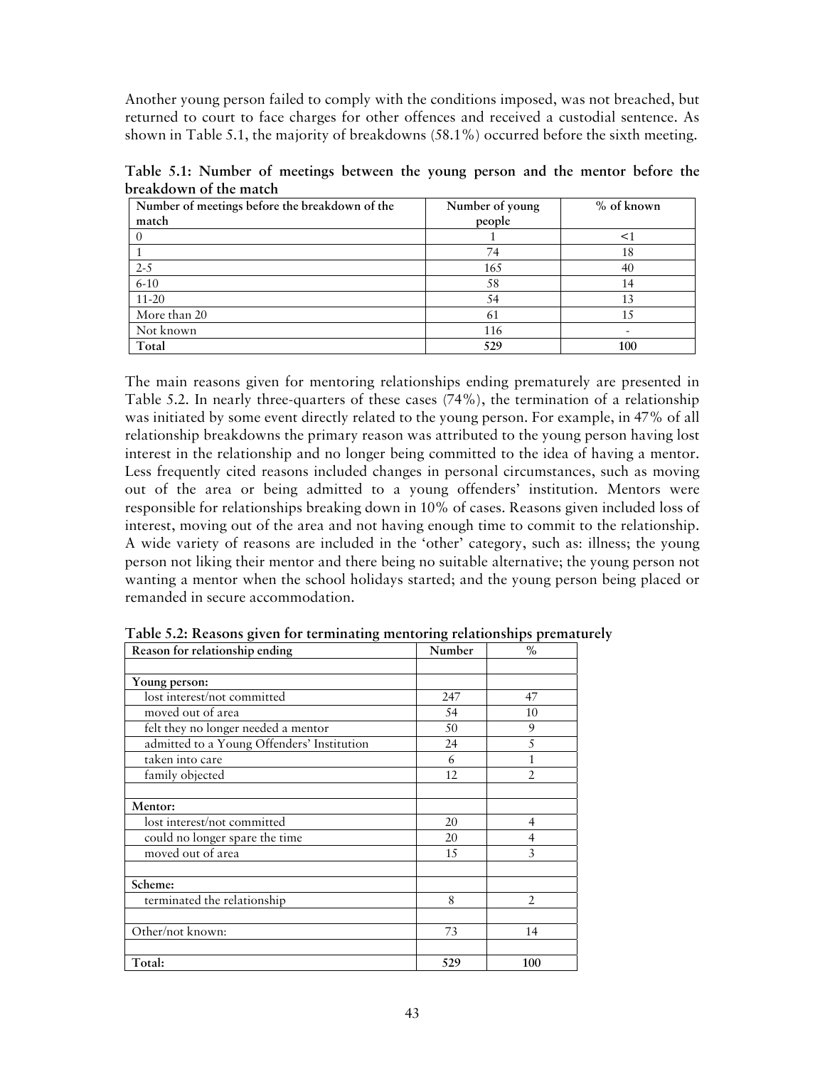Another young person failed to comply with the conditions imposed, was not breached, but returned to court to face charges for other offences and received a custodial sentence. As shown in Table 5.1, the majority of breakdowns (58.1%) occurred before the sixth meeting.

**Table 5.1: Number of meetings between the young person and the mentor before the breakdown of the match**

| Number of meetings before the breakdown of the match | Number of young people | % of known |
|---|---|---|
| 0 | 1 | <1 |
| 1 | 74 | 18 |
| 2-5 | 165 | 40 |
| 6-10 | 58 | 14 |
| 11-20 | 54 | 13 |
| More than 20 | 61 | 15 |
| Not known | 116 | - |
| **Total** | **529** | **100** |

The main reasons given for mentoring relationships ending prematurely are presented in Table 5.2. In nearly three-quarters of these cases (74%), the termination of a relationship was initiated by some event directly related to the young person. For example, in 47% of all relationship breakdowns the primary reason was attributed to the young person having lost interest in the relationship and no longer being committed to the idea of having a mentor. Less frequently cited reasons included changes in personal circumstances, such as moving out of the area or being admitted to a young offenders' institution. Mentors were responsible for relationships breaking down in 10% of cases. Reasons given included loss of interest, moving out of the area and not having enough time to commit to the relationship. A wide variety of reasons are included in the 'other' category, such as: illness; the young person not liking their mentor and there being no suitable alternative; the young person not wanting a mentor when the school holidays started; and the young person being placed or remanded in secure accommodation.

**Table 5.2: Reasons given for terminating mentoring relationships prematurely**

| Reason for relationship ending | Number | % |
|---|---|---|
| | | |
| **Young person:** | | |
| lost interest/not committed | 247 | 47 |
| moved out of area | 54 | 10 |
| felt they no longer needed a mentor | 50 | 9 |
| admitted to a Young Offenders' Institution | 24 | 5 |
| taken into care | 6 | 1 |
| family objected | 12 | 2 |
| | | |
| **Mentor:** | | |
| lost interest/not committed | 20 | 4 |
| could no longer spare the time | 20 | 4 |
| moved out of area | 15 | 3 |
| | | |
| **Scheme:** | | |
| terminated the relationship | 8 | 2 |
| | | |
| Other/not known: | 73 | 14 |
| | | |
| **Total:** | **529** | **100** |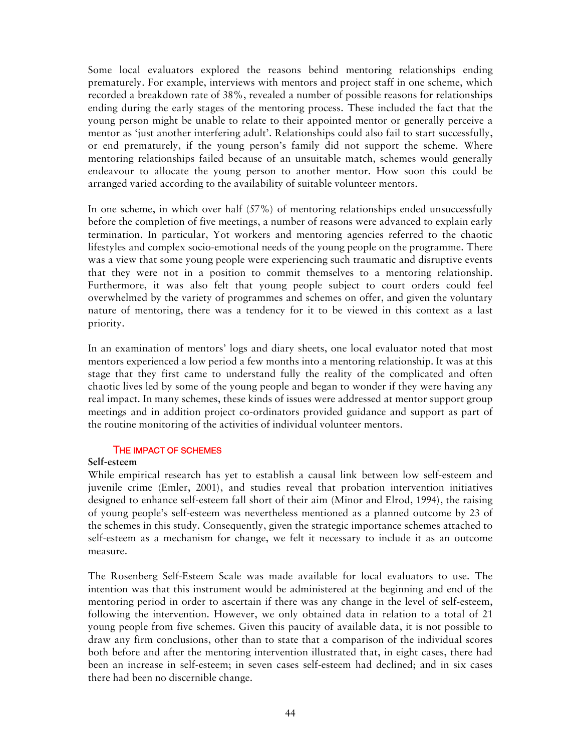Some local evaluators explored the reasons behind mentoring relationships ending prematurely. For example, interviews with mentors and project staff in one scheme, which recorded a breakdown rate of 38%, revealed a number of possible reasons for relationships ending during the early stages of the mentoring process. These included the fact that the young person might be unable to relate to their appointed mentor or generally perceive a mentor as 'just another interfering adult'. Relationships could also fail to start successfully, or end prematurely, if the young person's family did not support the scheme. Where mentoring relationships failed because of an unsuitable match, schemes would generally endeavour to allocate the young person to another mentor. How soon this could be arranged varied according to the availability of suitable volunteer mentors.

In one scheme, in which over half (57%) of mentoring relationships ended unsuccessfully before the completion of five meetings, a number of reasons were advanced to explain early termination. In particular, Yot workers and mentoring agencies referred to the chaotic lifestyles and complex socio-emotional needs of the young people on the programme. There was a view that some young people were experiencing such traumatic and disruptive events that they were not in a position to commit themselves to a mentoring relationship. Furthermore, it was also felt that young people subject to court orders could feel overwhelmed by the variety of programmes and schemes on offer, and given the voluntary nature of mentoring, there was a tendency for it to be viewed in this context as a last priority.

In an examination of mentors' logs and diary sheets, one local evaluator noted that most mentors experienced a low period a few months into a mentoring relationship. It was at this stage that they first came to understand fully the reality of the complicated and often chaotic lives led by some of the young people and began to wonder if they were having any real impact. In many schemes, these kinds of issues were addressed at mentor support group meetings and in addition project co-ordinators provided guidance and support as part of the routine monitoring of the activities of individual volunteer mentors.

## The impact of schemes

### Self-esteem

While empirical research has yet to establish a causal link between low self-esteem and juvenile crime (Emler, 2001), and studies reveal that probation intervention initiatives designed to enhance self-esteem fall short of their aim (Minor and Elrod, 1994), the raising of young people's self-esteem was nevertheless mentioned as a planned outcome by 23 of the schemes in this study. Consequently, given the strategic importance schemes attached to self-esteem as a mechanism for change, we felt it necessary to include it as an outcome measure.

The Rosenberg Self-Esteem Scale was made available for local evaluators to use. The intention was that this instrument would be administered at the beginning and end of the mentoring period in order to ascertain if there was any change in the level of self-esteem, following the intervention. However, we only obtained data in relation to a total of 21 young people from five schemes. Given this paucity of available data, it is not possible to draw any firm conclusions, other than to state that a comparison of the individual scores both before and after the mentoring intervention illustrated that, in eight cases, there had been an increase in self-esteem; in seven cases self-esteem had declined; and in six cases there had been no discernible change.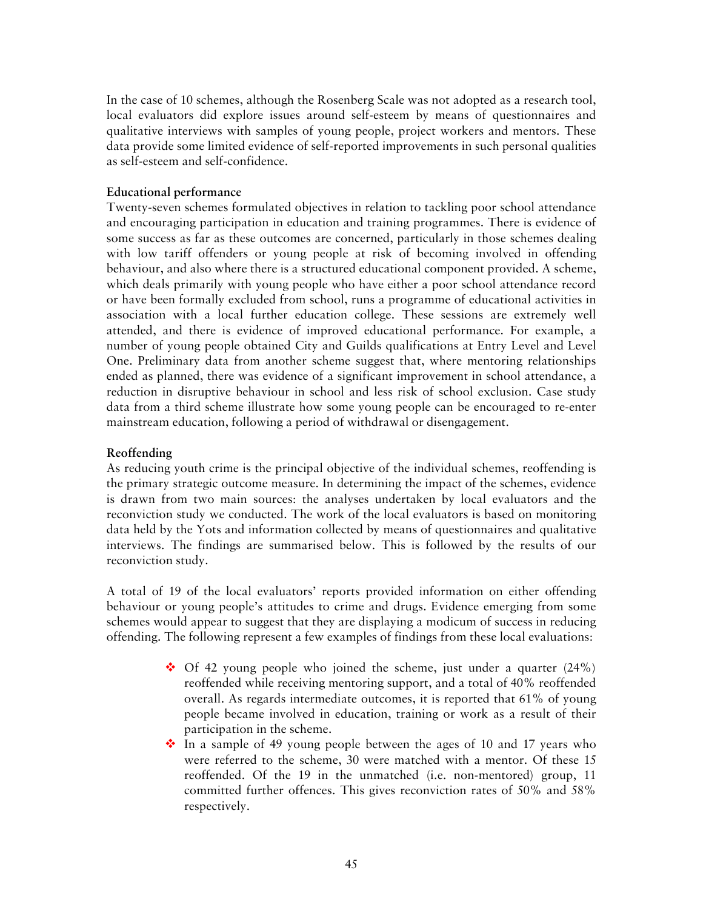In the case of 10 schemes, although the Rosenberg Scale was not adopted as a research tool, local evaluators did explore issues around self-esteem by means of questionnaires and qualitative interviews with samples of young people, project workers and mentors. These data provide some limited evidence of self-reported improvements in such personal qualities as self-esteem and self-confidence.

**Educational performance**

Twenty-seven schemes formulated objectives in relation to tackling poor school attendance and encouraging participation in education and training programmes. There is evidence of some success as far as these outcomes are concerned, particularly in those schemes dealing with low tariff offenders or young people at risk of becoming involved in offending behaviour, and also where there is a structured educational component provided. A scheme, which deals primarily with young people who have either a poor school attendance record or have been formally excluded from school, runs a programme of educational activities in association with a local further education college. These sessions are extremely well attended, and there is evidence of improved educational performance. For example, a number of young people obtained City and Guilds qualifications at Entry Level and Level One. Preliminary data from another scheme suggest that, where mentoring relationships ended as planned, there was evidence of a significant improvement in school attendance, a reduction in disruptive behaviour in school and less risk of school exclusion. Case study data from a third scheme illustrate how some young people can be encouraged to re-enter mainstream education, following a period of withdrawal or disengagement.

**Reoffending**

As reducing youth crime is the principal objective of the individual schemes, reoffending is the primary strategic outcome measure. In determining the impact of the schemes, evidence is drawn from two main sources: the analyses undertaken by local evaluators and the reconviction study we conducted. The work of the local evaluators is based on monitoring data held by the Yots and information collected by means of questionnaires and qualitative interviews. The findings are summarised below. This is followed by the results of our reconviction study.

A total of 19 of the local evaluators' reports provided information on either offending behaviour or young people's attitudes to crime and drugs. Evidence emerging from some schemes would appear to suggest that they are displaying a modicum of success in reducing offending. The following represent a few examples of findings from these local evaluations:

- Of 42 young people who joined the scheme, just under a quarter (24%) reoffended while receiving mentoring support, and a total of 40% reoffended overall. As regards intermediate outcomes, it is reported that 61% of young people became involved in education, training or work as a result of their participation in the scheme.
- In a sample of 49 young people between the ages of 10 and 17 years who were referred to the scheme, 30 were matched with a mentor. Of these 15 reoffended. Of the 19 in the unmatched (i.e. non-mentored) group, 11 committed further offences. This gives reconviction rates of 50% and 58% respectively.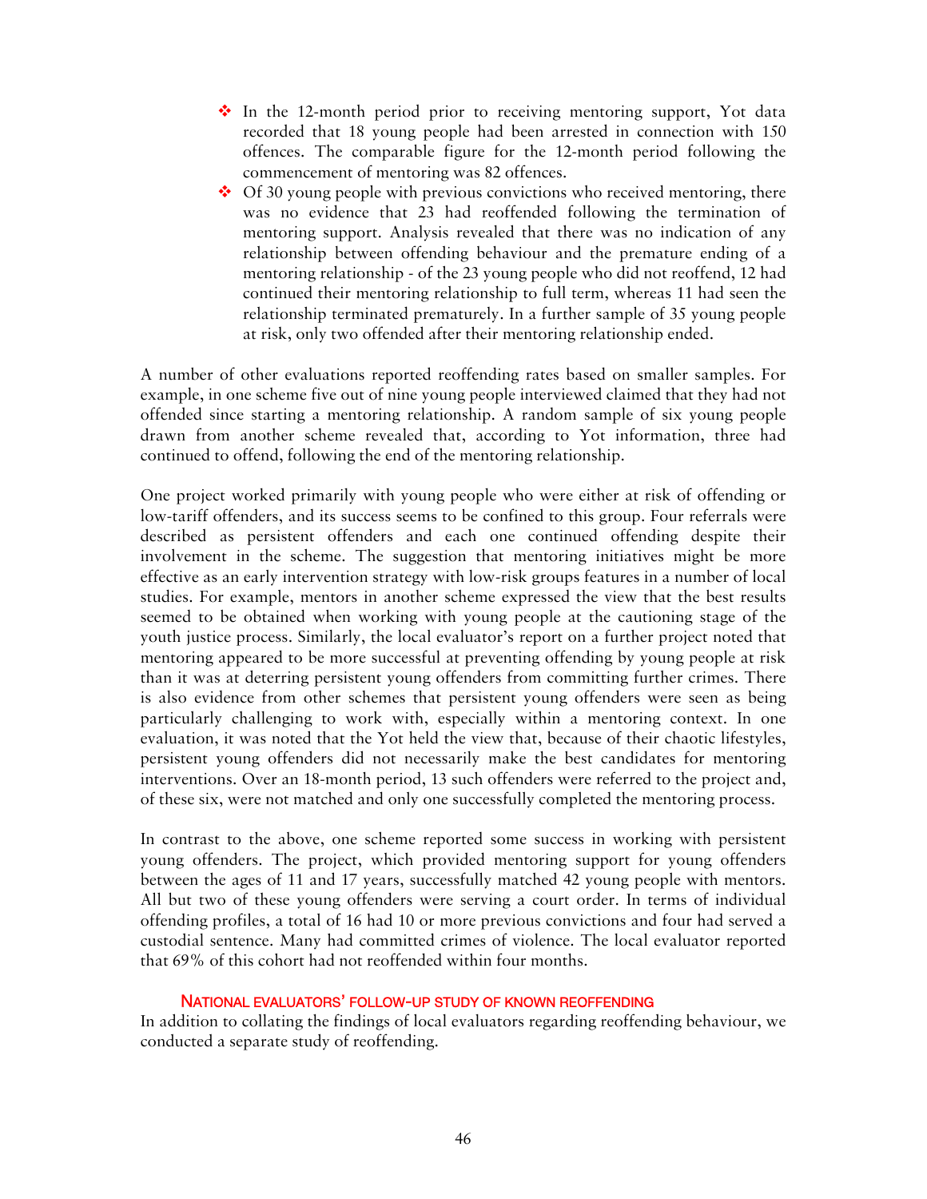- In the 12-month period prior to receiving mentoring support, Yot data recorded that 18 young people had been arrested in connection with 150 offences. The comparable figure for the 12-month period following the commencement of mentoring was 82 offences.
- Of 30 young people with previous convictions who received mentoring, there was no evidence that 23 had reoffended following the termination of mentoring support. Analysis revealed that there was no indication of any relationship between offending behaviour and the premature ending of a mentoring relationship - of the 23 young people who did not reoffend, 12 had continued their mentoring relationship to full term, whereas 11 had seen the relationship terminated prematurely. In a further sample of 35 young people at risk, only two offended after their mentoring relationship ended.

A number of other evaluations reported reoffending rates based on smaller samples. For example, in one scheme five out of nine young people interviewed claimed that they had not offended since starting a mentoring relationship. A random sample of six young people drawn from another scheme revealed that, according to Yot information, three had continued to offend, following the end of the mentoring relationship.

One project worked primarily with young people who were either at risk of offending or low-tariff offenders, and its success seems to be confined to this group. Four referrals were described as persistent offenders and each one continued offending despite their involvement in the scheme. The suggestion that mentoring initiatives might be more effective as an early intervention strategy with low-risk groups features in a number of local studies. For example, mentors in another scheme expressed the view that the best results seemed to be obtained when working with young people at the cautioning stage of the youth justice process. Similarly, the local evaluator's report on a further project noted that mentoring appeared to be more successful at preventing offending by young people at risk than it was at deterring persistent young offenders from committing further crimes. There is also evidence from other schemes that persistent young offenders were seen as being particularly challenging to work with, especially within a mentoring context. In one evaluation, it was noted that the Yot held the view that, because of their chaotic lifestyles, persistent young offenders did not necessarily make the best candidates for mentoring interventions. Over an 18-month period, 13 such offenders were referred to the project and, of these six, were not matched and only one successfully completed the mentoring process.

In contrast to the above, one scheme reported some success in working with persistent young offenders. The project, which provided mentoring support for young offenders between the ages of 11 and 17 years, successfully matched 42 young people with mentors. All but two of these young offenders were serving a court order. In terms of individual offending profiles, a total of 16 had 10 or more previous convictions and four had served a custodial sentence. Many had committed crimes of violence. The local evaluator reported that 69% of this cohort had not reoffended within four months.

### National evaluators' follow-up study of known reoffending

In addition to collating the findings of local evaluators regarding reoffending behaviour, we conducted a separate study of reoffending.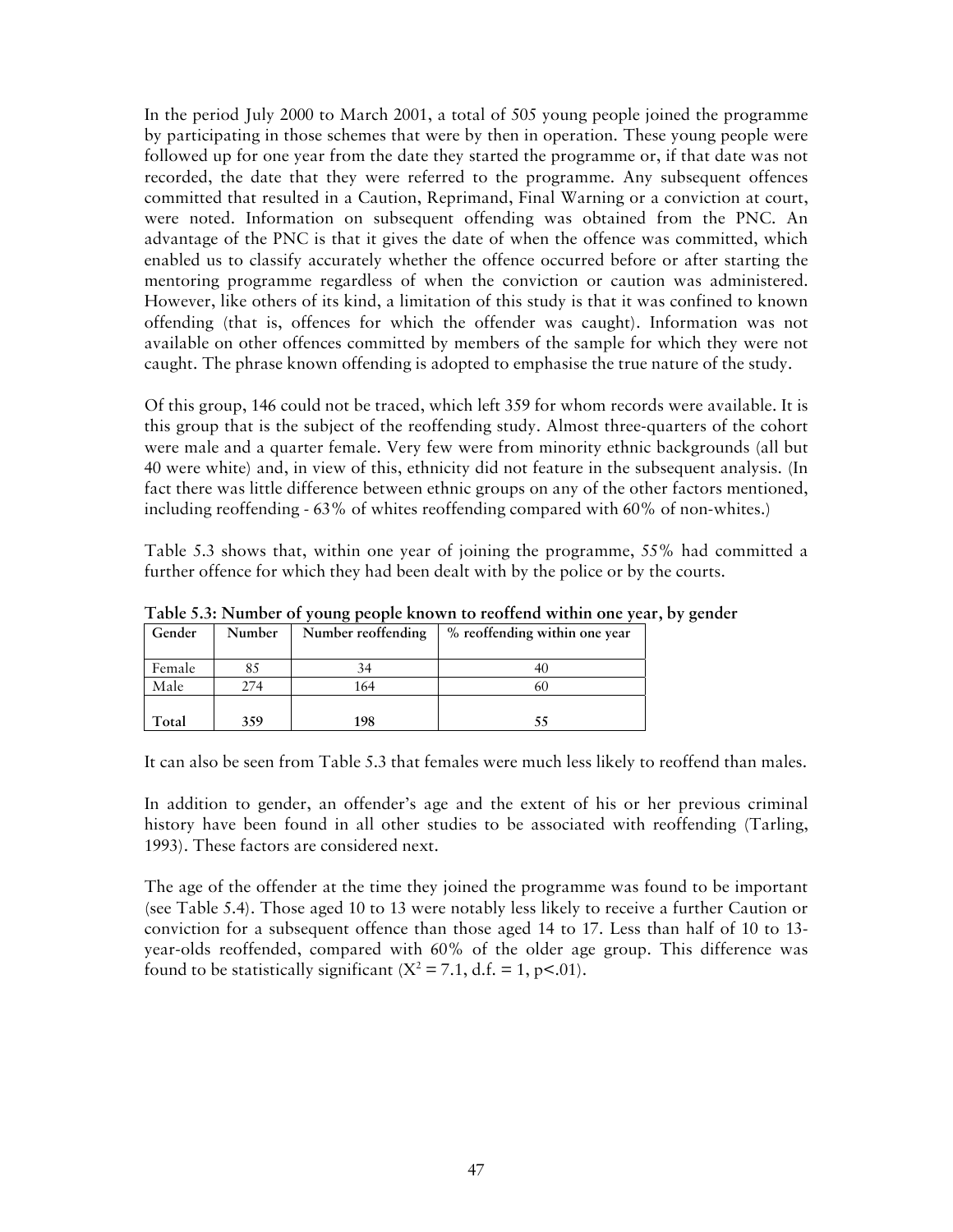In the period July 2000 to March 2001, a total of 505 young people joined the programme by participating in those schemes that were by then in operation. These young people were followed up for one year from the date they started the programme or, if that date was not recorded, the date that they were referred to the programme. Any subsequent offences committed that resulted in a Caution, Reprimand, Final Warning or a conviction at court, were noted. Information on subsequent offending was obtained from the PNC. An advantage of the PNC is that it gives the date of when the offence was committed, which enabled us to classify accurately whether the offence occurred before or after starting the mentoring programme regardless of when the conviction or caution was administered. However, like others of its kind, a limitation of this study is that it was confined to known offending (that is, offences for which the offender was caught). Information was not available on other offences committed by members of the sample for which they were not caught. The phrase known offending is adopted to emphasise the true nature of the study.

Of this group, 146 could not be traced, which left 359 for whom records were available. It is this group that is the subject of the reoffending study. Almost three-quarters of the cohort were male and a quarter female. Very few were from minority ethnic backgrounds (all but 40 were white) and, in view of this, ethnicity did not feature in the subsequent analysis. (In fact there was little difference between ethnic groups on any of the other factors mentioned, including reoffending - 63% of whites reoffending compared with 60% of non-whites.)

Table 5.3 shows that, within one year of joining the programme, 55% had committed a further offence for which they had been dealt with by the police or by the courts.

**Table 5.3: Number of young people known to reoffend within one year, by gender**

| Gender | Number | Number reoffending | % reoffending within one year |
|---|---|---|---|
| Female | 85 | 34 | 40 |
| Male | 274 | 164 | 60 |
| **Total** | **359** | **198** | **55** |

It can also be seen from Table 5.3 that females were much less likely to reoffend than males.

In addition to gender, an offender's age and the extent of his or her previous criminal history have been found in all other studies to be associated with reoffending (Tarling, 1993). These factors are considered next.

The age of the offender at the time they joined the programme was found to be important (see Table 5.4). Those aged 10 to 13 were notably less likely to receive a further Caution or conviction for a subsequent offence than those aged 14 to 17. Less than half of 10 to 13-year-olds reoffended, compared with 60% of the older age group. This difference was found to be statistically significant ($X^2 = 7.1$, d.f. = 1, $p<.01$).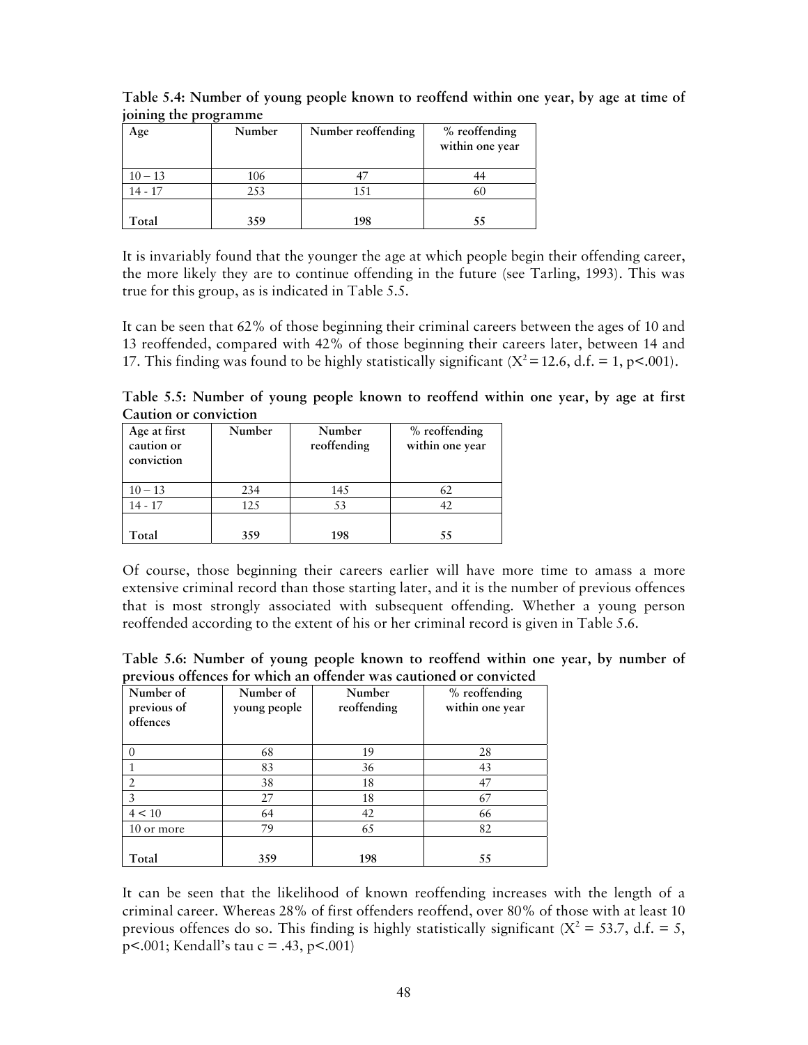**Table 5.4: Number of young people known to reoffend within one year, by age at time of joining the programme**

| Age | Number | Number reoffending | % reoffending within one year |
|---|---|---|---|
| 10 – 13 | 106 | 47 | 44 |
| 14 - 17 | 253 | 151 | 60 |
| **Total** | **359** | **198** | **55** |

It is invariably found that the younger the age at which people begin their offending career, the more likely they are to continue offending in the future (see Tarling, 1993). This was true for this group, as is indicated in Table 5.5.

It can be seen that 62% of those beginning their criminal careers between the ages of 10 and 13 reoffended, compared with 42% of those beginning their careers later, between 14 and 17. This finding was found to be highly statistically significant ($X^2 = 12.6$, d.f. = 1, $p<.001$).

**Table 5.5: Number of young people known to reoffend within one year, by age at first Caution or conviction**

| Age at first caution or conviction | Number | Number reoffending | % reoffending within one year |
|---|---|---|---|
| 10 – 13 | 234 | 145 | 62 |
| 14 - 17 | 125 | 53 | 42 |
| **Total** | **359** | **198** | **55** |

Of course, those beginning their careers earlier will have more time to amass a more extensive criminal record than those starting later, and it is the number of previous offences that is most strongly associated with subsequent offending. Whether a young person reoffended according to the extent of his or her criminal record is given in Table 5.6.

**Table 5.6: Number of young people known to reoffend within one year, by number of previous offences for which an offender was cautioned or convicted**

| Number of previous of offences | Number of young people | Number reoffending | % reoffending within one year |
|---|---|---|---|
| 0 | 68 | 19 | 28 |
| 1 | 83 | 36 | 43 |
| 2 | 38 | 18 | 47 |
| 3 | 27 | 18 | 67 |
| 4 < 10 | 64 | 42 | 66 |
| 10 or more | 79 | 65 | 82 |
| **Total** | **359** | **198** | **55** |

It can be seen that the likelihood of known reoffending increases with the length of a criminal career. Whereas 28% of first offenders reoffend, over 80% of those with at least 10 previous offences do so. This finding is highly statistically significant ($X^2 = 53.7$, d.f. = 5, $p<.001$; Kendall's tau c = .43, $p<.001$)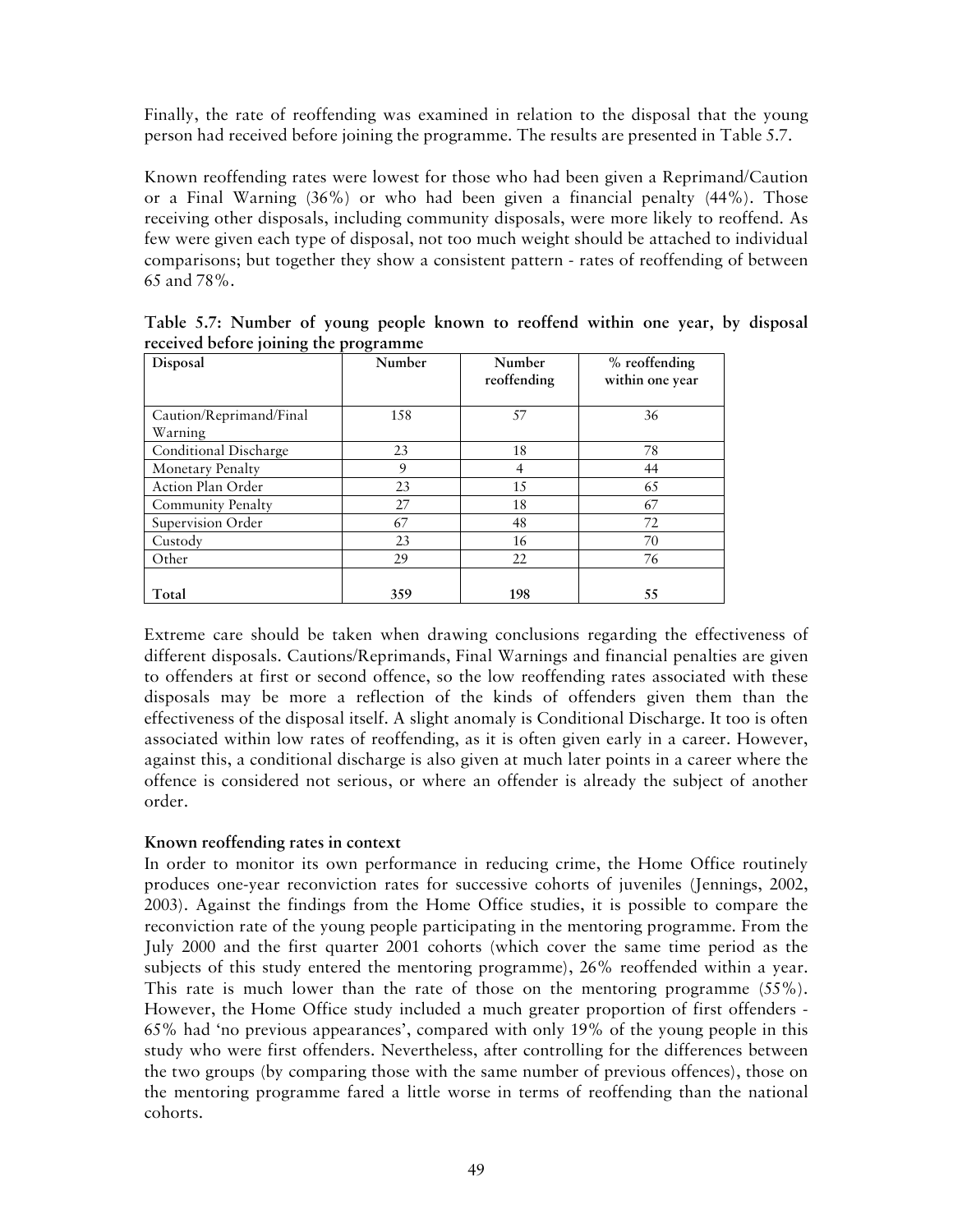Finally, the rate of reoffending was examined in relation to the disposal that the young person had received before joining the programme. The results are presented in Table 5.7.

Known reoffending rates were lowest for those who had been given a Reprimand/Caution or a Final Warning (36%) or who had been given a financial penalty (44%). Those receiving other disposals, including community disposals, were more likely to reoffend. As few were given each type of disposal, not too much weight should be attached to individual comparisons; but together they show a consistent pattern - rates of reoffending of between 65 and 78%.

**Table 5.7: Number of young people known to reoffend within one year, by disposal received before joining the programme**

| Disposal | Number | Number reoffending | % reoffending within one year |
|---|---|---|---|
| Caution/Reprimand/Final Warning | 158 | 57 | 36 |
| Conditional Discharge | 23 | 18 | 78 |
| Monetary Penalty | 9 | 4 | 44 |
| Action Plan Order | 23 | 15 | 65 |
| Community Penalty | 27 | 18 | 67 |
| Supervision Order | 67 | 48 | 72 |
| Custody | 23 | 16 | 70 |
| Other | 29 | 22 | 76 |
| **Total** | **359** | **198** | **55** |

Extreme care should be taken when drawing conclusions regarding the effectiveness of different disposals. Cautions/Reprimands, Final Warnings and financial penalties are given to offenders at first or second offence, so the low reoffending rates associated with these disposals may be more a reflection of the kinds of offenders given them than the effectiveness of the disposal itself. A slight anomaly is Conditional Discharge. It too is often associated within low rates of reoffending, as it is often given early in a career. However, against this, a conditional discharge is also given at much later points in a career where the offence is considered not serious, or where an offender is already the subject of another order.

**Known reoffending rates in context**

In order to monitor its own performance in reducing crime, the Home Office routinely produces one-year reconviction rates for successive cohorts of juveniles (Jennings, 2002, 2003). Against the findings from the Home Office studies, it is possible to compare the reconviction rate of the young people participating in the mentoring programme. From the July 2000 and the first quarter 2001 cohorts (which cover the same time period as the subjects of this study entered the mentoring programme), 26% reoffended within a year. This rate is much lower than the rate of those on the mentoring programme (55%). However, the Home Office study included a much greater proportion of first offenders - 65% had 'no previous appearances', compared with only 19% of the young people in this study who were first offenders. Nevertheless, after controlling for the differences between the two groups (by comparing those with the same number of previous offences), those on the mentoring programme fared a little worse in terms of reoffending than the national cohorts.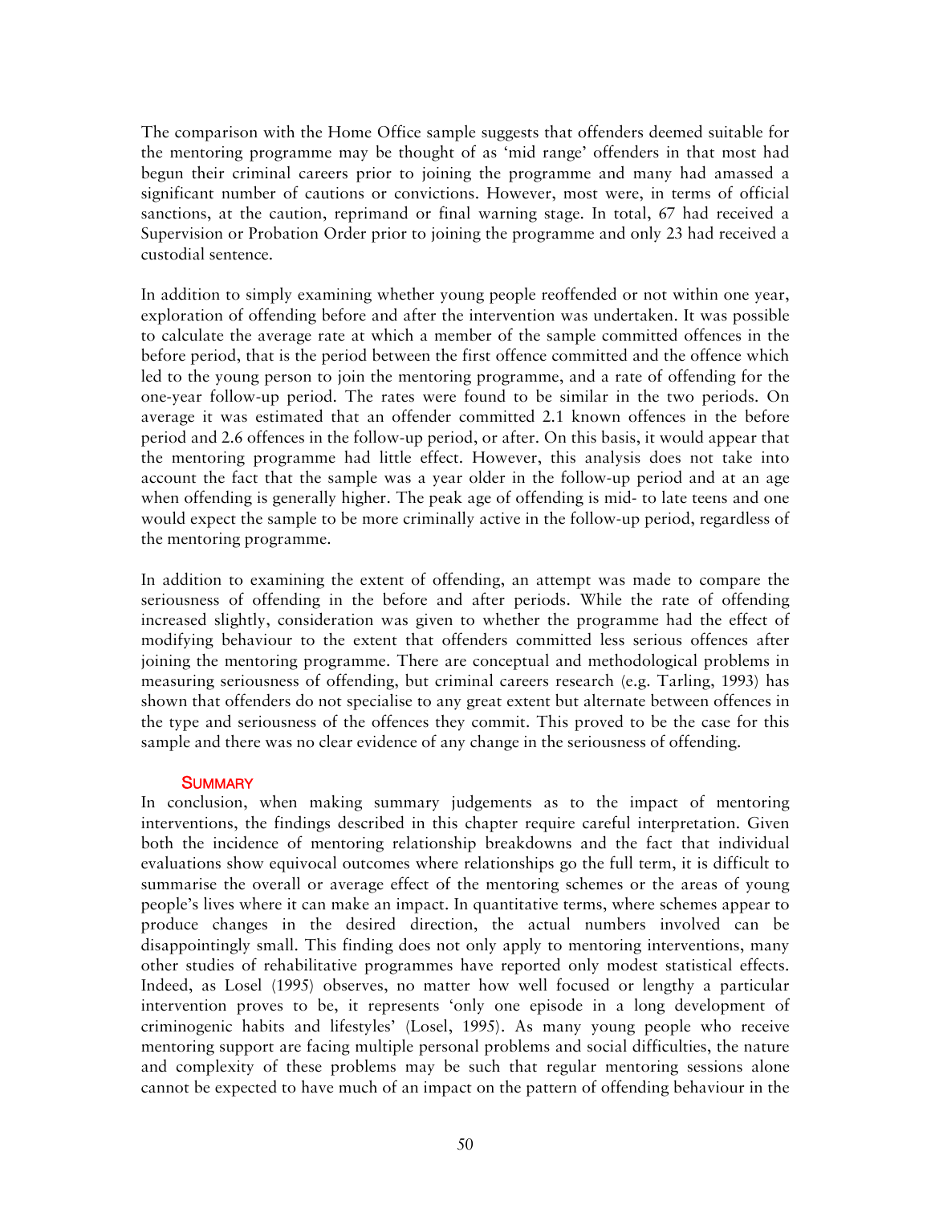The comparison with the Home Office sample suggests that offenders deemed suitable for the mentoring programme may be thought of as 'mid range' offenders in that most had begun their criminal careers prior to joining the programme and many had amassed a significant number of cautions or convictions. However, most were, in terms of official sanctions, at the caution, reprimand or final warning stage. In total, 67 had received a Supervision or Probation Order prior to joining the programme and only 23 had received a custodial sentence.

In addition to simply examining whether young people reoffended or not within one year, exploration of offending before and after the intervention was undertaken. It was possible to calculate the average rate at which a member of the sample committed offences in the before period, that is the period between the first offence committed and the offence which led to the young person to join the mentoring programme, and a rate of offending for the one-year follow-up period. The rates were found to be similar in the two periods. On average it was estimated that an offender committed 2.1 known offences in the before period and 2.6 offences in the follow-up period, or after. On this basis, it would appear that the mentoring programme had little effect. However, this analysis does not take into account the fact that the sample was a year older in the follow-up period and at an age when offending is generally higher. The peak age of offending is mid- to late teens and one would expect the sample to be more criminally active in the follow-up period, regardless of the mentoring programme.

In addition to examining the extent of offending, an attempt was made to compare the seriousness of offending in the before and after periods. While the rate of offending increased slightly, consideration was given to whether the programme had the effect of modifying behaviour to the extent that offenders committed less serious offences after joining the mentoring programme. There are conceptual and methodological problems in measuring seriousness of offending, but criminal careers research (e.g. Tarling, 1993) has shown that offenders do not specialise to any great extent but alternate between offences in the type and seriousness of the offences they commit. This proved to be the case for this sample and there was no clear evidence of any change in the seriousness of offending.

### Summary

In conclusion, when making summary judgements as to the impact of mentoring interventions, the findings described in this chapter require careful interpretation. Given both the incidence of mentoring relationship breakdowns and the fact that individual evaluations show equivocal outcomes where relationships go the full term, it is difficult to summarise the overall or average effect of the mentoring schemes or the areas of young people's lives where it can make an impact. In quantitative terms, where schemes appear to produce changes in the desired direction, the actual numbers involved can be disappointingly small. This finding does not only apply to mentoring interventions, many other studies of rehabilitative programmes have reported only modest statistical effects. Indeed, as Losel (1995) observes, no matter how well focused or lengthy a particular intervention proves to be, it represents 'only one episode in a long development of criminogenic habits and lifestyles' (Losel, 1995). As many young people who receive mentoring support are facing multiple personal problems and social difficulties, the nature and complexity of these problems may be such that regular mentoring sessions alone cannot be expected to have much of an impact on the pattern of offending behaviour in the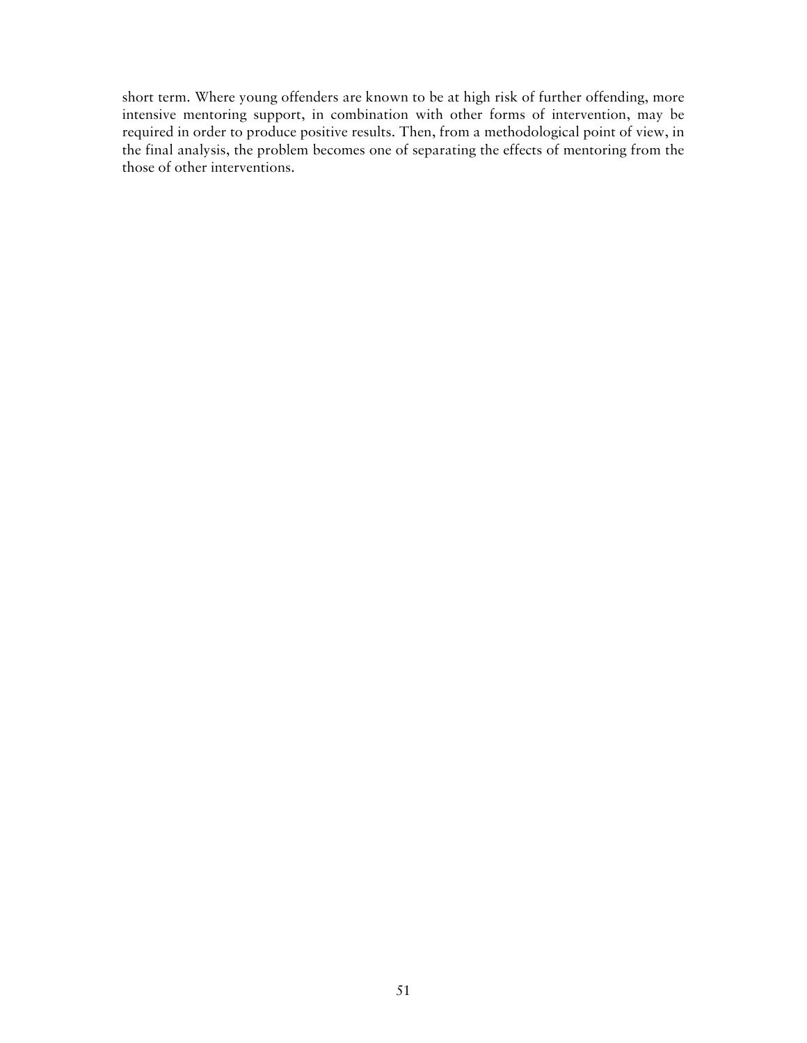short term. Where young offenders are known to be at high risk of further offending, more intensive mentoring support, in combination with other forms of intervention, may be required in order to produce positive results. Then, from a methodological point of view, in the final analysis, the problem becomes one of separating the effects of mentoring from the those of other interventions.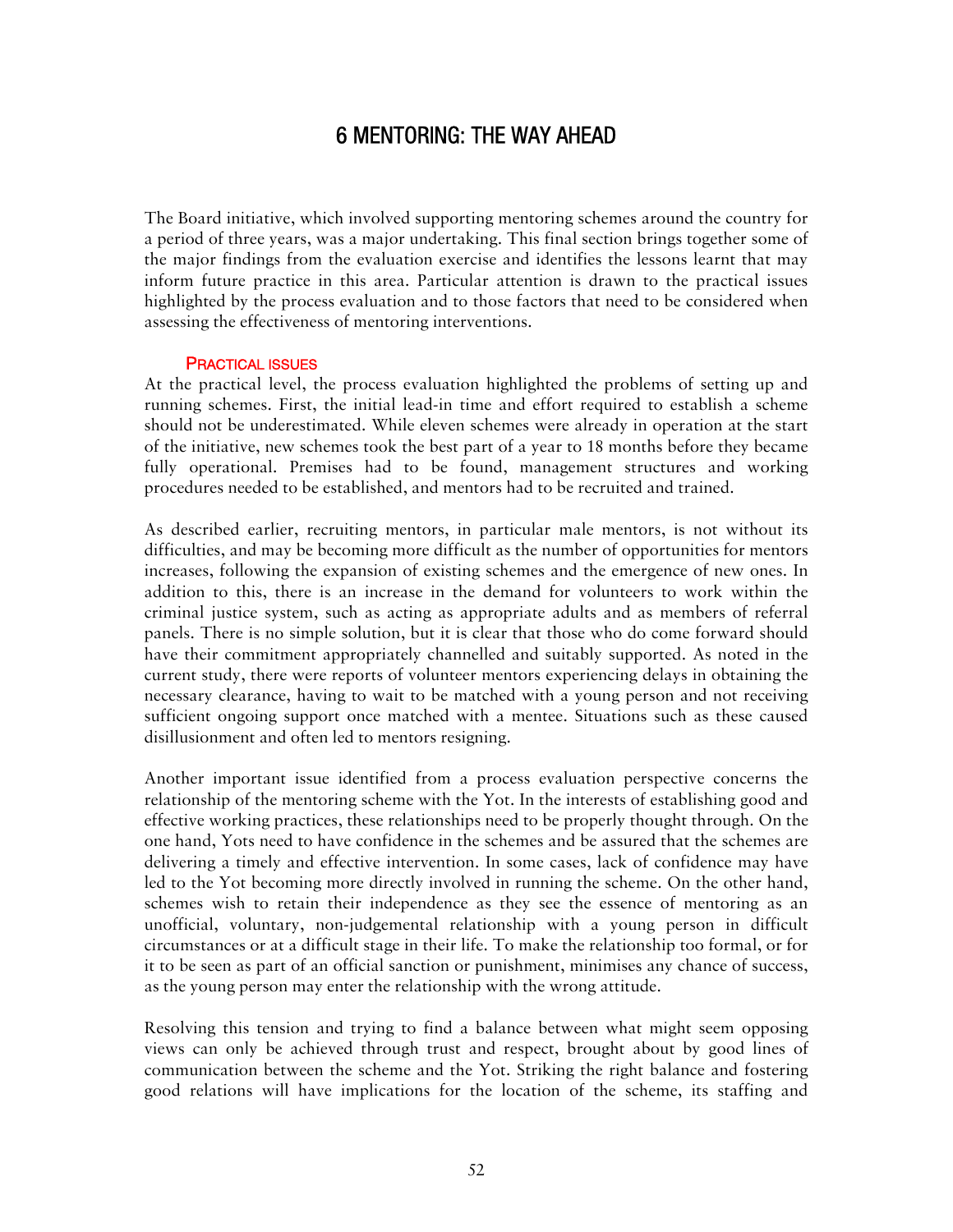# 6 MENTORING: THE WAY AHEAD

The Board initiative, which involved supporting mentoring schemes around the country for a period of three years, was a major undertaking. This final section brings together some of the major findings from the evaluation exercise and identifies the lessons learnt that may inform future practice in this area. Particular attention is drawn to the practical issues highlighted by the process evaluation and to those factors that need to be considered when assessing the effectiveness of mentoring interventions.

## PRACTICAL ISSUES

At the practical level, the process evaluation highlighted the problems of setting up and running schemes. First, the initial lead-in time and effort required to establish a scheme should not be underestimated. While eleven schemes were already in operation at the start of the initiative, new schemes took the best part of a year to 18 months before they became fully operational. Premises had to be found, management structures and working procedures needed to be established, and mentors had to be recruited and trained.

As described earlier, recruiting mentors, in particular male mentors, is not without its difficulties, and may be becoming more difficult as the number of opportunities for mentors increases, following the expansion of existing schemes and the emergence of new ones. In addition to this, there is an increase in the demand for volunteers to work within the criminal justice system, such as acting as appropriate adults and as members of referral panels. There is no simple solution, but it is clear that those who do come forward should have their commitment appropriately channelled and suitably supported. As noted in the current study, there were reports of volunteer mentors experiencing delays in obtaining the necessary clearance, having to wait to be matched with a young person and not receiving sufficient ongoing support once matched with a mentee. Situations such as these caused disillusionment and often led to mentors resigning.

Another important issue identified from a process evaluation perspective concerns the relationship of the mentoring scheme with the Yot. In the interests of establishing good and effective working practices, these relationships need to be properly thought through. On the one hand, Yots need to have confidence in the schemes and be assured that the schemes are delivering a timely and effective intervention. In some cases, lack of confidence may have led to the Yot becoming more directly involved in running the scheme. On the other hand, schemes wish to retain their independence as they see the essence of mentoring as an unofficial, voluntary, non-judgemental relationship with a young person in difficult circumstances or at a difficult stage in their life. To make the relationship too formal, or for it to be seen as part of an official sanction or punishment, minimises any chance of success, as the young person may enter the relationship with the wrong attitude.

Resolving this tension and trying to find a balance between what might seem opposing views can only be achieved through trust and respect, brought about by good lines of communication between the scheme and the Yot. Striking the right balance and fostering good relations will have implications for the location of the scheme, its staffing and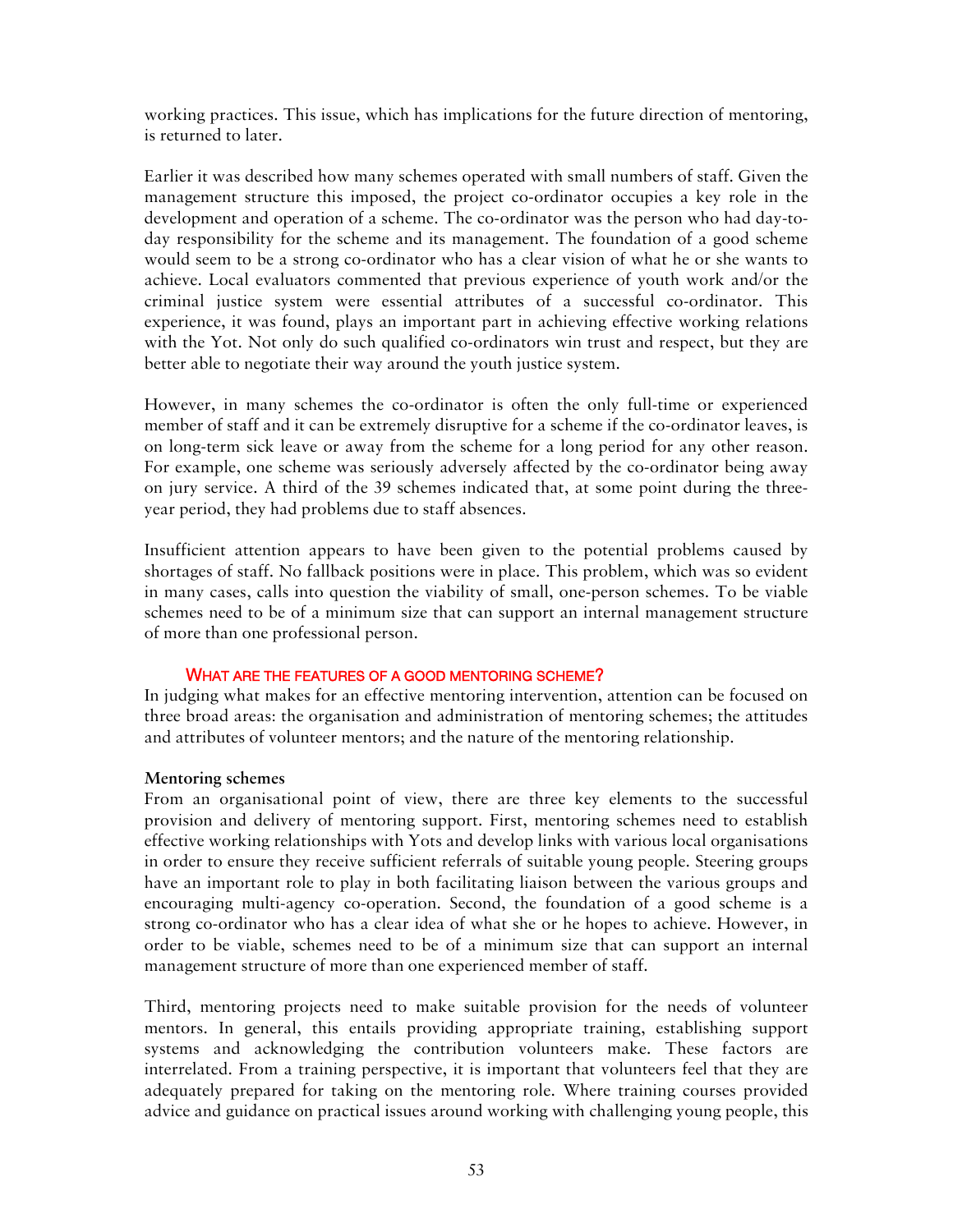working practices. This issue, which has implications for the future direction of mentoring, is returned to later.

Earlier it was described how many schemes operated with small numbers of staff. Given the management structure this imposed, the project co-ordinator occupies a key role in the development and operation of a scheme. The co-ordinator was the person who had day-to-day responsibility for the scheme and its management. The foundation of a good scheme would seem to be a strong co-ordinator who has a clear vision of what he or she wants to achieve. Local evaluators commented that previous experience of youth work and/or the criminal justice system were essential attributes of a successful co-ordinator. This experience, it was found, plays an important part in achieving effective working relations with the Yot. Not only do such qualified co-ordinators win trust and respect, but they are better able to negotiate their way around the youth justice system.

However, in many schemes the co-ordinator is often the only full-time or experienced member of staff and it can be extremely disruptive for a scheme if the co-ordinator leaves, is on long-term sick leave or away from the scheme for a long period for any other reason. For example, one scheme was seriously adversely affected by the co-ordinator being away on jury service. A third of the 39 schemes indicated that, at some point during the three-year period, they had problems due to staff absences.

Insufficient attention appears to have been given to the potential problems caused by shortages of staff. No fallback positions were in place. This problem, which was so evident in many cases, calls into question the viability of small, one-person schemes. To be viable schemes need to be of a minimum size that can support an internal management structure of more than one professional person.

## What are the features of a good mentoring scheme?

In judging what makes for an effective mentoring intervention, attention can be focused on three broad areas: the organisation and administration of mentoring schemes; the attitudes and attributes of volunteer mentors; and the nature of the mentoring relationship.

### Mentoring schemes

From an organisational point of view, there are three key elements to the successful provision and delivery of mentoring support. First, mentoring schemes need to establish effective working relationships with Yots and develop links with various local organisations in order to ensure they receive sufficient referrals of suitable young people. Steering groups have an important role to play in both facilitating liaison between the various groups and encouraging multi-agency co-operation. Second, the foundation of a good scheme is a strong co-ordinator who has a clear idea of what she or he hopes to achieve. However, in order to be viable, schemes need to be of a minimum size that can support an internal management structure of more than one experienced member of staff.

Third, mentoring projects need to make suitable provision for the needs of volunteer mentors. In general, this entails providing appropriate training, establishing support systems and acknowledging the contribution volunteers make. These factors are interrelated. From a training perspective, it is important that volunteers feel that they are adequately prepared for taking on the mentoring role. Where training courses provided advice and guidance on practical issues around working with challenging young people, this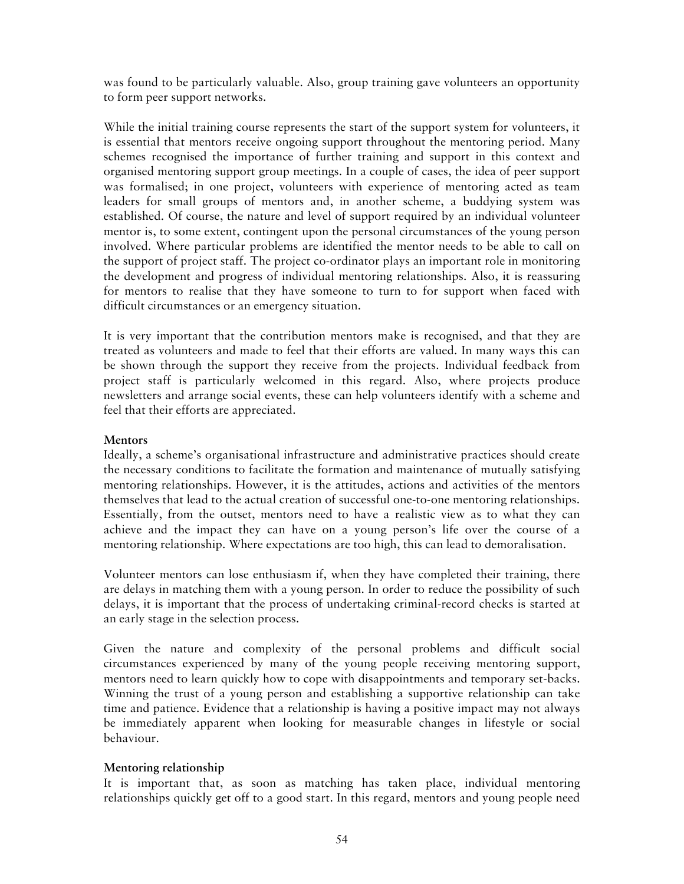was found to be particularly valuable. Also, group training gave volunteers an opportunity to form peer support networks.

While the initial training course represents the start of the support system for volunteers, it is essential that mentors receive ongoing support throughout the mentoring period. Many schemes recognised the importance of further training and support in this context and organised mentoring support group meetings. In a couple of cases, the idea of peer support was formalised; in one project, volunteers with experience of mentoring acted as team leaders for small groups of mentors and, in another scheme, a buddying system was established. Of course, the nature and level of support required by an individual volunteer mentor is, to some extent, contingent upon the personal circumstances of the young person involved. Where particular problems are identified the mentor needs to be able to call on the support of project staff. The project co-ordinator plays an important role in monitoring the development and progress of individual mentoring relationships. Also, it is reassuring for mentors to realise that they have someone to turn to for support when faced with difficult circumstances or an emergency situation.

It is very important that the contribution mentors make is recognised, and that they are treated as volunteers and made to feel that their efforts are valued. In many ways this can be shown through the support they receive from the projects. Individual feedback from project staff is particularly welcomed in this regard. Also, where projects produce newsletters and arrange social events, these can help volunteers identify with a scheme and feel that their efforts are appreciated.

**Mentors**

Ideally, a scheme's organisational infrastructure and administrative practices should create the necessary conditions to facilitate the formation and maintenance of mutually satisfying mentoring relationships. However, it is the attitudes, actions and activities of the mentors themselves that lead to the actual creation of successful one-to-one mentoring relationships. Essentially, from the outset, mentors need to have a realistic view as to what they can achieve and the impact they can have on a young person's life over the course of a mentoring relationship. Where expectations are too high, this can lead to demoralisation.

Volunteer mentors can lose enthusiasm if, when they have completed their training, there are delays in matching them with a young person. In order to reduce the possibility of such delays, it is important that the process of undertaking criminal-record checks is started at an early stage in the selection process.

Given the nature and complexity of the personal problems and difficult social circumstances experienced by many of the young people receiving mentoring support, mentors need to learn quickly how to cope with disappointments and temporary set-backs. Winning the trust of a young person and establishing a supportive relationship can take time and patience. Evidence that a relationship is having a positive impact may not always be immediately apparent when looking for measurable changes in lifestyle or social behaviour.

**Mentoring relationship**

It is important that, as soon as matching has taken place, individual mentoring relationships quickly get off to a good start. In this regard, mentors and young people need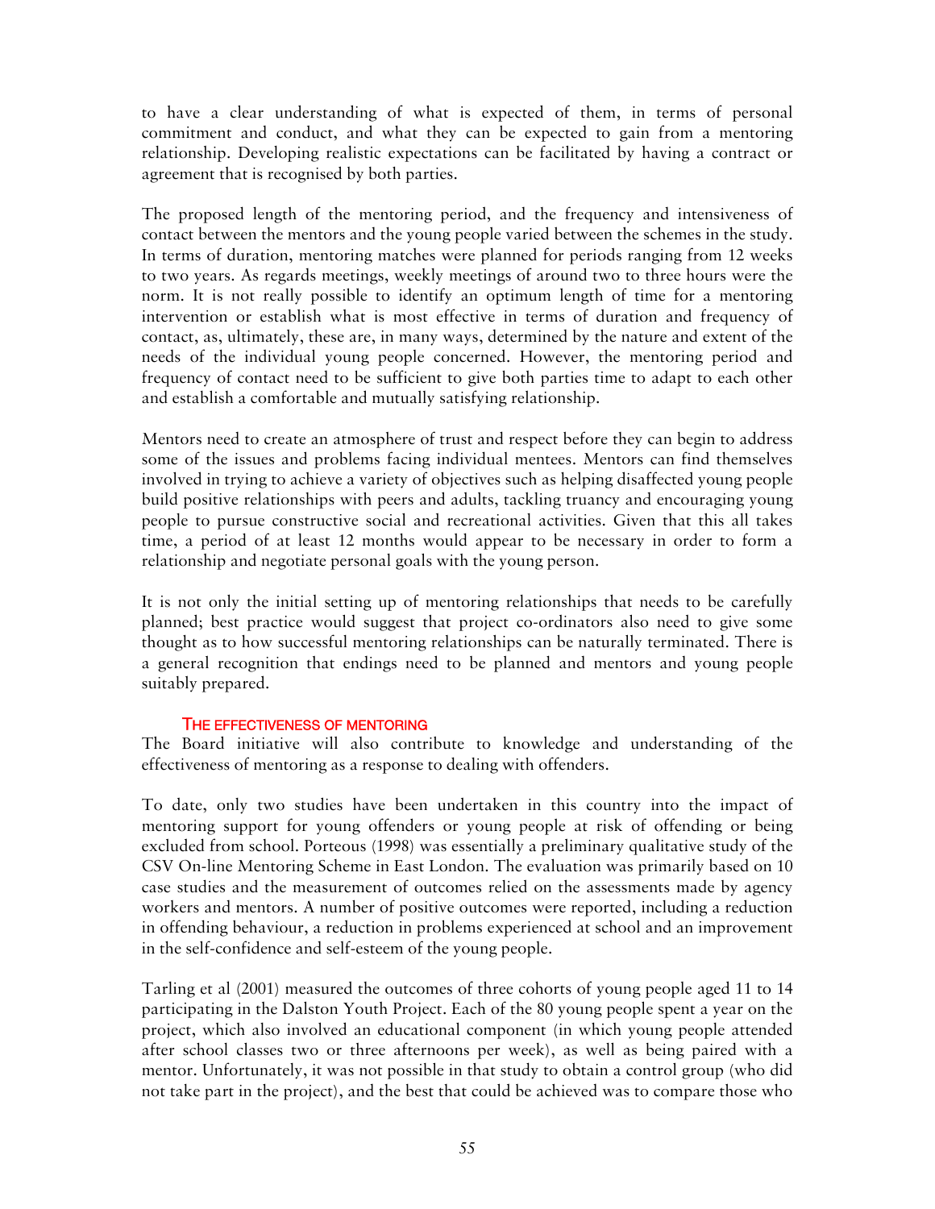to have a clear understanding of what is expected of them, in terms of personal commitment and conduct, and what they can be expected to gain from a mentoring relationship. Developing realistic expectations can be facilitated by having a contract or agreement that is recognised by both parties.

The proposed length of the mentoring period, and the frequency and intensiveness of contact between the mentors and the young people varied between the schemes in the study. In terms of duration, mentoring matches were planned for periods ranging from 12 weeks to two years. As regards meetings, weekly meetings of around two to three hours were the norm. It is not really possible to identify an optimum length of time for a mentoring intervention or establish what is most effective in terms of duration and frequency of contact, as, ultimately, these are, in many ways, determined by the nature and extent of the needs of the individual young people concerned. However, the mentoring period and frequency of contact need to be sufficient to give both parties time to adapt to each other and establish a comfortable and mutually satisfying relationship.

Mentors need to create an atmosphere of trust and respect before they can begin to address some of the issues and problems facing individual mentees. Mentors can find themselves involved in trying to achieve a variety of objectives such as helping disaffected young people build positive relationships with peers and adults, tackling truancy and encouraging young people to pursue constructive social and recreational activities. Given that this all takes time, a period of at least 12 months would appear to be necessary in order to form a relationship and negotiate personal goals with the young person.

It is not only the initial setting up of mentoring relationships that needs to be carefully planned; best practice would suggest that project co-ordinators also need to give some thought as to how successful mentoring relationships can be naturally terminated. There is a general recognition that endings need to be planned and mentors and young people suitably prepared.

### The effectiveness of mentoring

The Board initiative will also contribute to knowledge and understanding of the effectiveness of mentoring as a response to dealing with offenders.

To date, only two studies have been undertaken in this country into the impact of mentoring support for young offenders or young people at risk of offending or being excluded from school. Porteous (1998) was essentially a preliminary qualitative study of the CSV On-line Mentoring Scheme in East London. The evaluation was primarily based on 10 case studies and the measurement of outcomes relied on the assessments made by agency workers and mentors. A number of positive outcomes were reported, including a reduction in offending behaviour, a reduction in problems experienced at school and an improvement in the self-confidence and self-esteem of the young people.

Tarling et al (2001) measured the outcomes of three cohorts of young people aged 11 to 14 participating in the Dalston Youth Project. Each of the 80 young people spent a year on the project, which also involved an educational component (in which young people attended after school classes two or three afternoons per week), as well as being paired with a mentor. Unfortunately, it was not possible in that study to obtain a control group (who did not take part in the project), and the best that could be achieved was to compare those who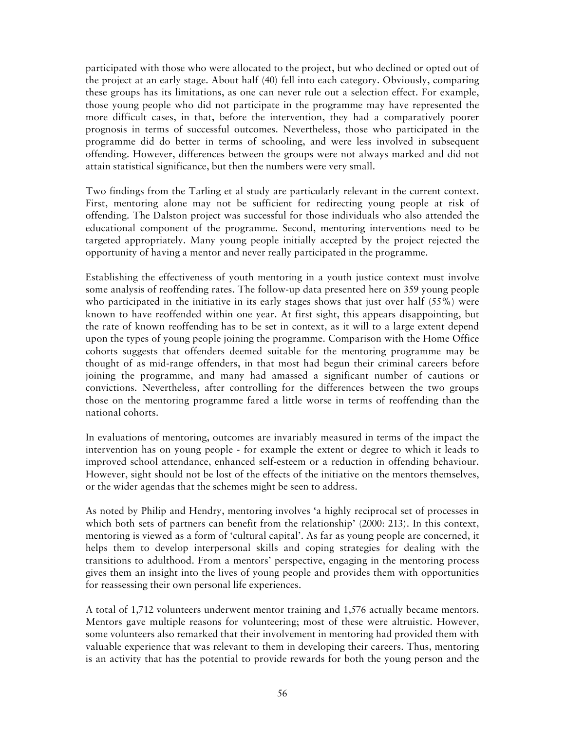participated with those who were allocated to the project, but who declined or opted out of the project at an early stage. About half (40) fell into each category. Obviously, comparing these groups has its limitations, as one can never rule out a selection effect. For example, those young people who did not participate in the programme may have represented the more difficult cases, in that, before the intervention, they had a comparatively poorer prognosis in terms of successful outcomes. Nevertheless, those who participated in the programme did do better in terms of schooling, and were less involved in subsequent offending. However, differences between the groups were not always marked and did not attain statistical significance, but then the numbers were very small.

Two findings from the Tarling et al study are particularly relevant in the current context. First, mentoring alone may not be sufficient for redirecting young people at risk of offending. The Dalston project was successful for those individuals who also attended the educational component of the programme. Second, mentoring interventions need to be targeted appropriately. Many young people initially accepted by the project rejected the opportunity of having a mentor and never really participated in the programme.

Establishing the effectiveness of youth mentoring in a youth justice context must involve some analysis of reoffending rates. The follow-up data presented here on 359 young people who participated in the initiative in its early stages shows that just over half (55%) were known to have reoffended within one year. At first sight, this appears disappointing, but the rate of known reoffending has to be set in context, as it will to a large extent depend upon the types of young people joining the programme. Comparison with the Home Office cohorts suggests that offenders deemed suitable for the mentoring programme may be thought of as mid-range offenders, in that most had begun their criminal careers before joining the programme, and many had amassed a significant number of cautions or convictions. Nevertheless, after controlling for the differences between the two groups those on the mentoring programme fared a little worse in terms of reoffending than the national cohorts.

In evaluations of mentoring, outcomes are invariably measured in terms of the impact the intervention has on young people - for example the extent or degree to which it leads to improved school attendance, enhanced self-esteem or a reduction in offending behaviour. However, sight should not be lost of the effects of the initiative on the mentors themselves, or the wider agendas that the schemes might be seen to address.

As noted by Philip and Hendry, mentoring involves 'a highly reciprocal set of processes in which both sets of partners can benefit from the relationship' (2000: 213). In this context, mentoring is viewed as a form of 'cultural capital'. As far as young people are concerned, it helps them to develop interpersonal skills and coping strategies for dealing with the transitions to adulthood. From a mentors' perspective, engaging in the mentoring process gives them an insight into the lives of young people and provides them with opportunities for reassessing their own personal life experiences.

A total of 1,712 volunteers underwent mentor training and 1,576 actually became mentors. Mentors gave multiple reasons for volunteering; most of these were altruistic. However, some volunteers also remarked that their involvement in mentoring had provided them with valuable experience that was relevant to them in developing their careers. Thus, mentoring is an activity that has the potential to provide rewards for both the young person and the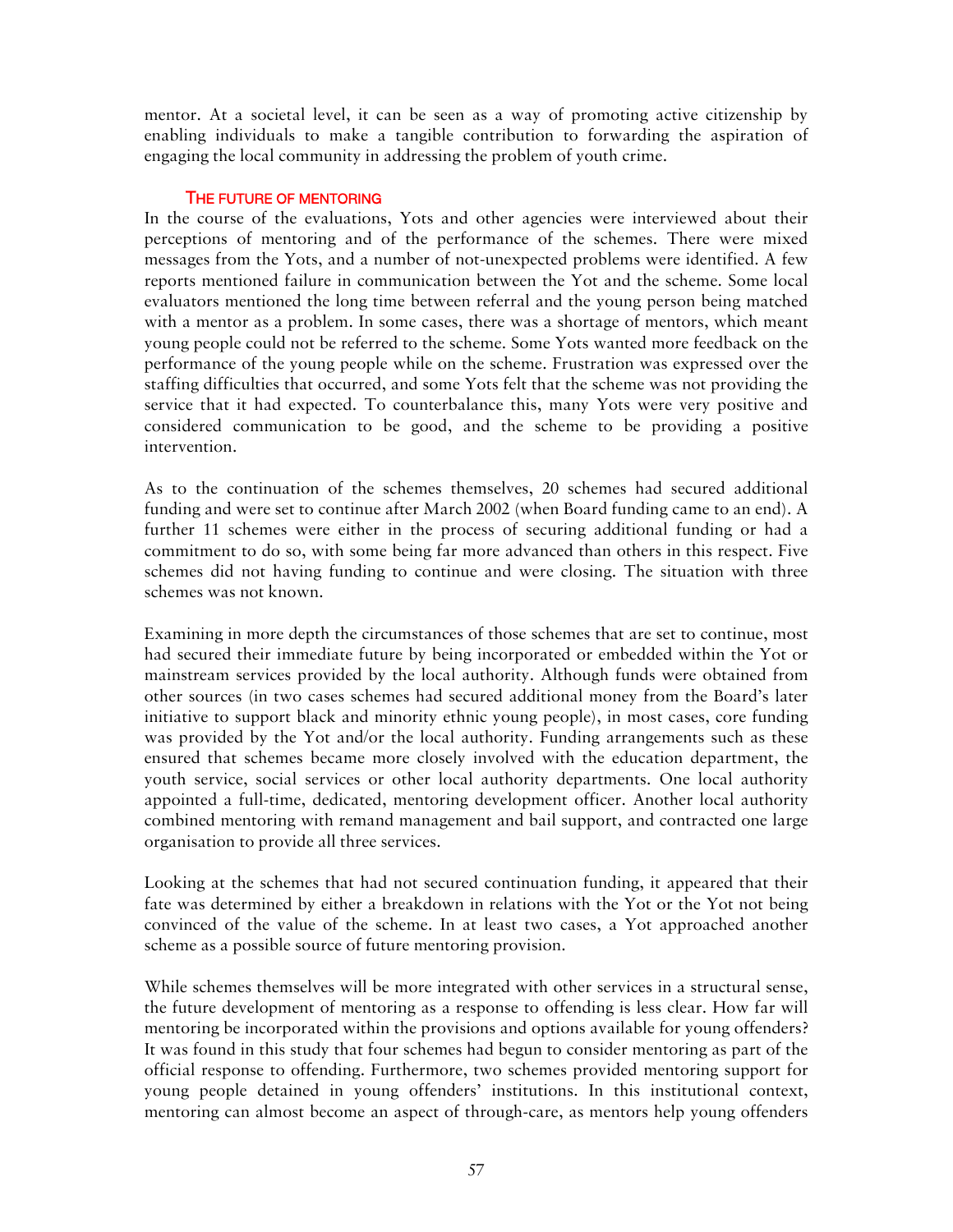mentor. At a societal level, it can be seen as a way of promoting active citizenship by enabling individuals to make a tangible contribution to forwarding the aspiration of engaging the local community in addressing the problem of youth crime.

### THE FUTURE OF MENTORING

In the course of the evaluations, Yots and other agencies were interviewed about their perceptions of mentoring and of the performance of the schemes. There were mixed messages from the Yots, and a number of not-unexpected problems were identified. A few reports mentioned failure in communication between the Yot and the scheme. Some local evaluators mentioned the long time between referral and the young person being matched with a mentor as a problem. In some cases, there was a shortage of mentors, which meant young people could not be referred to the scheme. Some Yots wanted more feedback on the performance of the young people while on the scheme. Frustration was expressed over the staffing difficulties that occurred, and some Yots felt that the scheme was not providing the service that it had expected. To counterbalance this, many Yots were very positive and considered communication to be good, and the scheme to be providing a positive intervention.

As to the continuation of the schemes themselves, 20 schemes had secured additional funding and were set to continue after March 2002 (when Board funding came to an end). A further 11 schemes were either in the process of securing additional funding or had a commitment to do so, with some being far more advanced than others in this respect. Five schemes did not having funding to continue and were closing. The situation with three schemes was not known.

Examining in more depth the circumstances of those schemes that are set to continue, most had secured their immediate future by being incorporated or embedded within the Yot or mainstream services provided by the local authority. Although funds were obtained from other sources (in two cases schemes had secured additional money from the Board's later initiative to support black and minority ethnic young people), in most cases, core funding was provided by the Yot and/or the local authority. Funding arrangements such as these ensured that schemes became more closely involved with the education department, the youth service, social services or other local authority departments. One local authority appointed a full-time, dedicated, mentoring development officer. Another local authority combined mentoring with remand management and bail support, and contracted one large organisation to provide all three services.

Looking at the schemes that had not secured continuation funding, it appeared that their fate was determined by either a breakdown in relations with the Yot or the Yot not being convinced of the value of the scheme. In at least two cases, a Yot approached another scheme as a possible source of future mentoring provision.

While schemes themselves will be more integrated with other services in a structural sense, the future development of mentoring as a response to offending is less clear. How far will mentoring be incorporated within the provisions and options available for young offenders? It was found in this study that four schemes had begun to consider mentoring as part of the official response to offending. Furthermore, two schemes provided mentoring support for young people detained in young offenders' institutions. In this institutional context, mentoring can almost become an aspect of through-care, as mentors help young offenders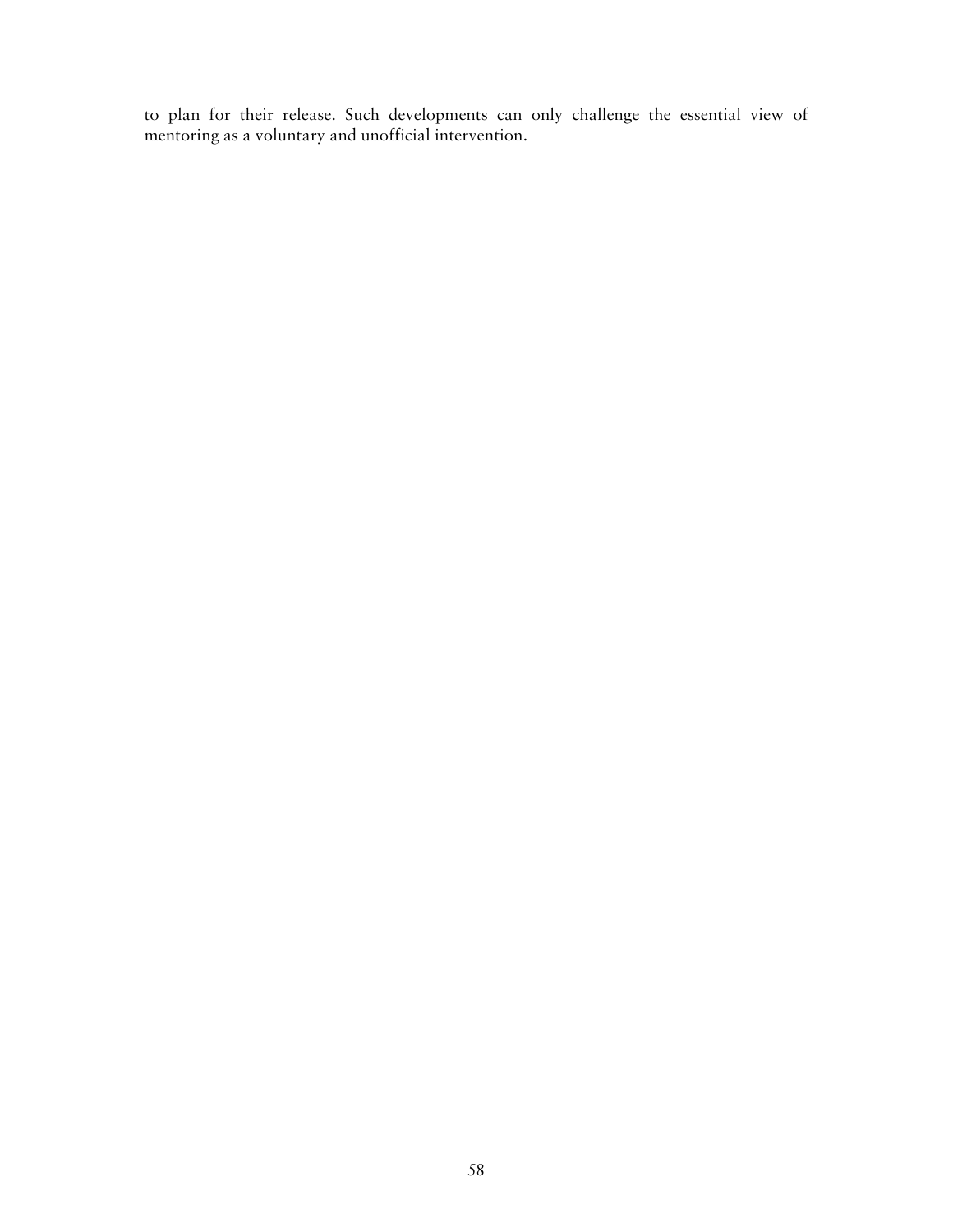to plan for their release. Such developments can only challenge the essential view of mentoring as a voluntary and unofficial intervention.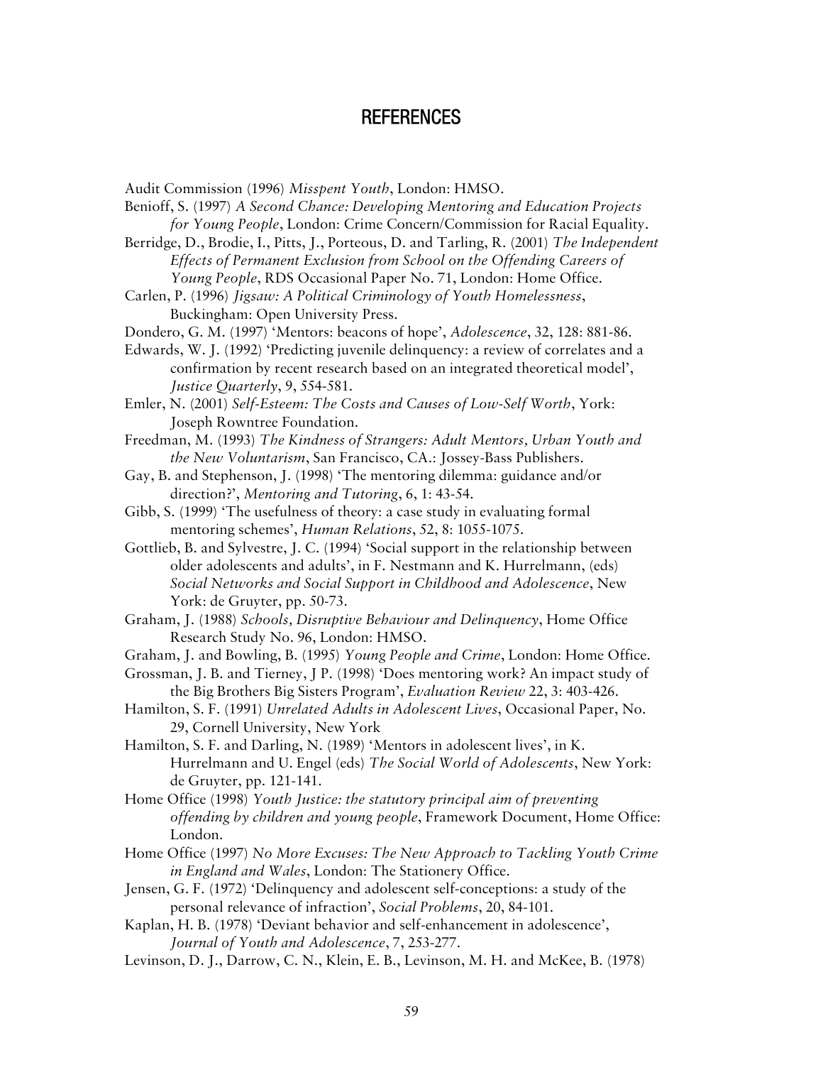# REFERENCES

Audit Commission (1996) *Misspent Youth*, London: HMSO.

Benioff, S. (1997) *A Second Chance: Developing Mentoring and Education Projects for Young People*, London: Crime Concern/Commission for Racial Equality.

Berridge, D., Brodie, I., Pitts, J., Porteous, D. and Tarling, R. (2001) *The Independent Effects of Permanent Exclusion from School on the Offending Careers of Young People*, RDS Occasional Paper No. 71, London: Home Office.

Carlen, P. (1996) *Jigsaw: A Political Criminology of Youth Homelessness*, Buckingham: Open University Press.

Dondero, G. M. (1997) 'Mentors: beacons of hope', *Adolescence*, 32, 128: 881-86.

Edwards, W. J. (1992) 'Predicting juvenile delinquency: a review of correlates and a confirmation by recent research based on an integrated theoretical model', *Justice Quarterly*, 9, 554-581.

Emler, N. (2001) *Self-Esteem: The Costs and Causes of Low-Self Worth*, York: Joseph Rowntree Foundation.

Freedman, M. (1993) *The Kindness of Strangers: Adult Mentors, Urban Youth and the New Voluntarism*, San Francisco, CA.: Jossey-Bass Publishers.

Gay, B. and Stephenson, J. (1998) 'The mentoring dilemma: guidance and/or direction?', *Mentoring and Tutoring*, 6, 1: 43-54.

Gibb, S. (1999) 'The usefulness of theory: a case study in evaluating formal mentoring schemes', *Human Relations*, 52, 8: 1055-1075.

Gottlieb, B. and Sylvestre, J. C. (1994) 'Social support in the relationship between older adolescents and adults', in F. Nestmann and K. Hurrelmann, (eds) *Social Networks and Social Support in Childhood and Adolescence*, New York: de Gruyter, pp. 50-73.

Graham, J. (1988) *Schools, Disruptive Behaviour and Delinquency*, Home Office Research Study No. 96, London: HMSO.

Graham, J. and Bowling, B. (1995) *Young People and Crime*, London: Home Office.

Grossman, J. B. and Tierney, J P. (1998) 'Does mentoring work? An impact study of the Big Brothers Big Sisters Program', *Evaluation Review* 22, 3: 403-426.

Hamilton, S. F. (1991) *Unrelated Adults in Adolescent Lives*, Occasional Paper, No. 29, Cornell University, New York

Hamilton, S. F. and Darling, N. (1989) 'Mentors in adolescent lives', in K. Hurrelmann and U. Engel (eds) *The Social World of Adolescents*, New York: de Gruyter, pp. 121-141.

Home Office (1998) *Youth Justice: the statutory principal aim of preventing offending by children and young people*, Framework Document, Home Office: London.

Home Office (1997) *No More Excuses: The New Approach to Tackling Youth Crime in England and Wales*, London: The Stationery Office.

Jensen, G. F. (1972) 'Delinquency and adolescent self-conceptions: a study of the personal relevance of infraction', *Social Problems*, 20, 84-101.

Kaplan, H. B. (1978) 'Deviant behavior and self-enhancement in adolescence', *Journal of Youth and Adolescence*, 7, 253-277.

Levinson, D. J., Darrow, C. N., Klein, E. B., Levinson, M. H. and McKee, B. (1978)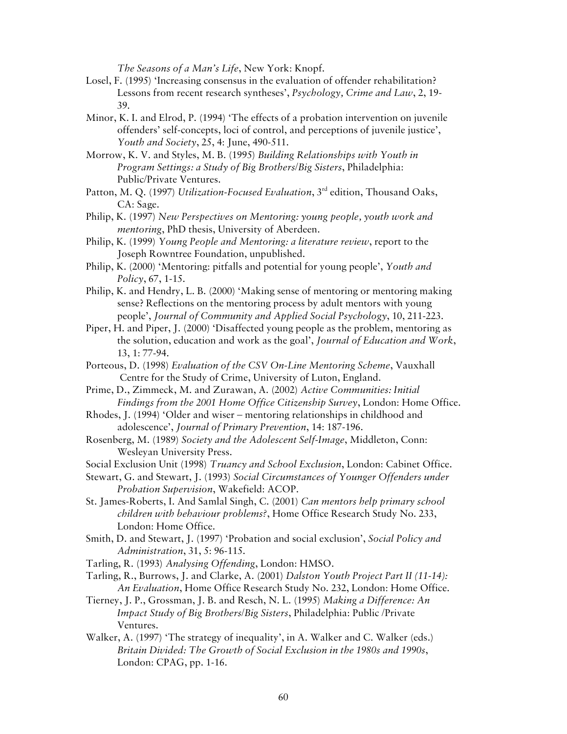*The Seasons of a Man's Life*, New York: Knopf.

Losel, F. (1995) 'Increasing consensus in the evaluation of offender rehabilitation? Lessons from recent research syntheses', *Psychology, Crime and Law*, 2, 19-39.

Minor, K. I. and Elrod, P. (1994) 'The effects of a probation intervention on juvenile offenders' self-concepts, loci of control, and perceptions of juvenile justice', *Youth and Society*, 25, 4: June, 490-511.

Morrow, K. V. and Styles, M. B. (1995) *Building Relationships with Youth in Program Settings: a Study of Big Brothers/Big Sisters*, Philadelphia: Public/Private Ventures.

Patton, M. Q. (1997) *Utilization-Focused Evaluation*, 3rd edition, Thousand Oaks, CA: Sage.

Philip, K. (1997) *New Perspectives on Mentoring: young people, youth work and mentoring*, PhD thesis, University of Aberdeen.

Philip, K. (1999) *Young People and Mentoring: a literature review*, report to the Joseph Rowntree Foundation, unpublished.

Philip, K. (2000) 'Mentoring: pitfalls and potential for young people', *Youth and Policy*, 67, 1-15.

Philip, K. and Hendry, L. B. (2000) 'Making sense of mentoring or mentoring making sense? Reflections on the mentoring process by adult mentors with young people', *Journal of Community and Applied Social Psychology*, 10, 211-223.

Piper, H. and Piper, J. (2000) 'Disaffected young people as the problem, mentoring as the solution, education and work as the goal', *Journal of Education and Work*, 13, 1: 77-94.

Porteous, D. (1998) *Evaluation of the CSV On-Line Mentoring Scheme*, Vauxhall Centre for the Study of Crime, University of Luton, England.

Prime, D., Zimmeck, M. and Zurawan, A. (2002) *Active Communities: Initial Findings from the 2001 Home Office Citizenship Survey*, London: Home Office.

Rhodes, J. (1994) 'Older and wiser – mentoring relationships in childhood and adolescence', *Journal of Primary Prevention*, 14: 187-196.

Rosenberg, M. (1989) *Society and the Adolescent Self-Image*, Middleton, Conn: Wesleyan University Press.

Social Exclusion Unit (1998) *Truancy and School Exclusion*, London: Cabinet Office.

Stewart, G. and Stewart, J. (1993) *Social Circumstances of Younger Offenders under Probation Supervision*, Wakefield: ACOP.

St. James-Roberts, I. And Samlal Singh, C. (2001) *Can mentors help primary school children with behaviour problems?*, Home Office Research Study No. 233, London: Home Office.

Smith, D. and Stewart, J. (1997) 'Probation and social exclusion', *Social Policy and Administration*, 31, 5: 96-115.

Tarling, R. (1993) *Analysing Offending*, London: HMSO.

Tarling, R., Burrows, J. and Clarke, A. (2001) *Dalston Youth Project Part II (11-14): An Evaluation*, Home Office Research Study No. 232, London: Home Office.

Tierney, J. P., Grossman, J. B. and Resch, N. L. (1995) *Making a Difference: An Impact Study of Big Brothers/Big Sisters*, Philadelphia: Public /Private Ventures.

Walker, A. (1997) 'The strategy of inequality', in A. Walker and C. Walker (eds.) *Britain Divided: The Growth of Social Exclusion in the 1980s and 1990s*, London: CPAG, pp. 1-16.